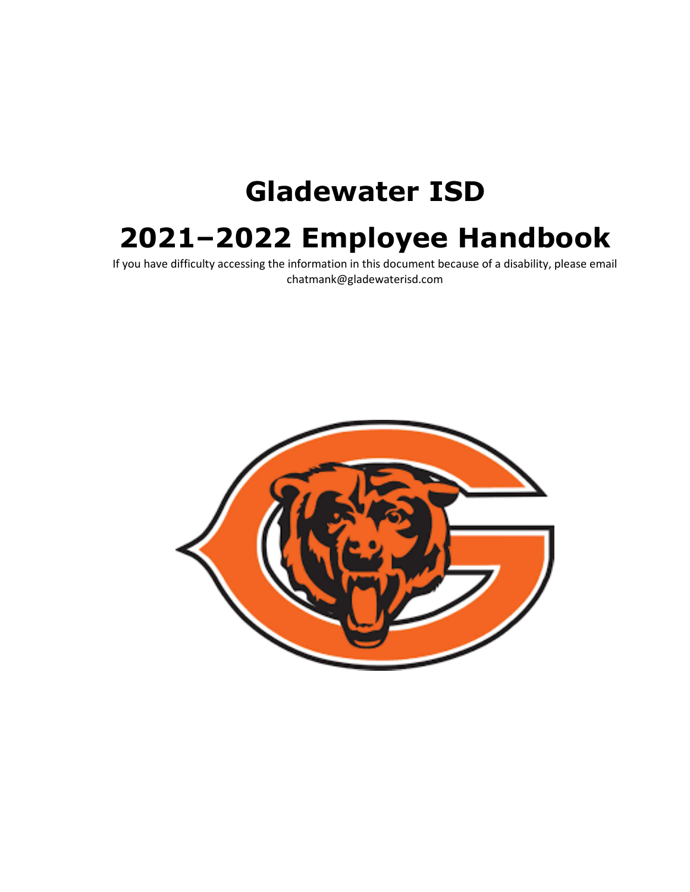# Gladewater ISD

# 2021–2022 Employee Handbook

If you have difficulty accessing the information in this document because of a disability, please email chatmank@gladewaterisd.com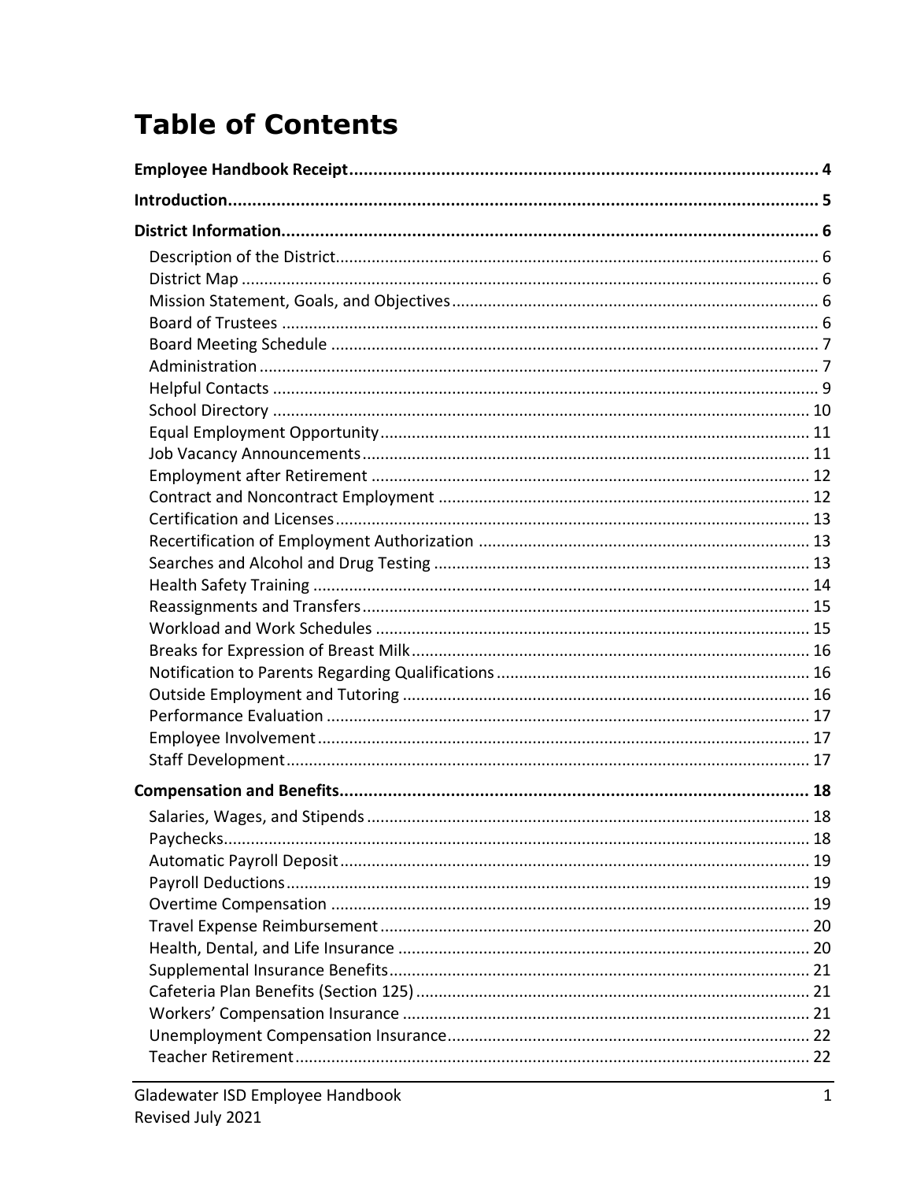# Table of Contents

**Employee Handbook Receipt** ..... **4**

**Introduction** ..... **5**

**District Information** ..... **6**

- Description of the District ..... 6
- District Map ..... 6
- Mission Statement, Goals, and Objectives ..... 6
- Board of Trustees ..... 6
- Board Meeting Schedule ..... 7
- Administration ..... 7
- Helpful Contacts ..... 9
- School Directory ..... 10
- Equal Employment Opportunity ..... 11
- Job Vacancy Announcements ..... 11
- Employment after Retirement ..... 12
- Contract and Noncontract Employment ..... 12
- Certification and Licenses ..... 13
- Recertification of Employment Authorization ..... 13
- Searches and Alcohol and Drug Testing ..... 13
- Health Safety Training ..... 14
- Reassignments and Transfers ..... 15
- Workload and Work Schedules ..... 15
- Breaks for Expression of Breast Milk ..... 16
- Notification to Parents Regarding Qualifications ..... 16
- Outside Employment and Tutoring ..... 16
- Performance Evaluation ..... 17
- Employee Involvement ..... 17
- Staff Development ..... 17

**Compensation and Benefits** ..... **18**

- Salaries, Wages, and Stipends ..... 18
- Paychecks ..... 18
- Automatic Payroll Deposit ..... 19
- Payroll Deductions ..... 19
- Overtime Compensation ..... 19
- Travel Expense Reimbursement ..... 20
- Health, Dental, and Life Insurance ..... 20
- Supplemental Insurance Benefits ..... 21
- Cafeteria Plan Benefits (Section 125) ..... 21
- Workers' Compensation Insurance ..... 21
- Unemployment Compensation Insurance ..... 22
- Teacher Retirement ..... 22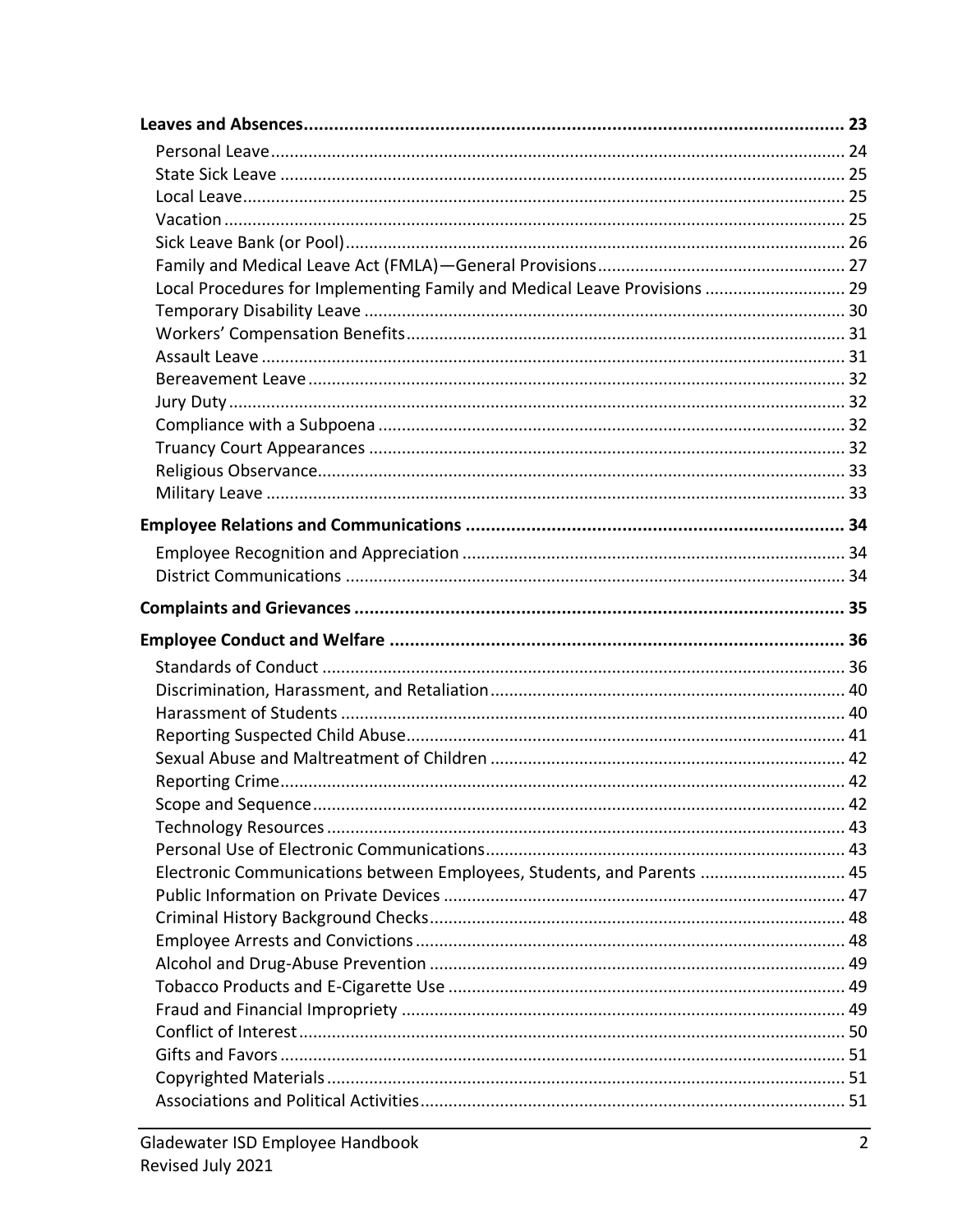**Leaves and Absences** ........................................................................................................ 23

Personal Leave ........................................................................................................ 24
State Sick Leave ........................................................................................................ 25
Local Leave ........................................................................................................ 25
Vacation ........................................................................................................ 25
Sick Leave Bank (or Pool) ........................................................................................................ 26
Family and Medical Leave Act (FMLA)—General Provisions ........................................................ 27
Local Procedures for Implementing Family and Medical Leave Provisions ............................. 29
Temporary Disability Leave ........................................................................................................ 30
Workers' Compensation Benefits ........................................................................................................ 31
Assault Leave ........................................................................................................ 31
Bereavement Leave ........................................................................................................ 32
Jury Duty ........................................................................................................ 32
Compliance with a Subpoena ........................................................................................................ 32
Truancy Court Appearances ........................................................................................................ 32
Religious Observance ........................................................................................................ 33
Military Leave ........................................................................................................ 33

**Employee Relations and Communications** ........................................................................ 34

Employee Recognition and Appreciation ........................................................................ 34
District Communications ........................................................................................................ 34

**Complaints and Grievances** ........................................................................................................ 35

**Employee Conduct and Welfare** ........................................................................................................ 36

Standards of Conduct ........................................................................................................ 36
Discrimination, Harassment, and Retaliation ........................................................................ 40
Harassment of Students ........................................................................................................ 40
Reporting Suspected Child Abuse ........................................................................................................ 41
Sexual Abuse and Maltreatment of Children ........................................................................ 42
Reporting Crime ........................................................................................................ 42
Scope and Sequence ........................................................................................................ 42
Technology Resources ........................................................................................................ 43
Personal Use of Electronic Communications ........................................................................ 43
Electronic Communications between Employees, Students, and Parents ............................. 45
Public Information on Private Devices ........................................................................ 47
Criminal History Background Checks ........................................................................ 48
Employee Arrests and Convictions ........................................................................ 48
Alcohol and Drug-Abuse Prevention ........................................................................ 49
Tobacco Products and E-Cigarette Use ........................................................................ 49
Fraud and Financial Impropriety ........................................................................ 49
Conflict of Interest ........................................................................................................ 50
Gifts and Favors ........................................................................................................ 51
Copyrighted Materials ........................................................................................................ 51
Associations and Political Activities ........................................................................ 51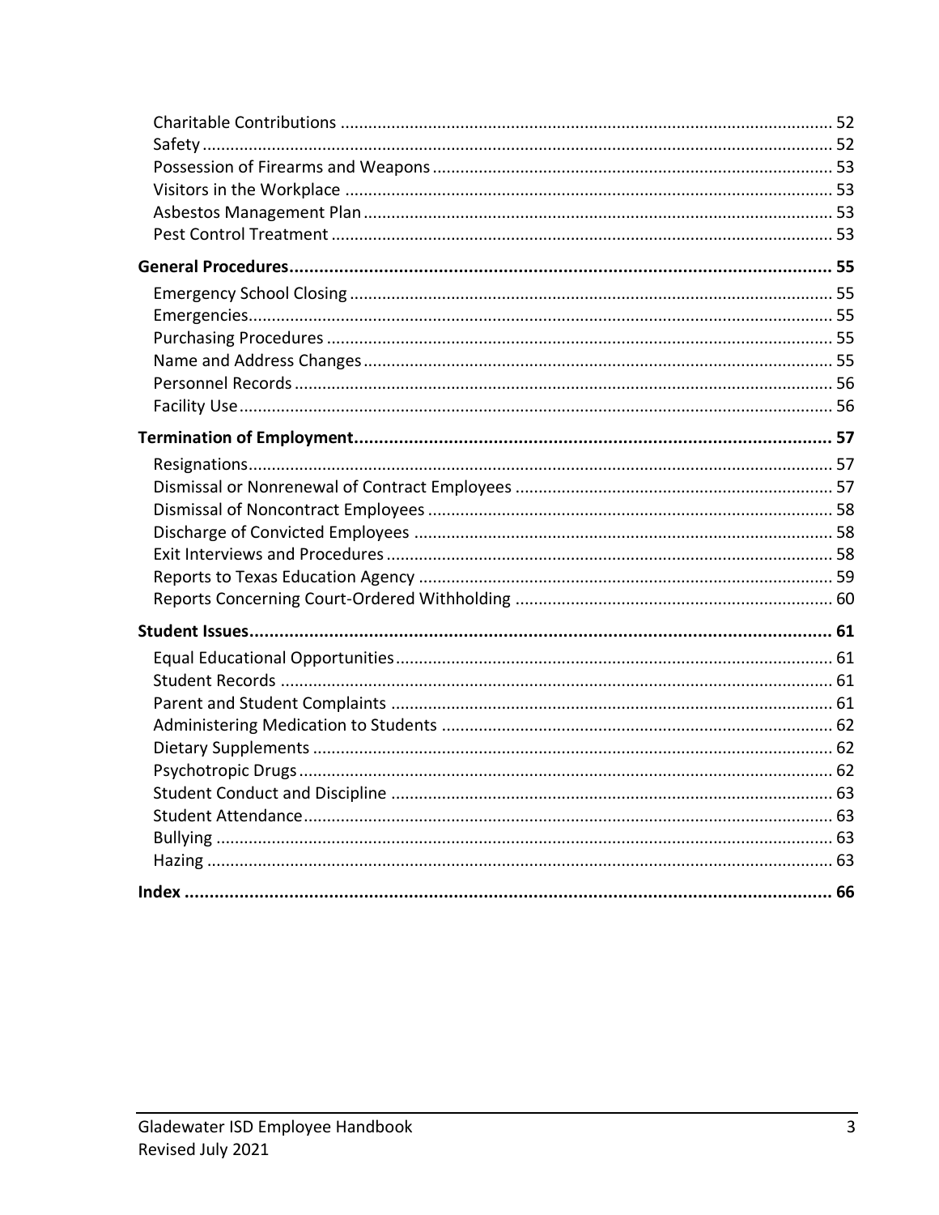Charitable Contributions ........................................................................................................ 52
Safety ....................................................................................................................................... 52
Possession of Firearms and Weapons ..................................................................................... 53
Visitors in the Workplace ........................................................................................................ 53
Asbestos Management Plan .................................................................................................... 53
Pest Control Treatment ........................................................................................................... 53

**General Procedures ............................................................................................................... 55**

Emergency School Closing ...................................................................................................... 55
Emergencies ............................................................................................................................ 55
Purchasing Procedures ........................................................................................................... 55
Name and Address Changes .................................................................................................... 55
Personnel Records ................................................................................................................... 56
Facility Use .............................................................................................................................. 56

**Termination of Employment ................................................................................................. 57**

Resignations ............................................................................................................................ 57
Dismissal or Nonrenewal of Contract Employees ................................................................... 57
Dismissal of Noncontract Employees ...................................................................................... 58
Discharge of Convicted Employees ......................................................................................... 58
Exit Interviews and Procedures ............................................................................................... 58
Reports to Texas Education Agency ........................................................................................ 59
Reports Concerning Court-Ordered Withholding ................................................................... 60

**Student Issues ....................................................................................................................... 61**

Equal Educational Opportunities ............................................................................................ 61
Student Records ...................................................................................................................... 61
Parent and Student Complaints .............................................................................................. 61
Administering Medication to Students ................................................................................... 62
Dietary Supplements ............................................................................................................... 62
Psychotropic Drugs ................................................................................................................. 62
Student Conduct and Discipline .............................................................................................. 63
Student Attendance ................................................................................................................. 63
Bullying ................................................................................................................................... 63
Hazing ..................................................................................................................................... 63

**Index ..................................................................................................................................... 66**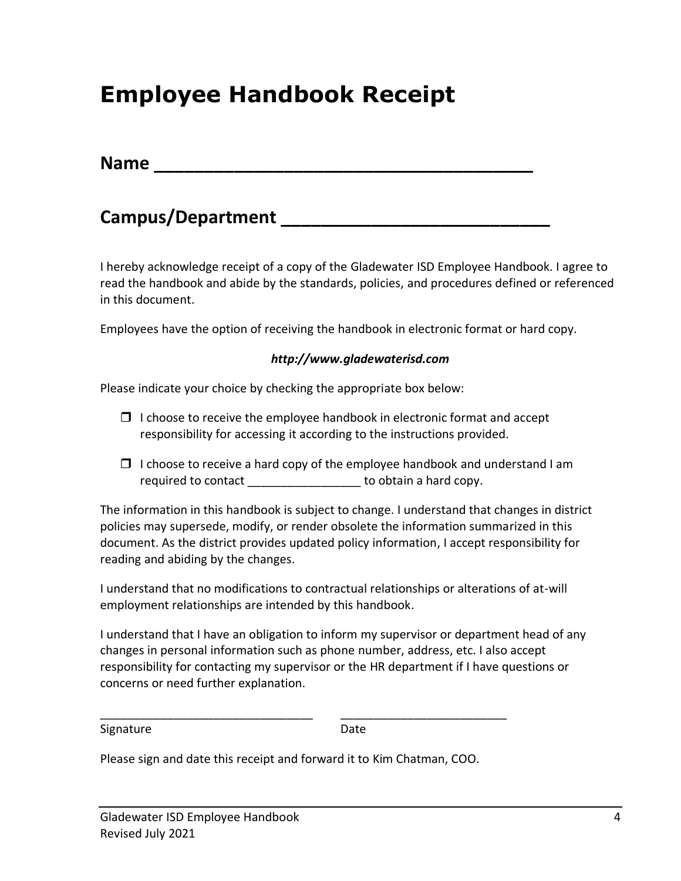# Employee Handbook Receipt

## Name ______________________________________

## Campus/Department ___________________________

I hereby acknowledge receipt of a copy of the Gladewater ISD Employee Handbook. I agree to read the handbook and abide by the standards, policies, and procedures defined or referenced in this document.

Employees have the option of receiving the handbook in electronic format or hard copy.

***http://www.gladewaterisd.com***

Please indicate your choice by checking the appropriate box below:

- ☐ I choose to receive the employee handbook in electronic format and accept responsibility for accessing it according to the instructions provided.
- ☐ I choose to receive a hard copy of the employee handbook and understand I am required to contact ________________ to obtain a hard copy.

The information in this handbook is subject to change. I understand that changes in district policies may supersede, modify, or render obsolete the information summarized in this document. As the district provides updated policy information, I accept responsibility for reading and abiding by the changes.

I understand that no modifications to contractual relationships or alterations of at-will employment relationships are intended by this handbook.

I understand that I have an obligation to inform my supervisor or department head of any changes in personal information such as phone number, address, etc. I also accept responsibility for contacting my supervisor or the HR department if I have questions or concerns or need further explanation.

________________________________ &nbsp;&nbsp;&nbsp;&nbsp; _________________________

Signature &nbsp;&nbsp;&nbsp;&nbsp;&nbsp;&nbsp;&nbsp;&nbsp;&nbsp;&nbsp;&nbsp;&nbsp;&nbsp;&nbsp;&nbsp;&nbsp;&nbsp;&nbsp;&nbsp;&nbsp;&nbsp;&nbsp;&nbsp;&nbsp;&nbsp;&nbsp;&nbsp;&nbsp;&nbsp;&nbsp;&nbsp;&nbsp;&nbsp;&nbsp;&nbsp;&nbsp;&nbsp;&nbsp;&nbsp;&nbsp; Date

Please sign and date this receipt and forward it to Kim Chatman, COO.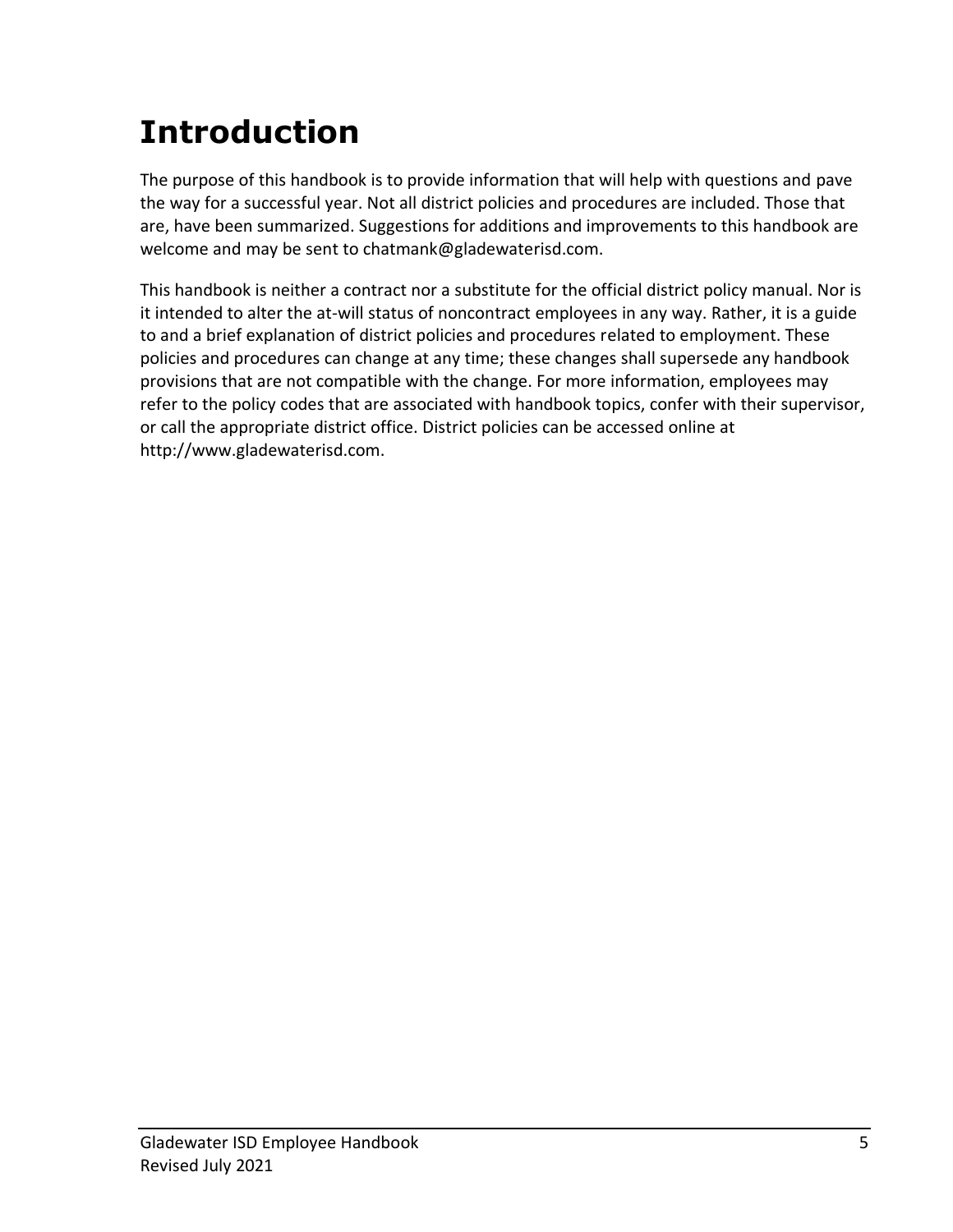# Introduction

The purpose of this handbook is to provide information that will help with questions and pave the way for a successful year. Not all district policies and procedures are included. Those that are, have been summarized. Suggestions for additions and improvements to this handbook are welcome and may be sent to chatmank@gladewaterisd.com.

This handbook is neither a contract nor a substitute for the official district policy manual. Nor is it intended to alter the at-will status of noncontract employees in any way. Rather, it is a guide to and a brief explanation of district policies and procedures related to employment. These policies and procedures can change at any time; these changes shall supersede any handbook provisions that are not compatible with the change. For more information, employees may refer to the policy codes that are associated with handbook topics, confer with their supervisor, or call the appropriate district office. District policies can be accessed online at http://www.gladewaterisd.com.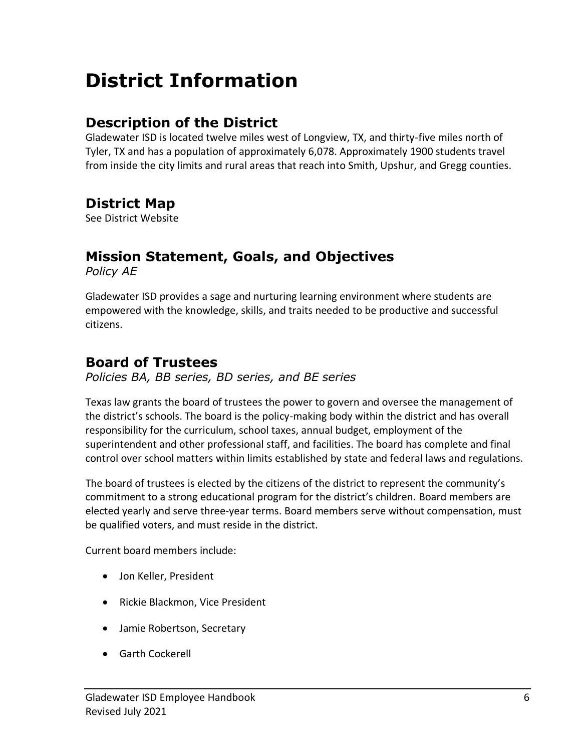# District Information

## Description of the District

Gladewater ISD is located twelve miles west of Longview, TX, and thirty-five miles north of Tyler, TX and has a population of approximately 6,078. Approximately 1900 students travel from inside the city limits and rural areas that reach into Smith, Upshur, and Gregg counties.

## District Map

See District Website

## Mission Statement, Goals, and Objectives

*Policy AE*

Gladewater ISD provides a sage and nurturing learning environment where students are empowered with the knowledge, skills, and traits needed to be productive and successful citizens.

## Board of Trustees

*Policies BA, BB series, BD series, and BE series*

Texas law grants the board of trustees the power to govern and oversee the management of the district's schools. The board is the policy-making body within the district and has overall responsibility for the curriculum, school taxes, annual budget, employment of the superintendent and other professional staff, and facilities. The board has complete and final control over school matters within limits established by state and federal laws and regulations.

The board of trustees is elected by the citizens of the district to represent the community's commitment to a strong educational program for the district's children. Board members are elected yearly and serve three-year terms. Board members serve without compensation, must be qualified voters, and must reside in the district.

Current board members include:

- Jon Keller, President
- Rickie Blackmon, Vice President
- Jamie Robertson, Secretary
- Garth Cockerell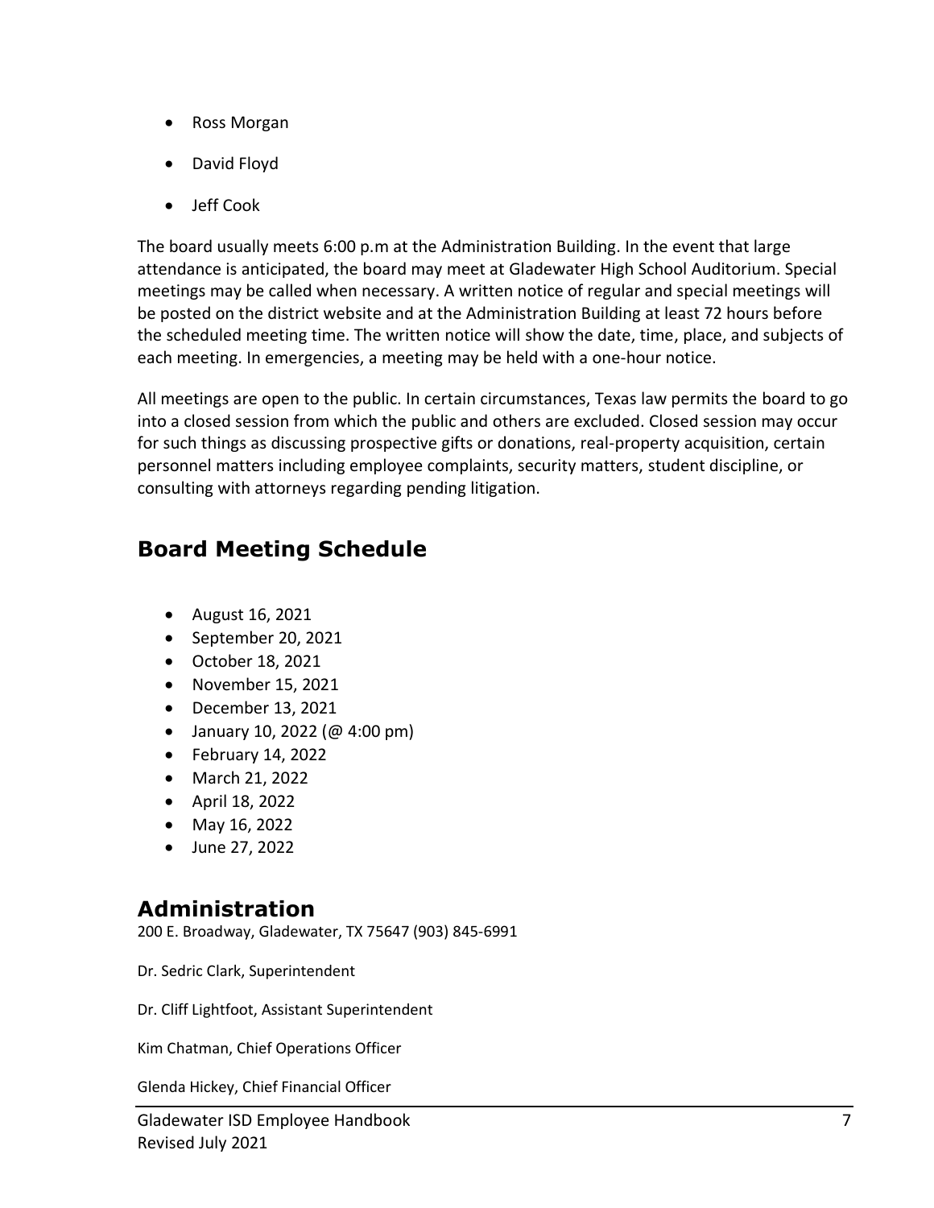- Ross Morgan
- David Floyd
- Jeff Cook

The board usually meets 6:00 p.m at the Administration Building. In the event that large attendance is anticipated, the board may meet at Gladewater High School Auditorium. Special meetings may be called when necessary. A written notice of regular and special meetings will be posted on the district website and at the Administration Building at least 72 hours before the scheduled meeting time. The written notice will show the date, time, place, and subjects of each meeting. In emergencies, a meeting may be held with a one-hour notice.

All meetings are open to the public. In certain circumstances, Texas law permits the board to go into a closed session from which the public and others are excluded. Closed session may occur for such things as discussing prospective gifts or donations, real-property acquisition, certain personnel matters including employee complaints, security matters, student discipline, or consulting with attorneys regarding pending litigation.

## Board Meeting Schedule

- August 16, 2021
- September 20, 2021
- October 18, 2021
- November 15, 2021
- December 13, 2021
- January 10, 2022 (@ 4:00 pm)
- February 14, 2022
- March 21, 2022
- April 18, 2022
- May 16, 2022
- June 27, 2022

## Administration

200 E. Broadway, Gladewater, TX 75647 (903) 845-6991

Dr. Sedric Clark, Superintendent

Dr. Cliff Lightfoot, Assistant Superintendent

Kim Chatman, Chief Operations Officer

Glenda Hickey, Chief Financial Officer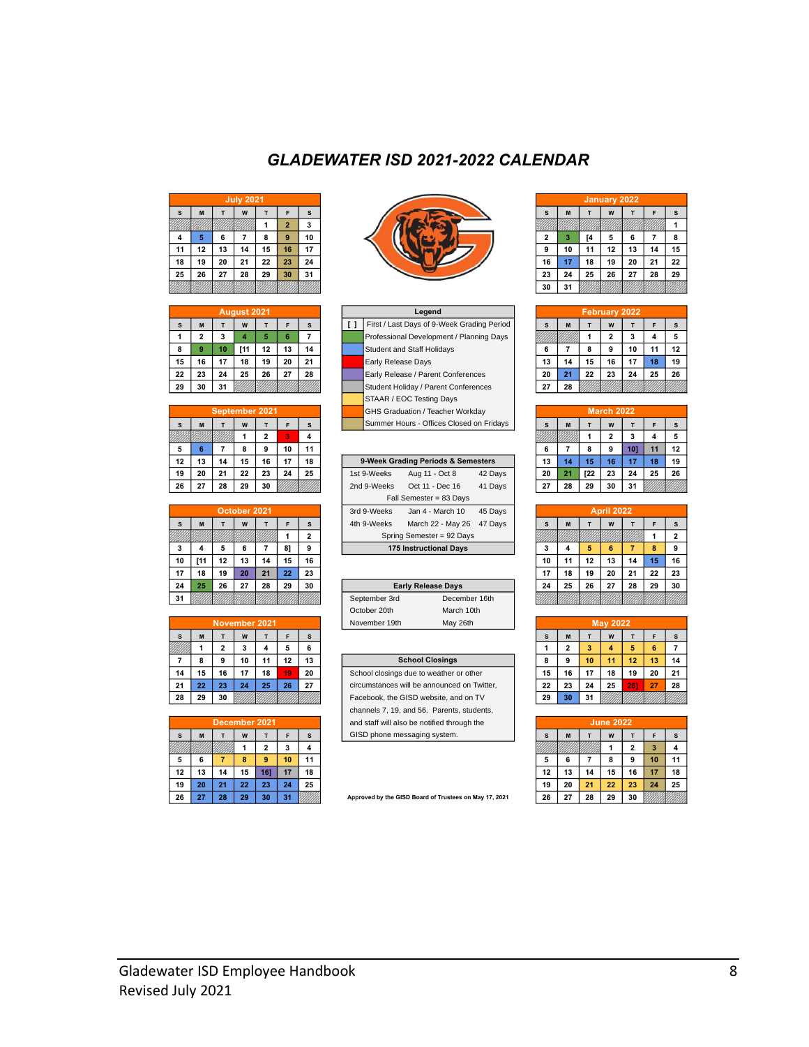# GLADEWATER ISD 2021-2022 CALENDAR

**July 2021**

| S | M | T | W | T | F | S |
|---|---|---|---|---|---|---|
| | | | | 1 | 2 | 3 |
| 4 | 5 | 6 | 7 | 8 | 9 | 10 |
| 11 | 12 | 13 | 14 | 15 | 16 | 17 |
| 18 | 19 | 20 | 21 | 22 | 23 | 24 |
| 25 | 26 | 27 | 28 | 29 | 30 | 31 |

**August 2021**

| S | M | T | W | T | F | S |
|---|---|---|---|---|---|---|
| 1 | 2 | 3 | 4 | 5 | 6 | 7 |
| 8 | 9 | 10 | [11 | 12 | 13 | 14 |
| 15 | 16 | 17 | 18 | 19 | 20 | 21 |
| 22 | 23 | 24 | 25 | 26 | 27 | 28 |
| 29 | 30 | 31 | | | | |

**September 2021**

| S | M | T | W | T | F | S |
|---|---|---|---|---|---|---|
| | | | 1 | 2 | 3 | 4 |
| 5 | 6 | 7 | 8 | 9 | 10 | 11 |
| 12 | 13 | 14 | 15 | 16 | 17 | 18 |
| 19 | 20 | 21 | 22 | 23 | 24 | 25 |
| 26 | 27 | 28 | 29 | 30 | | |

**October 2021**

| S | M | T | W | T | F | S |
|---|---|---|---|---|---|---|
| | | | | | 1 | 2 |
| 3 | 4 | 5 | 6 | 7 | 8] | 9 |
| 10 | [11 | 12 | 13 | 14 | 15 | 16 |
| 17 | 18 | 19 | 20 | 21 | 22 | 23 |
| 24 | 25 | 26 | 27 | 28 | 29 | 30 |
| 31 | | | | | | |

**November 2021**

| S | M | T | W | T | F | S |
|---|---|---|---|---|---|---|
| | 1 | 2 | 3 | 4 | 5 | 6 |
| 7 | 8 | 9 | 10 | 11 | 12 | 13 |
| 14 | 15 | 16 | 17 | 18 | 19 | 20 |
| 21 | 22 | 23 | 24 | 25 | 26 | 27 |
| 28 | 29 | 30 | | | | |

**December 2021**

| S | M | T | W | T | F | S |
|---|---|---|---|---|---|---|
| | | | 1 | 2 | 3 | 4 |
| 5 | 6 | 7 | 8 | 9 | 10 | 11 |
| 12 | 13 | 14 | 15 | 16] | 17 | 18 |
| 19 | 20 | 21 | 22 | 23 | 24 | 25 |
| 26 | 27 | 28 | 29 | 30 | 31 | |

| Legend | |
|---|---|
| [ ] | First / Last Days of 9-Week Grading Period |
| (green) | Professional Development / Planning Days |
| (blue) | Student and Staff Holidays |
| (red) | Early Release Days |
| (purple) | Early Release / Parent Conferences |
| (gray) | Student Holiday / Parent Conferences |
| (yellow) | STAAR / EOC Testing Days |
| (orange) | GHS Graduation / Teacher Workday |
| (tan) | Summer Hours - Offices Closed on Fridays |

| 9-Week Grading Periods & Semesters | | |
|---|---|---|
| 1st 9-Weeks | Aug 11 - Oct 8 | 42 Days |
| 2nd 9-Weeks | Oct 11 - Dec 16 | 41 Days |
| Fall Semester = 83 Days | | |
| 3rd 9-Weeks | Jan 4 - March 10 | 45 Days |
| 4th 9-Weeks | March 22 - May 26 | 47 Days |
| Spring Semester = 92 Days | | |
| 175 Instructional Days | | |

| Early Release Days | |
|---|---|
| September 3rd | December 16th |
| October 20th | March 10th |
| November 19th | May 26th |

**School Closings**

School closings due to weather or other circumstances will be announced on Twitter, Facebook, the GISD website, and on TV channels 7, 19, and 56. Parents, students, and staff will also be notified through the GISD phone messaging system.

Approved by the GISD Board of Trustees on May 17, 2021

**January 2022**

| S | M | T | W | T | F | S |
|---|---|---|---|---|---|---|
| | | | | | | 1 |
| 2 | 3 | [4 | 5 | 6 | 7 | 8 |
| 9 | 10 | 11 | 12 | 13 | 14 | 15 |
| 16 | 17 | 18 | 19 | 20 | 21 | 22 |
| 23 | 24 | 25 | 26 | 27 | 28 | 29 |
| 30 | 31 | | | | | |

**February 2022**

| S | M | T | W | T | F | S |
|---|---|---|---|---|---|---|
| | | 1 | 2 | 3 | 4 | 5 |
| 6 | 7 | 8 | 9 | 10 | 11 | 12 |
| 13 | 14 | 15 | 16 | 17 | 18 | 19 |
| 20 | 21 | 22 | 23 | 24 | 25 | 26 |
| 27 | 28 | | | | | |

**March 2022**

| S | M | T | W | T | F | S |
|---|---|---|---|---|---|---|
| | | 1 | 2 | 3 | 4 | 5 |
| 6 | 7 | 8 | 9 | 10] | 11 | 12 |
| 13 | 14 | 15 | 16 | 17 | 18 | 19 |
| 20 | 21 | [22 | 23 | 24 | 25 | 26 |
| 27 | 28 | 29 | 30 | 31 | | |

**April 2022**

| S | M | T | W | T | F | S |
|---|---|---|---|---|---|---|
| | | | | | 1 | 2 |
| 3 | 4 | 5 | 6 | 7 | 8 | 9 |
| 10 | 11 | 12 | 13 | 14 | 15 | 16 |
| 17 | 18 | 19 | 20 | 21 | 22 | 23 |
| 24 | 25 | 26 | 27 | 28 | 29 | 30 |

**May 2022**

| S | M | T | W | T | F | S |
|---|---|---|---|---|---|---|
| 1 | 2 | 3 | 4 | 5 | 6 | 7 |
| 8 | 9 | 10 | 11 | 12 | 13 | 14 |
| 15 | 16 | 17 | 18 | 19 | 20 | 21 |
| 22 | 23 | 24 | 25 | 26] | 27 | 28 |
| 29 | 30 | 31 | | | | |

**June 2022**

| S | M | T | W | T | F | S |
|---|---|---|---|---|---|---|
| | | | 1 | 2 | 3 | 4 |
| 5 | 6 | 7 | 8 | 9 | 10 | 11 |
| 12 | 13 | 14 | 15 | 16 | 17 | 18 |
| 19 | 20 | 21 | 22 | 23 | 24 | 25 |
| 26 | 27 | 28 | 29 | 30 | | |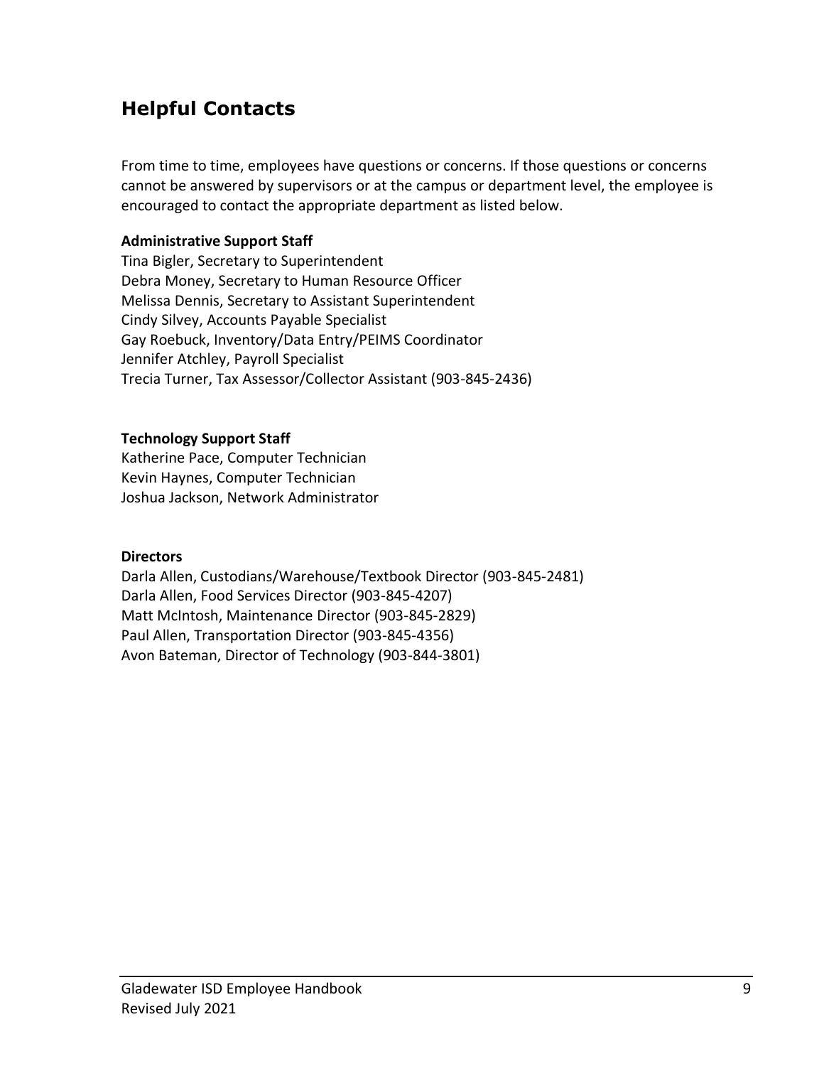## Helpful Contacts

From time to time, employees have questions or concerns. If those questions or concerns cannot be answered by supervisors or at the campus or department level, the employee is encouraged to contact the appropriate department as listed below.

**Administrative Support Staff**
Tina Bigler, Secretary to Superintendent
Debra Money, Secretary to Human Resource Officer
Melissa Dennis, Secretary to Assistant Superintendent
Cindy Silvey, Accounts Payable Specialist
Gay Roebuck, Inventory/Data Entry/PEIMS Coordinator
Jennifer Atchley, Payroll Specialist
Trecia Turner, Tax Assessor/Collector Assistant (903-845-2436)

**Technology Support Staff**
Katherine Pace, Computer Technician
Kevin Haynes, Computer Technician
Joshua Jackson, Network Administrator

**Directors**
Darla Allen, Custodians/Warehouse/Textbook Director (903-845-2481)
Darla Allen, Food Services Director (903-845-4207)
Matt McIntosh, Maintenance Director (903-845-2829)
Paul Allen, Transportation Director (903-845-4356)
Avon Bateman, Director of Technology (903-844-3801)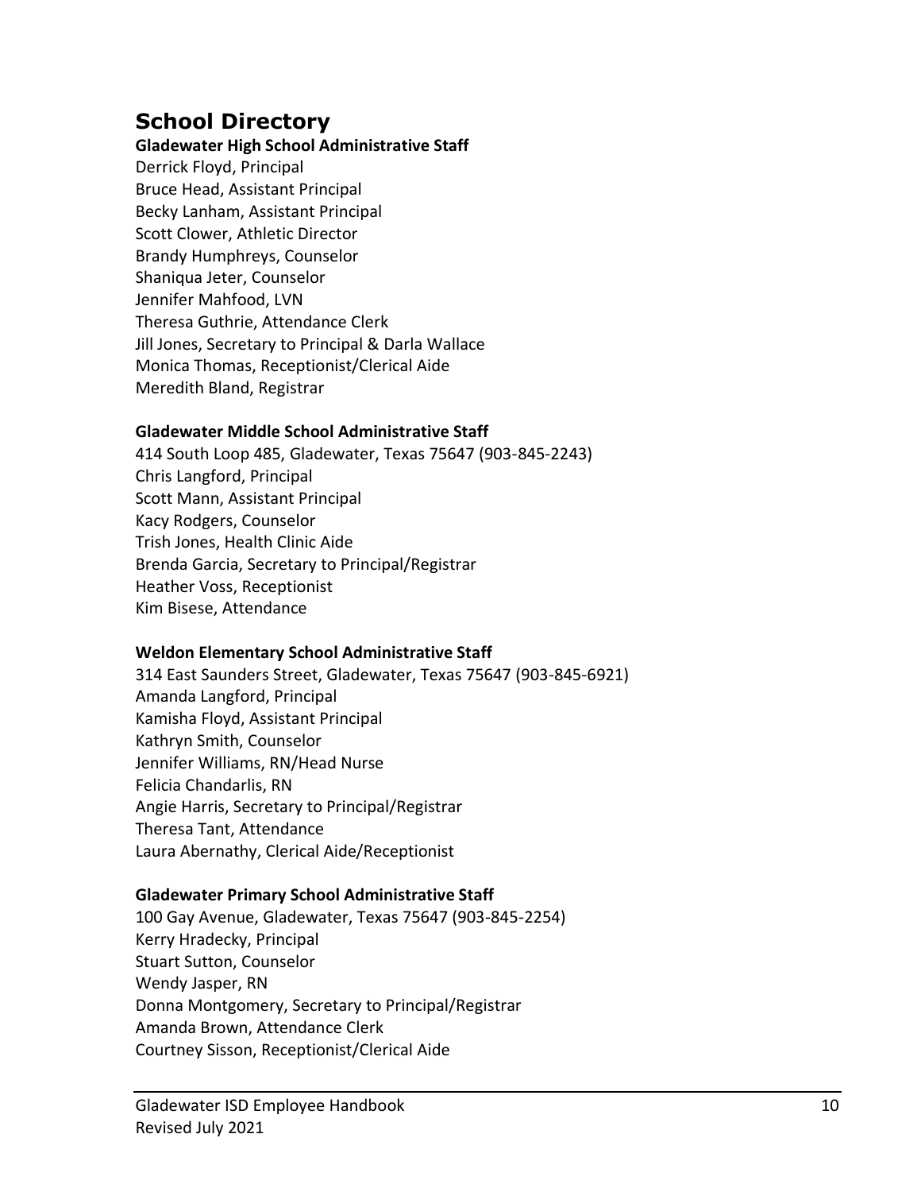# School Directory

**Gladewater High School Administrative Staff**

Derrick Floyd, Principal
Bruce Head, Assistant Principal
Becky Lanham, Assistant Principal
Scott Clower, Athletic Director
Brandy Humphreys, Counselor
Shaniqua Jeter, Counselor
Jennifer Mahfood, LVN
Theresa Guthrie, Attendance Clerk
Jill Jones, Secretary to Principal & Darla Wallace
Monica Thomas, Receptionist/Clerical Aide
Meredith Bland, Registrar

**Gladewater Middle School Administrative Staff**

414 South Loop 485, Gladewater, Texas 75647 (903-845-2243)
Chris Langford, Principal
Scott Mann, Assistant Principal
Kacy Rodgers, Counselor
Trish Jones, Health Clinic Aide
Brenda Garcia, Secretary to Principal/Registrar
Heather Voss, Receptionist
Kim Bisese, Attendance

**Weldon Elementary School Administrative Staff**

314 East Saunders Street, Gladewater, Texas 75647 (903-845-6921)
Amanda Langford, Principal
Kamisha Floyd, Assistant Principal
Kathryn Smith, Counselor
Jennifer Williams, RN/Head Nurse
Felicia Chandarlis, RN
Angie Harris, Secretary to Principal/Registrar
Theresa Tant, Attendance
Laura Abernathy, Clerical Aide/Receptionist

**Gladewater Primary School Administrative Staff**

100 Gay Avenue, Gladewater, Texas 75647 (903-845-2254)
Kerry Hradecky, Principal
Stuart Sutton, Counselor
Wendy Jasper, RN
Donna Montgomery, Secretary to Principal/Registrar
Amanda Brown, Attendance Clerk
Courtney Sisson, Receptionist/Clerical Aide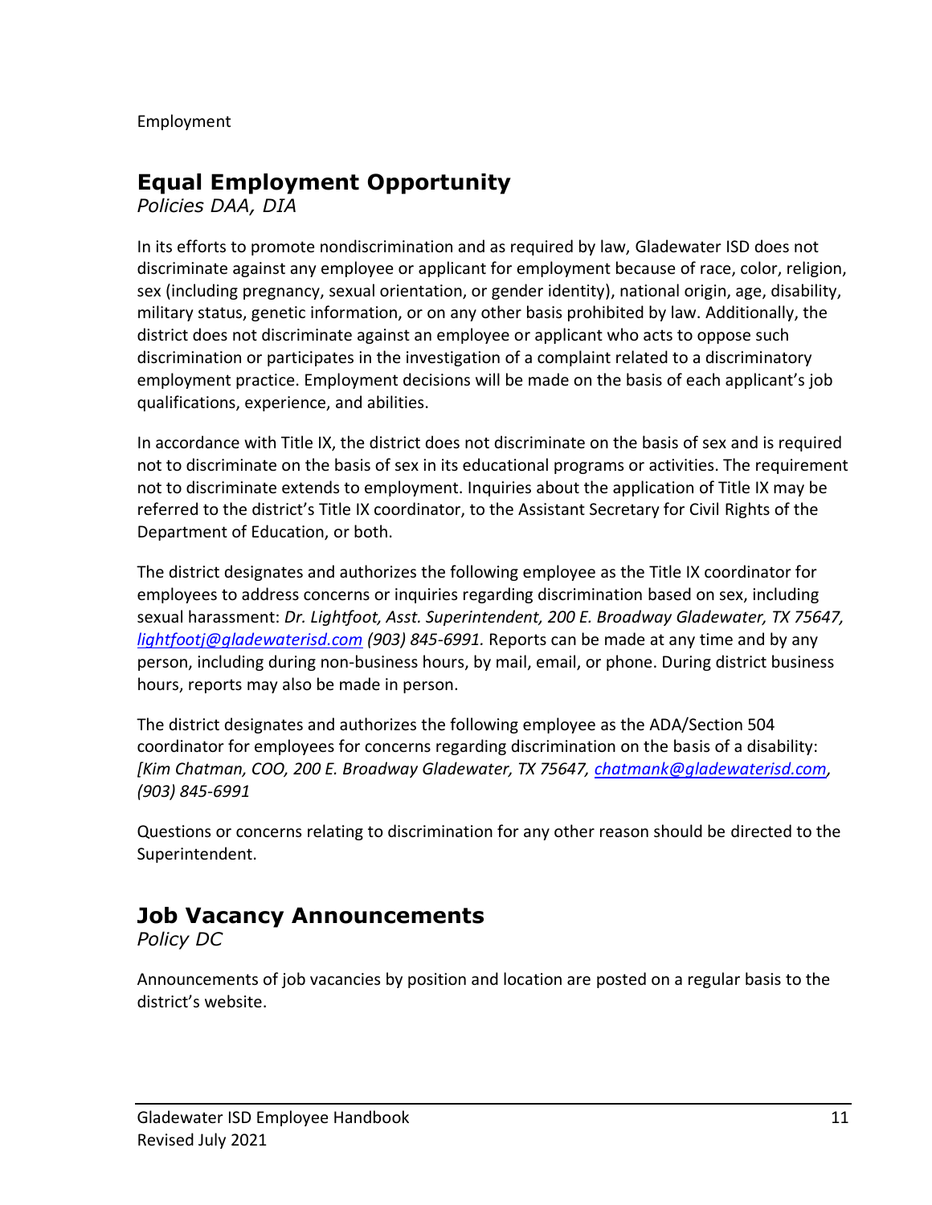Employment

## Equal Employment Opportunity

*Policies DAA, DIA*

In its efforts to promote nondiscrimination and as required by law, Gladewater ISD does not discriminate against any employee or applicant for employment because of race, color, religion, sex (including pregnancy, sexual orientation, or gender identity), national origin, age, disability, military status, genetic information, or on any other basis prohibited by law. Additionally, the district does not discriminate against an employee or applicant who acts to oppose such discrimination or participates in the investigation of a complaint related to a discriminatory employment practice. Employment decisions will be made on the basis of each applicant's job qualifications, experience, and abilities.

In accordance with Title IX, the district does not discriminate on the basis of sex and is required not to discriminate on the basis of sex in its educational programs or activities. The requirement not to discriminate extends to employment. Inquiries about the application of Title IX may be referred to the district's Title IX coordinator, to the Assistant Secretary for Civil Rights of the Department of Education, or both.

The district designates and authorizes the following employee as the Title IX coordinator for employees to address concerns or inquiries regarding discrimination based on sex, including sexual harassment: *Dr. Lightfoot, Asst. Superintendent, 200 E. Broadway Gladewater, TX 75647, lightfootj@gladewaterisd.com (903) 845-6991.* Reports can be made at any time and by any person, including during non-business hours, by mail, email, or phone. During district business hours, reports may also be made in person.

The district designates and authorizes the following employee as the ADA/Section 504 coordinator for employees for concerns regarding discrimination on the basis of a disability: *[Kim Chatman, COO, 200 E. Broadway Gladewater, TX 75647, chatmank@gladewaterisd.com, (903) 845-6991*

Questions or concerns relating to discrimination for any other reason should be directed to the Superintendent.

## Job Vacancy Announcements

*Policy DC*

Announcements of job vacancies by position and location are posted on a regular basis to the district's website.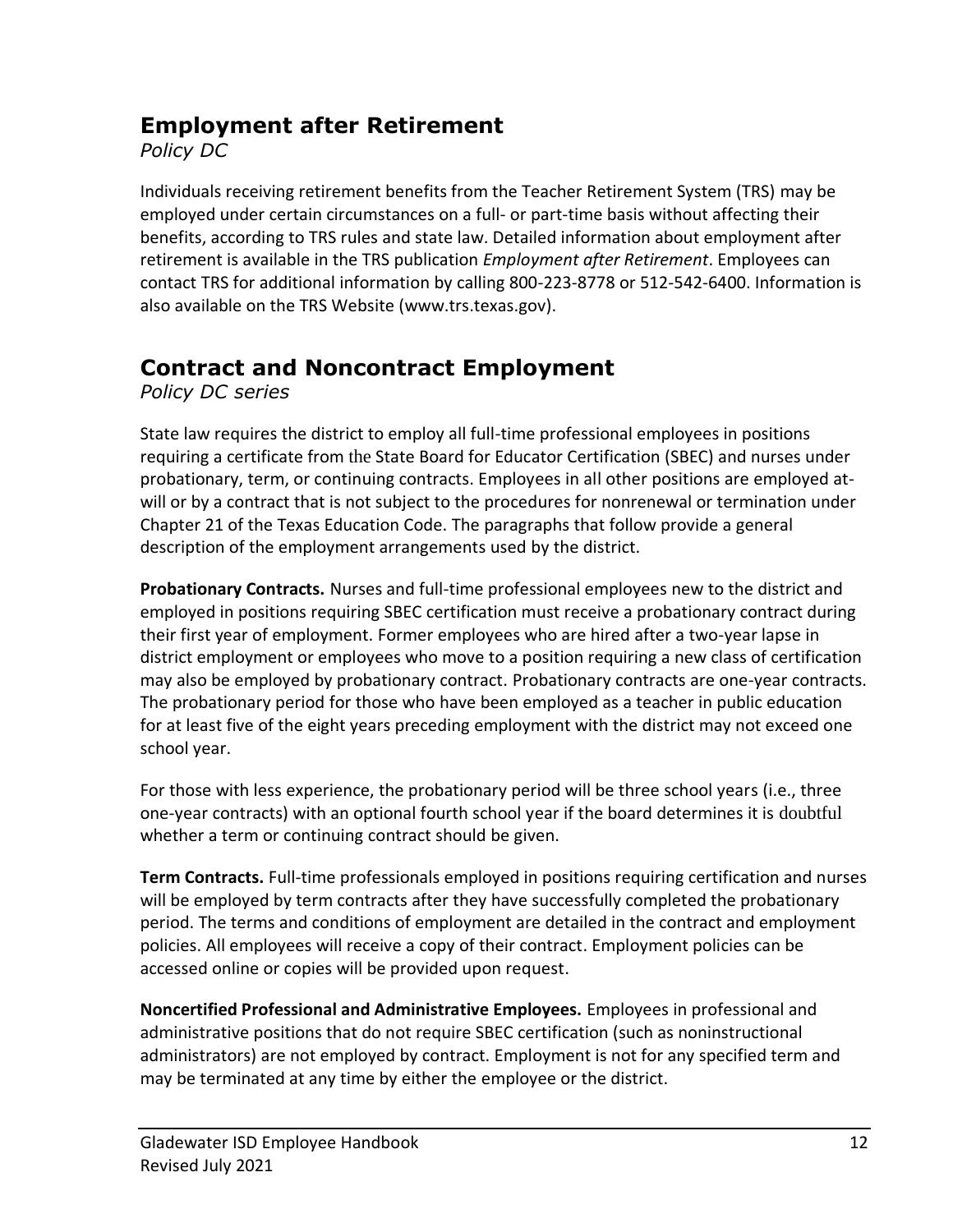## Employment after Retirement

*Policy DC*

Individuals receiving retirement benefits from the Teacher Retirement System (TRS) may be employed under certain circumstances on a full- or part-time basis without affecting their benefits, according to TRS rules and state law. Detailed information about employment after retirement is available in the TRS publication *Employment after Retirement*. Employees can contact TRS for additional information by calling 800-223-8778 or 512-542-6400. Information is also available on the TRS Website (www.trs.texas.gov).

## Contract and Noncontract Employment

*Policy DC series*

State law requires the district to employ all full-time professional employees in positions requiring a certificate from the State Board for Educator Certification (SBEC) and nurses under probationary, term, or continuing contracts. Employees in all other positions are employed at-will or by a contract that is not subject to the procedures for nonrenewal or termination under Chapter 21 of the Texas Education Code. The paragraphs that follow provide a general description of the employment arrangements used by the district.

**Probationary Contracts.** Nurses and full-time professional employees new to the district and employed in positions requiring SBEC certification must receive a probationary contract during their first year of employment. Former employees who are hired after a two-year lapse in district employment or employees who move to a position requiring a new class of certification may also be employed by probationary contract. Probationary contracts are one-year contracts. The probationary period for those who have been employed as a teacher in public education for at least five of the eight years preceding employment with the district may not exceed one school year.

For those with less experience, the probationary period will be three school years (i.e., three one-year contracts) with an optional fourth school year if the board determines it is doubtful whether a term or continuing contract should be given.

**Term Contracts.** Full-time professionals employed in positions requiring certification and nurses will be employed by term contracts after they have successfully completed the probationary period. The terms and conditions of employment are detailed in the contract and employment policies. All employees will receive a copy of their contract. Employment policies can be accessed online or copies will be provided upon request.

**Noncertified Professional and Administrative Employees.** Employees in professional and administrative positions that do not require SBEC certification (such as noninstructional administrators) are not employed by contract. Employment is not for any specified term and may be terminated at any time by either the employee or the district.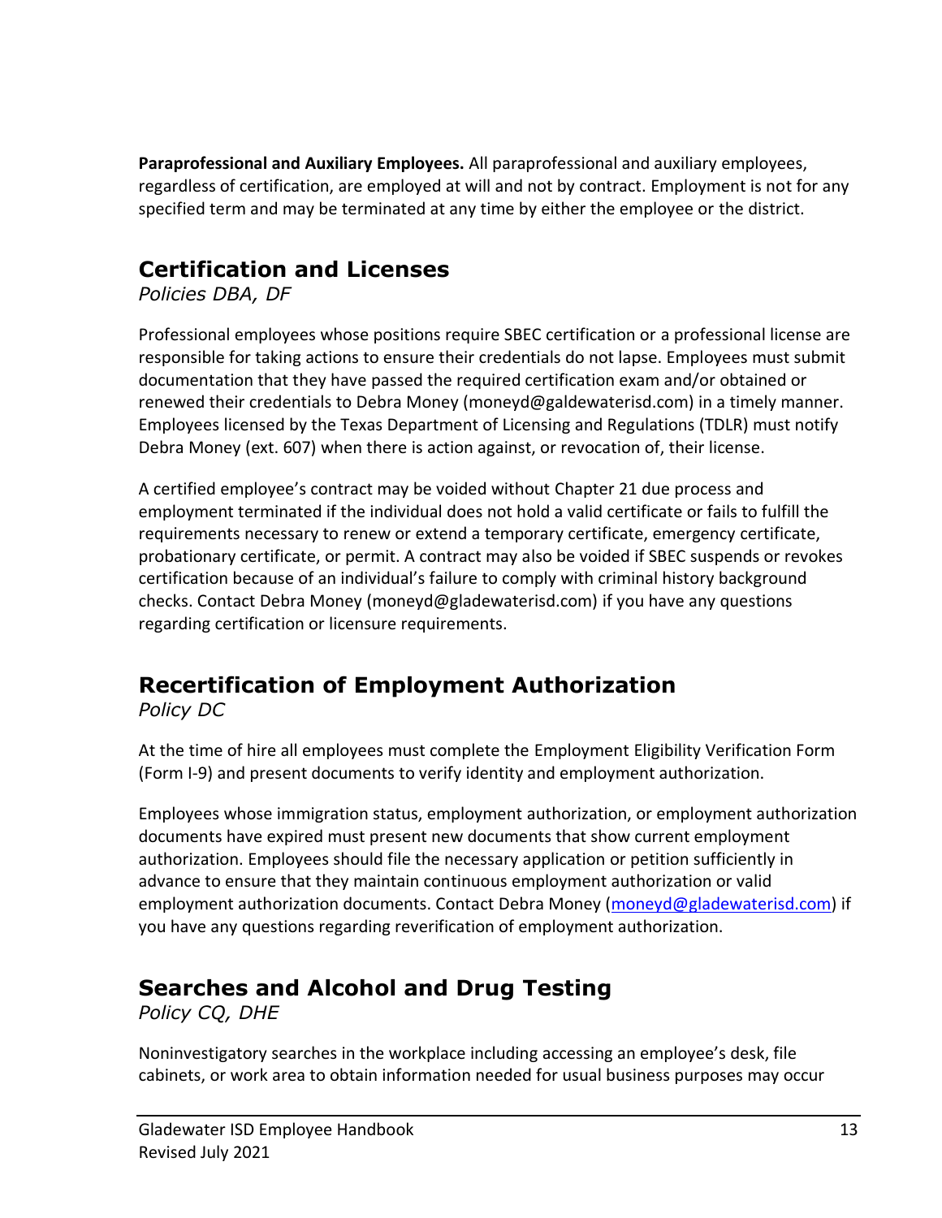**Paraprofessional and Auxiliary Employees.** All paraprofessional and auxiliary employees, regardless of certification, are employed at will and not by contract. Employment is not for any specified term and may be terminated at any time by either the employee or the district.

## Certification and Licenses

*Policies DBA, DF*

Professional employees whose positions require SBEC certification or a professional license are responsible for taking actions to ensure their credentials do not lapse. Employees must submit documentation that they have passed the required certification exam and/or obtained or renewed their credentials to Debra Money (moneyd@galdewaterisd.com) in a timely manner. Employees licensed by the Texas Department of Licensing and Regulations (TDLR) must notify Debra Money (ext. 607) when there is action against, or revocation of, their license.

A certified employee's contract may be voided without Chapter 21 due process and employment terminated if the individual does not hold a valid certificate or fails to fulfill the requirements necessary to renew or extend a temporary certificate, emergency certificate, probationary certificate, or permit. A contract may also be voided if SBEC suspends or revokes certification because of an individual's failure to comply with criminal history background checks. Contact Debra Money (moneyd@gladewaterisd.com) if you have any questions regarding certification or licensure requirements.

## Recertification of Employment Authorization

*Policy DC*

At the time of hire all employees must complete the Employment Eligibility Verification Form (Form I-9) and present documents to verify identity and employment authorization.

Employees whose immigration status, employment authorization, or employment authorization documents have expired must present new documents that show current employment authorization. Employees should file the necessary application or petition sufficiently in advance to ensure that they maintain continuous employment authorization or valid employment authorization documents. Contact Debra Money (moneyd@gladewaterisd.com) if you have any questions regarding reverification of employment authorization.

## Searches and Alcohol and Drug Testing

*Policy CQ, DHE*

Noninvestigatory searches in the workplace including accessing an employee's desk, file cabinets, or work area to obtain information needed for usual business purposes may occur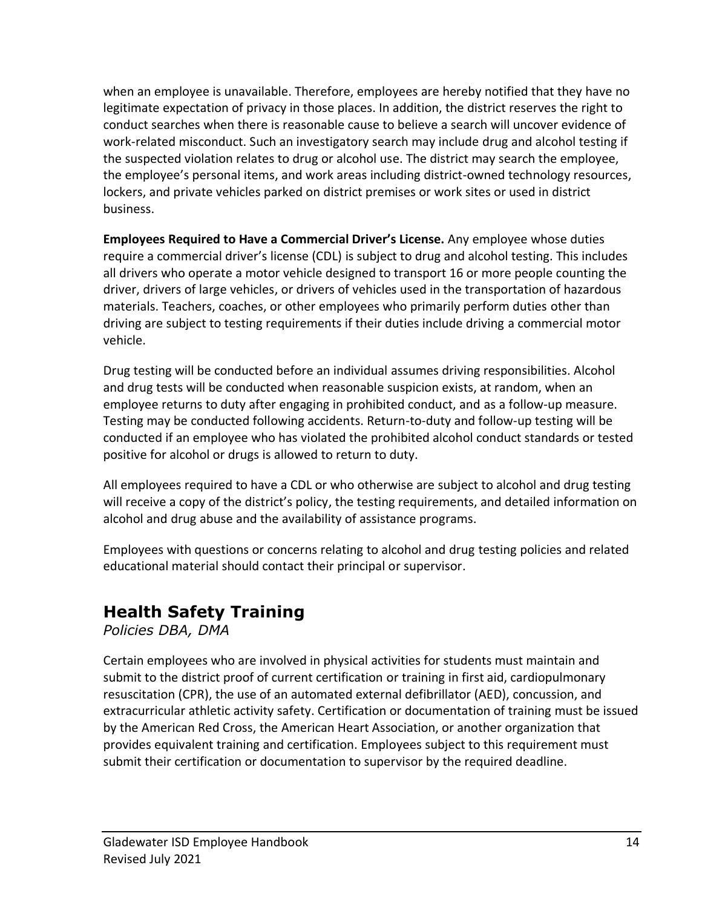when an employee is unavailable. Therefore, employees are hereby notified that they have no legitimate expectation of privacy in those places. In addition, the district reserves the right to conduct searches when there is reasonable cause to believe a search will uncover evidence of work-related misconduct. Such an investigatory search may include drug and alcohol testing if the suspected violation relates to drug or alcohol use. The district may search the employee, the employee's personal items, and work areas including district-owned technology resources, lockers, and private vehicles parked on district premises or work sites or used in district business.

**Employees Required to Have a Commercial Driver's License.** Any employee whose duties require a commercial driver's license (CDL) is subject to drug and alcohol testing. This includes all drivers who operate a motor vehicle designed to transport 16 or more people counting the driver, drivers of large vehicles, or drivers of vehicles used in the transportation of hazardous materials. Teachers, coaches, or other employees who primarily perform duties other than driving are subject to testing requirements if their duties include driving a commercial motor vehicle.

Drug testing will be conducted before an individual assumes driving responsibilities. Alcohol and drug tests will be conducted when reasonable suspicion exists, at random, when an employee returns to duty after engaging in prohibited conduct, and as a follow-up measure. Testing may be conducted following accidents. Return-to-duty and follow-up testing will be conducted if an employee who has violated the prohibited alcohol conduct standards or tested positive for alcohol or drugs is allowed to return to duty.

All employees required to have a CDL or who otherwise are subject to alcohol and drug testing will receive a copy of the district's policy, the testing requirements, and detailed information on alcohol and drug abuse and the availability of assistance programs.

Employees with questions or concerns relating to alcohol and drug testing policies and related educational material should contact their principal or supervisor.

## Health Safety Training

*Policies DBA, DMA*

Certain employees who are involved in physical activities for students must maintain and submit to the district proof of current certification or training in first aid, cardiopulmonary resuscitation (CPR), the use of an automated external defibrillator (AED), concussion, and extracurricular athletic activity safety. Certification or documentation of training must be issued by the American Red Cross, the American Heart Association, or another organization that provides equivalent training and certification. Employees subject to this requirement must submit their certification or documentation to supervisor by the required deadline.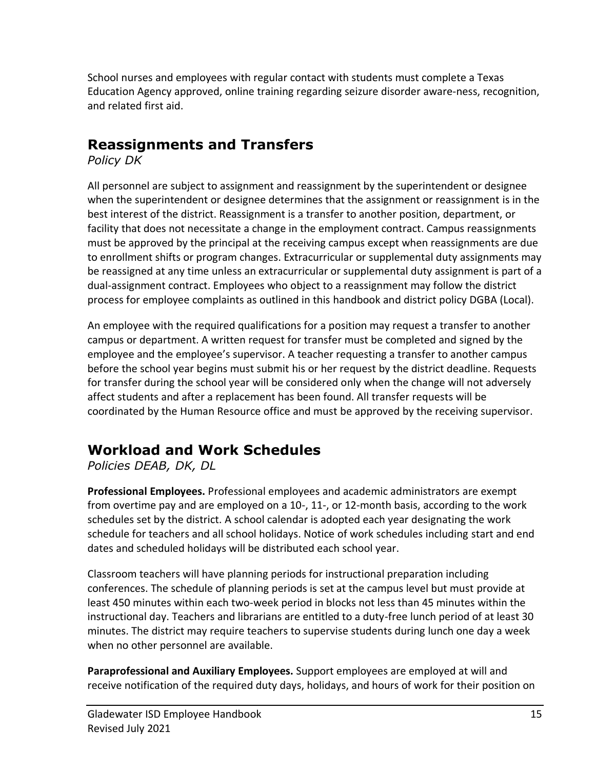School nurses and employees with regular contact with students must complete a Texas Education Agency approved, online training regarding seizure disorder aware-ness, recognition, and related first aid.

## Reassignments and Transfers

*Policy DK*

All personnel are subject to assignment and reassignment by the superintendent or designee when the superintendent or designee determines that the assignment or reassignment is in the best interest of the district. Reassignment is a transfer to another position, department, or facility that does not necessitate a change in the employment contract. Campus reassignments must be approved by the principal at the receiving campus except when reassignments are due to enrollment shifts or program changes. Extracurricular or supplemental duty assignments may be reassigned at any time unless an extracurricular or supplemental duty assignment is part of a dual-assignment contract. Employees who object to a reassignment may follow the district process for employee complaints as outlined in this handbook and district policy DGBA (Local).

An employee with the required qualifications for a position may request a transfer to another campus or department. A written request for transfer must be completed and signed by the employee and the employee's supervisor. A teacher requesting a transfer to another campus before the school year begins must submit his or her request by the district deadline. Requests for transfer during the school year will be considered only when the change will not adversely affect students and after a replacement has been found. All transfer requests will be coordinated by the Human Resource office and must be approved by the receiving supervisor.

## Workload and Work Schedules

*Policies DEAB, DK, DL*

**Professional Employees.** Professional employees and academic administrators are exempt from overtime pay and are employed on a 10-, 11-, or 12-month basis, according to the work schedules set by the district. A school calendar is adopted each year designating the work schedule for teachers and all school holidays. Notice of work schedules including start and end dates and scheduled holidays will be distributed each school year.

Classroom teachers will have planning periods for instructional preparation including conferences. The schedule of planning periods is set at the campus level but must provide at least 450 minutes within each two-week period in blocks not less than 45 minutes within the instructional day. Teachers and librarians are entitled to a duty-free lunch period of at least 30 minutes. The district may require teachers to supervise students during lunch one day a week when no other personnel are available.

**Paraprofessional and Auxiliary Employees.** Support employees are employed at will and receive notification of the required duty days, holidays, and hours of work for their position on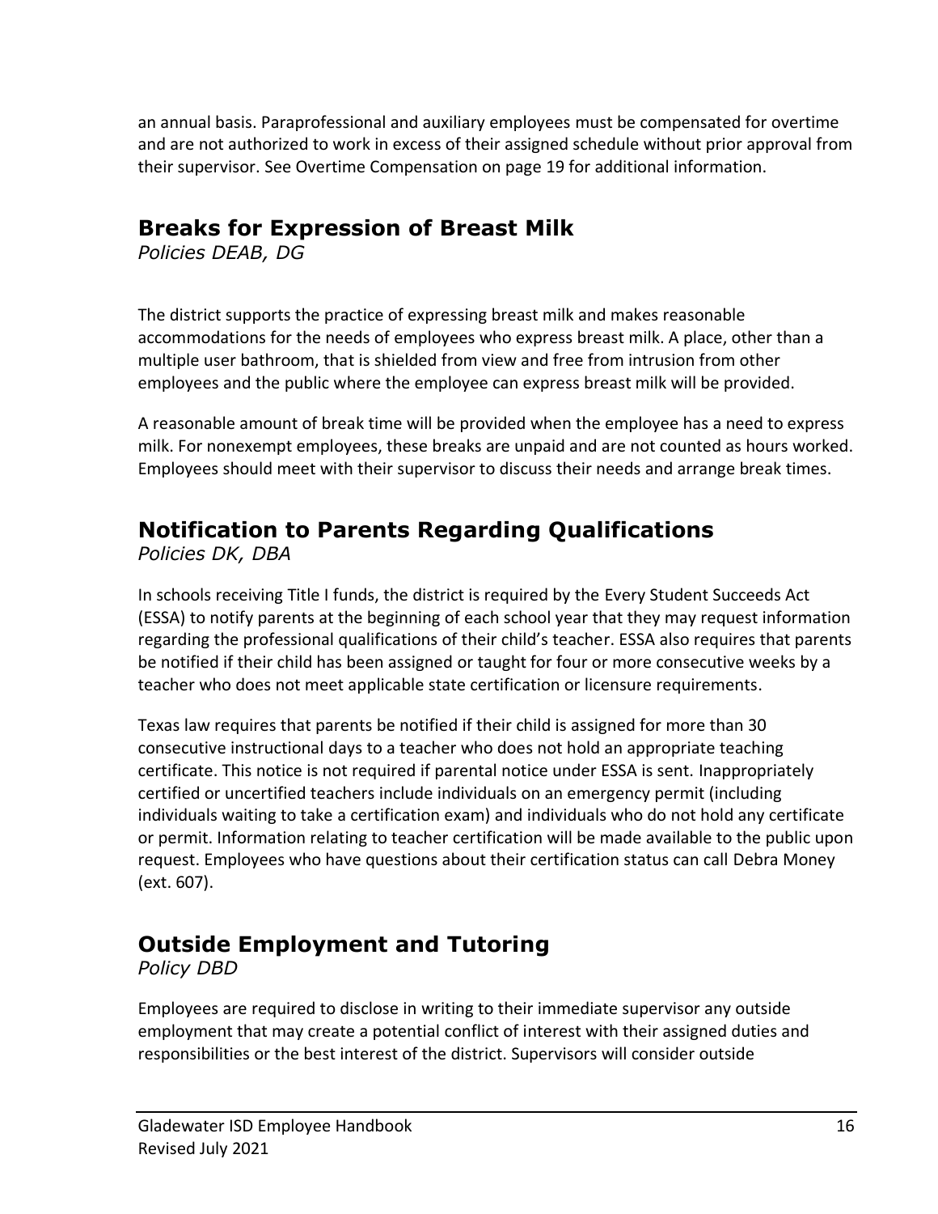an annual basis. Paraprofessional and auxiliary employees must be compensated for overtime and are not authorized to work in excess of their assigned schedule without prior approval from their supervisor. See Overtime Compensation on page 19 for additional information.

## Breaks for Expression of Breast Milk

*Policies DEAB, DG*

The district supports the practice of expressing breast milk and makes reasonable accommodations for the needs of employees who express breast milk. A place, other than a multiple user bathroom, that is shielded from view and free from intrusion from other employees and the public where the employee can express breast milk will be provided.

A reasonable amount of break time will be provided when the employee has a need to express milk. For nonexempt employees, these breaks are unpaid and are not counted as hours worked. Employees should meet with their supervisor to discuss their needs and arrange break times.

## Notification to Parents Regarding Qualifications

*Policies DK, DBA*

In schools receiving Title I funds, the district is required by the Every Student Succeeds Act (ESSA) to notify parents at the beginning of each school year that they may request information regarding the professional qualifications of their child's teacher. ESSA also requires that parents be notified if their child has been assigned or taught for four or more consecutive weeks by a teacher who does not meet applicable state certification or licensure requirements.

Texas law requires that parents be notified if their child is assigned for more than 30 consecutive instructional days to a teacher who does not hold an appropriate teaching certificate. This notice is not required if parental notice under ESSA is sent. Inappropriately certified or uncertified teachers include individuals on an emergency permit (including individuals waiting to take a certification exam) and individuals who do not hold any certificate or permit. Information relating to teacher certification will be made available to the public upon request. Employees who have questions about their certification status can call Debra Money (ext. 607).

## Outside Employment and Tutoring

*Policy DBD*

Employees are required to disclose in writing to their immediate supervisor any outside employment that may create a potential conflict of interest with their assigned duties and responsibilities or the best interest of the district. Supervisors will consider outside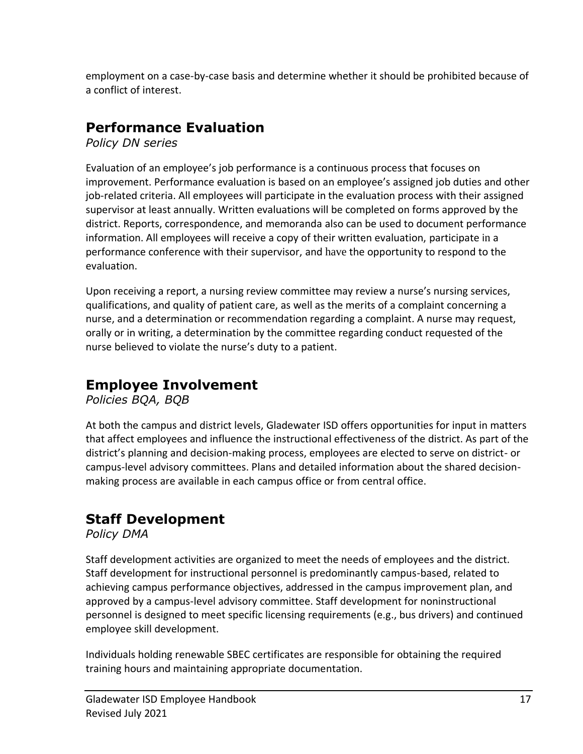employment on a case-by-case basis and determine whether it should be prohibited because of a conflict of interest.

## Performance Evaluation

*Policy DN series*

Evaluation of an employee's job performance is a continuous process that focuses on improvement. Performance evaluation is based on an employee's assigned job duties and other job-related criteria. All employees will participate in the evaluation process with their assigned supervisor at least annually. Written evaluations will be completed on forms approved by the district. Reports, correspondence, and memoranda also can be used to document performance information. All employees will receive a copy of their written evaluation, participate in a performance conference with their supervisor, and have the opportunity to respond to the evaluation.

Upon receiving a report, a nursing review committee may review a nurse's nursing services, qualifications, and quality of patient care, as well as the merits of a complaint concerning a nurse, and a determination or recommendation regarding a complaint. A nurse may request, orally or in writing, a determination by the committee regarding conduct requested of the nurse believed to violate the nurse's duty to a patient.

## Employee Involvement

*Policies BQA, BQB*

At both the campus and district levels, Gladewater ISD offers opportunities for input in matters that affect employees and influence the instructional effectiveness of the district. As part of the district's planning and decision-making process, employees are elected to serve on district- or campus-level advisory committees. Plans and detailed information about the shared decision-making process are available in each campus office or from central office.

## Staff Development

*Policy DMA*

Staff development activities are organized to meet the needs of employees and the district. Staff development for instructional personnel is predominantly campus-based, related to achieving campus performance objectives, addressed in the campus improvement plan, and approved by a campus-level advisory committee. Staff development for noninstructional personnel is designed to meet specific licensing requirements (e.g., bus drivers) and continued employee skill development.

Individuals holding renewable SBEC certificates are responsible for obtaining the required training hours and maintaining appropriate documentation.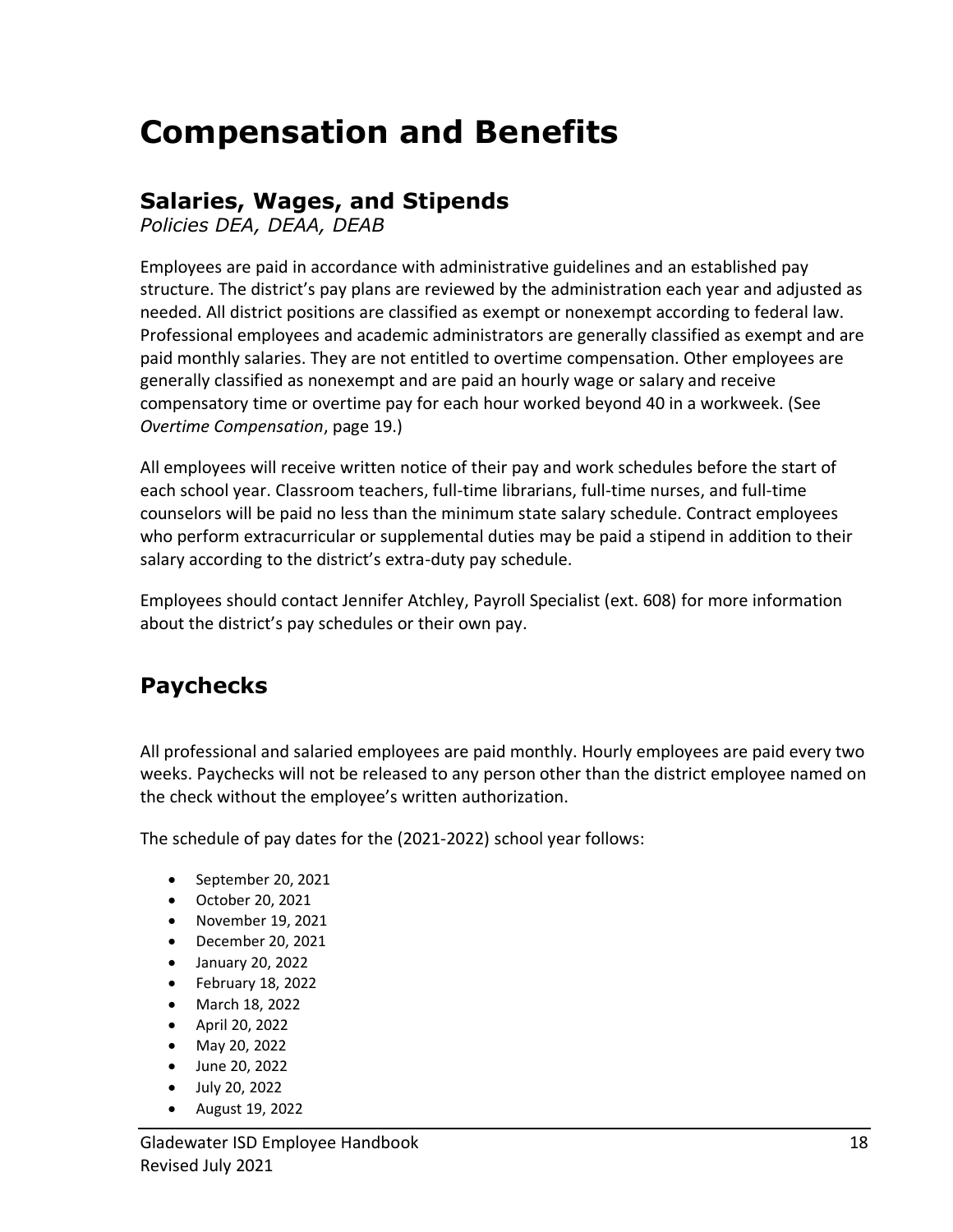# Compensation and Benefits

## Salaries, Wages, and Stipends

*Policies DEA, DEAA, DEAB*

Employees are paid in accordance with administrative guidelines and an established pay structure. The district's pay plans are reviewed by the administration each year and adjusted as needed. All district positions are classified as exempt or nonexempt according to federal law. Professional employees and academic administrators are generally classified as exempt and are paid monthly salaries. They are not entitled to overtime compensation. Other employees are generally classified as nonexempt and are paid an hourly wage or salary and receive compensatory time or overtime pay for each hour worked beyond 40 in a workweek. (See *Overtime Compensation*, page 19.)

All employees will receive written notice of their pay and work schedules before the start of each school year. Classroom teachers, full-time librarians, full-time nurses, and full-time counselors will be paid no less than the minimum state salary schedule. Contract employees who perform extracurricular or supplemental duties may be paid a stipend in addition to their salary according to the district's extra-duty pay schedule.

Employees should contact Jennifer Atchley, Payroll Specialist (ext. 608) for more information about the district's pay schedules or their own pay.

## Paychecks

All professional and salaried employees are paid monthly. Hourly employees are paid every two weeks. Paychecks will not be released to any person other than the district employee named on the check without the employee's written authorization.

The schedule of pay dates for the (2021-2022) school year follows:

- September 20, 2021
- October 20, 2021
- November 19, 2021
- December 20, 2021
- January 20, 2022
- February 18, 2022
- March 18, 2022
- April 20, 2022
- May 20, 2022
- June 20, 2022
- July 20, 2022
- August 19, 2022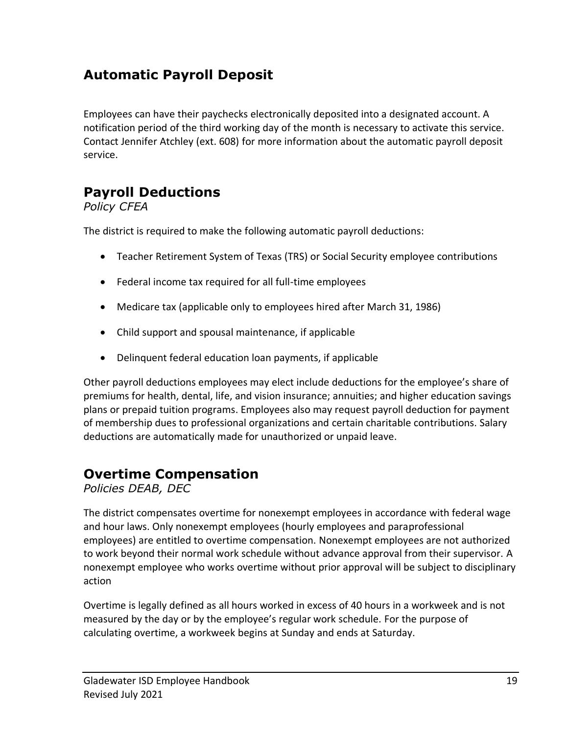## Automatic Payroll Deposit

Employees can have their paychecks electronically deposited into a designated account. A notification period of the third working day of the month is necessary to activate this service. Contact Jennifer Atchley (ext. 608) for more information about the automatic payroll deposit service.

## Payroll Deductions

*Policy CFEA*

The district is required to make the following automatic payroll deductions:

- Teacher Retirement System of Texas (TRS) or Social Security employee contributions
- Federal income tax required for all full-time employees
- Medicare tax (applicable only to employees hired after March 31, 1986)
- Child support and spousal maintenance, if applicable
- Delinquent federal education loan payments, if applicable

Other payroll deductions employees may elect include deductions for the employee's share of premiums for health, dental, life, and vision insurance; annuities; and higher education savings plans or prepaid tuition programs. Employees also may request payroll deduction for payment of membership dues to professional organizations and certain charitable contributions. Salary deductions are automatically made for unauthorized or unpaid leave.

## Overtime Compensation

*Policies DEAB, DEC*

The district compensates overtime for nonexempt employees in accordance with federal wage and hour laws. Only nonexempt employees (hourly employees and paraprofessional employees) are entitled to overtime compensation. Nonexempt employees are not authorized to work beyond their normal work schedule without advance approval from their supervisor. A nonexempt employee who works overtime without prior approval will be subject to disciplinary action

Overtime is legally defined as all hours worked in excess of 40 hours in a workweek and is not measured by the day or by the employee's regular work schedule. For the purpose of calculating overtime, a workweek begins at Sunday and ends at Saturday.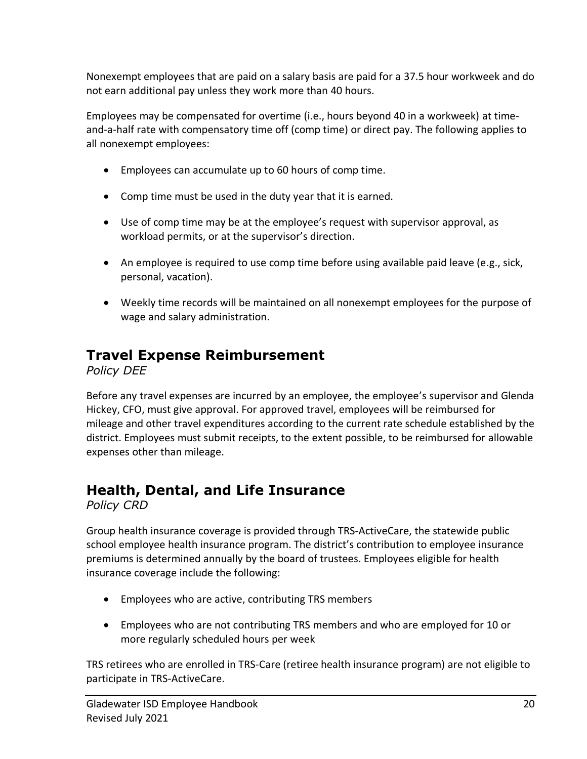Nonexempt employees that are paid on a salary basis are paid for a 37.5 hour workweek and do not earn additional pay unless they work more than 40 hours.

Employees may be compensated for overtime (i.e., hours beyond 40 in a workweek) at time-and-a-half rate with compensatory time off (comp time) or direct pay. The following applies to all nonexempt employees:

- Employees can accumulate up to 60 hours of comp time.
- Comp time must be used in the duty year that it is earned.
- Use of comp time may be at the employee's request with supervisor approval, as workload permits, or at the supervisor's direction.
- An employee is required to use comp time before using available paid leave (e.g., sick, personal, vacation).
- Weekly time records will be maintained on all nonexempt employees for the purpose of wage and salary administration.

## Travel Expense Reimbursement

*Policy DEE*

Before any travel expenses are incurred by an employee, the employee's supervisor and Glenda Hickey, CFO, must give approval. For approved travel, employees will be reimbursed for mileage and other travel expenditures according to the current rate schedule established by the district. Employees must submit receipts, to the extent possible, to be reimbursed for allowable expenses other than mileage.

## Health, Dental, and Life Insurance

*Policy CRD*

Group health insurance coverage is provided through TRS-ActiveCare, the statewide public school employee health insurance program. The district's contribution to employee insurance premiums is determined annually by the board of trustees. Employees eligible for health insurance coverage include the following:

- Employees who are active, contributing TRS members
- Employees who are not contributing TRS members and who are employed for 10 or more regularly scheduled hours per week

TRS retirees who are enrolled in TRS-Care (retiree health insurance program) are not eligible to participate in TRS-ActiveCare.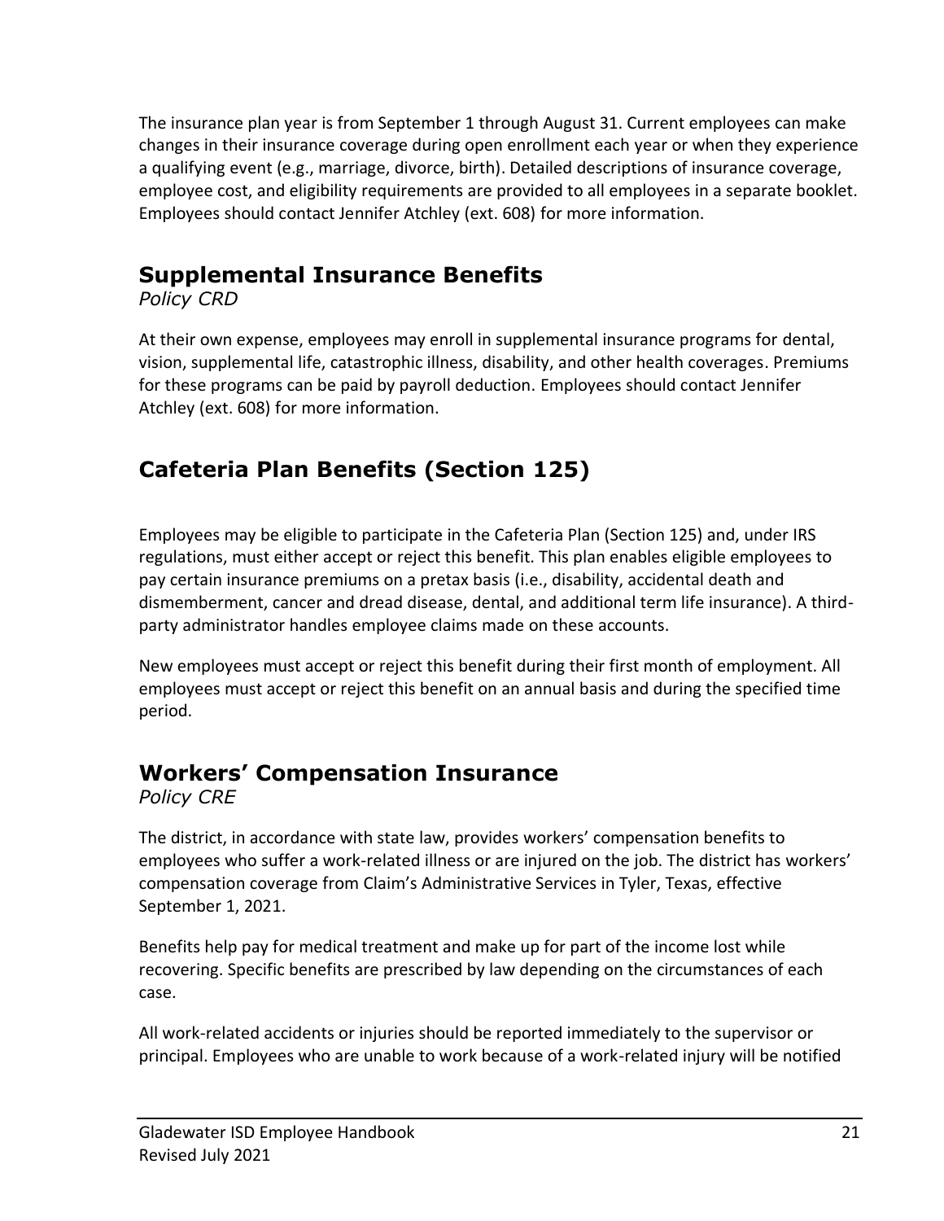The insurance plan year is from September 1 through August 31. Current employees can make changes in their insurance coverage during open enrollment each year or when they experience a qualifying event (e.g., marriage, divorce, birth). Detailed descriptions of insurance coverage, employee cost, and eligibility requirements are provided to all employees in a separate booklet. Employees should contact Jennifer Atchley (ext. 608) for more information.

## Supplemental Insurance Benefits

*Policy CRD*

At their own expense, employees may enroll in supplemental insurance programs for dental, vision, supplemental life, catastrophic illness, disability, and other health coverages. Premiums for these programs can be paid by payroll deduction. Employees should contact Jennifer Atchley (ext. 608) for more information.

## Cafeteria Plan Benefits (Section 125)

Employees may be eligible to participate in the Cafeteria Plan (Section 125) and, under IRS regulations, must either accept or reject this benefit. This plan enables eligible employees to pay certain insurance premiums on a pretax basis (i.e., disability, accidental death and dismemberment, cancer and dread disease, dental, and additional term life insurance). A third-party administrator handles employee claims made on these accounts.

New employees must accept or reject this benefit during their first month of employment. All employees must accept or reject this benefit on an annual basis and during the specified time period.

## Workers' Compensation Insurance

*Policy CRE*

The district, in accordance with state law, provides workers' compensation benefits to employees who suffer a work-related illness or are injured on the job. The district has workers' compensation coverage from Claim's Administrative Services in Tyler, Texas, effective September 1, 2021.

Benefits help pay for medical treatment and make up for part of the income lost while recovering. Specific benefits are prescribed by law depending on the circumstances of each case.

All work-related accidents or injuries should be reported immediately to the supervisor or principal. Employees who are unable to work because of a work-related injury will be notified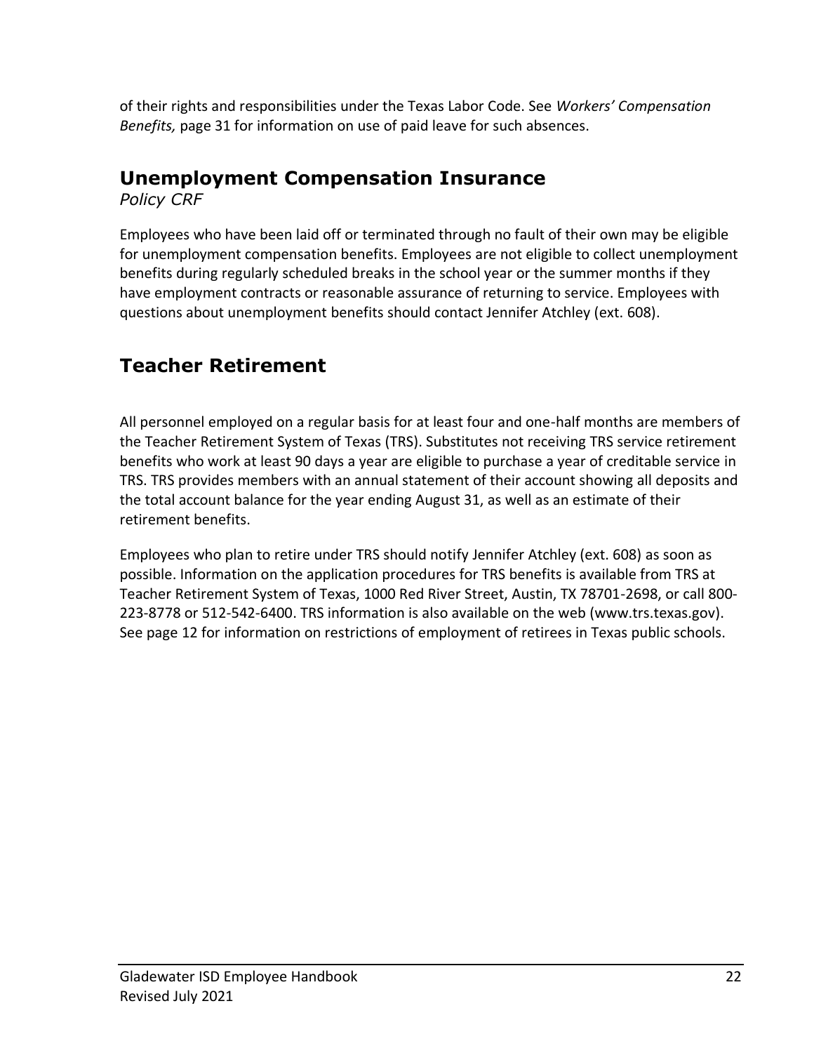of their rights and responsibilities under the Texas Labor Code. See *Workers' Compensation Benefits,* page 31 for information on use of paid leave for such absences.

## Unemployment Compensation Insurance

*Policy CRF*

Employees who have been laid off or terminated through no fault of their own may be eligible for unemployment compensation benefits. Employees are not eligible to collect unemployment benefits during regularly scheduled breaks in the school year or the summer months if they have employment contracts or reasonable assurance of returning to service. Employees with questions about unemployment benefits should contact Jennifer Atchley (ext. 608).

## Teacher Retirement

All personnel employed on a regular basis for at least four and one-half months are members of the Teacher Retirement System of Texas (TRS). Substitutes not receiving TRS service retirement benefits who work at least 90 days a year are eligible to purchase a year of creditable service in TRS. TRS provides members with an annual statement of their account showing all deposits and the total account balance for the year ending August 31, as well as an estimate of their retirement benefits.

Employees who plan to retire under TRS should notify Jennifer Atchley (ext. 608) as soon as possible. Information on the application procedures for TRS benefits is available from TRS at Teacher Retirement System of Texas, 1000 Red River Street, Austin, TX 78701-2698, or call 800-223-8778 or 512-542-6400. TRS information is also available on the web (www.trs.texas.gov). See page 12 for information on restrictions of employment of retirees in Texas public schools.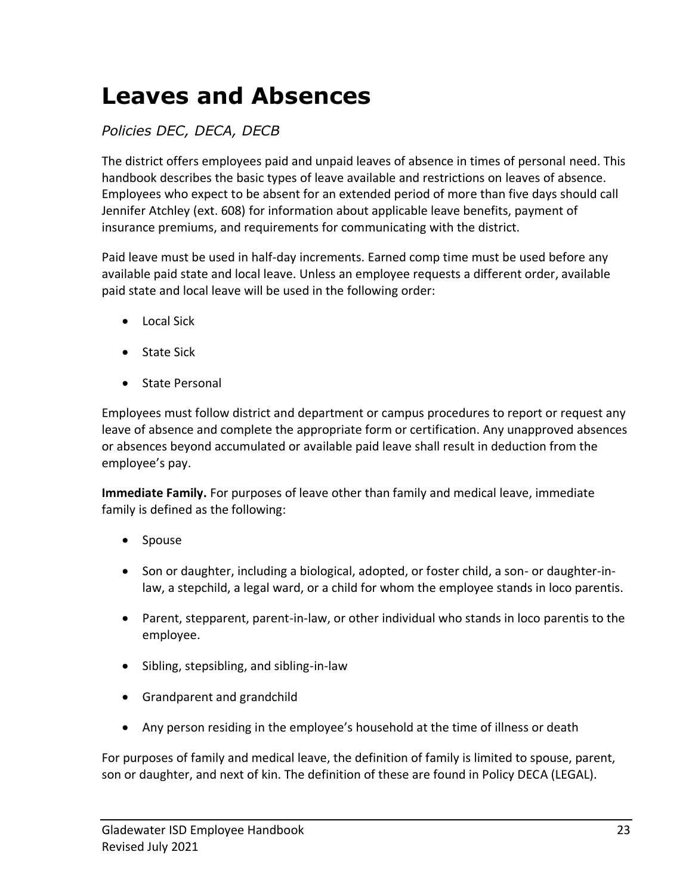# Leaves and Absences

*Policies DEC, DECA, DECB*

The district offers employees paid and unpaid leaves of absence in times of personal need. This handbook describes the basic types of leave available and restrictions on leaves of absence. Employees who expect to be absent for an extended period of more than five days should call Jennifer Atchley (ext. 608) for information about applicable leave benefits, payment of insurance premiums, and requirements for communicating with the district.

Paid leave must be used in half-day increments. Earned comp time must be used before any available paid state and local leave. Unless an employee requests a different order, available paid state and local leave will be used in the following order:

- Local Sick
- State Sick
- State Personal

Employees must follow district and department or campus procedures to report or request any leave of absence and complete the appropriate form or certification. Any unapproved absences or absences beyond accumulated or available paid leave shall result in deduction from the employee's pay.

**Immediate Family.** For purposes of leave other than family and medical leave, immediate family is defined as the following:

- Spouse
- Son or daughter, including a biological, adopted, or foster child, a son- or daughter-in-law, a stepchild, a legal ward, or a child for whom the employee stands in loco parentis.
- Parent, stepparent, parent-in-law, or other individual who stands in loco parentis to the employee.
- Sibling, stepsibling, and sibling-in-law
- Grandparent and grandchild
- Any person residing in the employee's household at the time of illness or death

For purposes of family and medical leave, the definition of family is limited to spouse, parent, son or daughter, and next of kin. The definition of these are found in Policy DECA (LEGAL).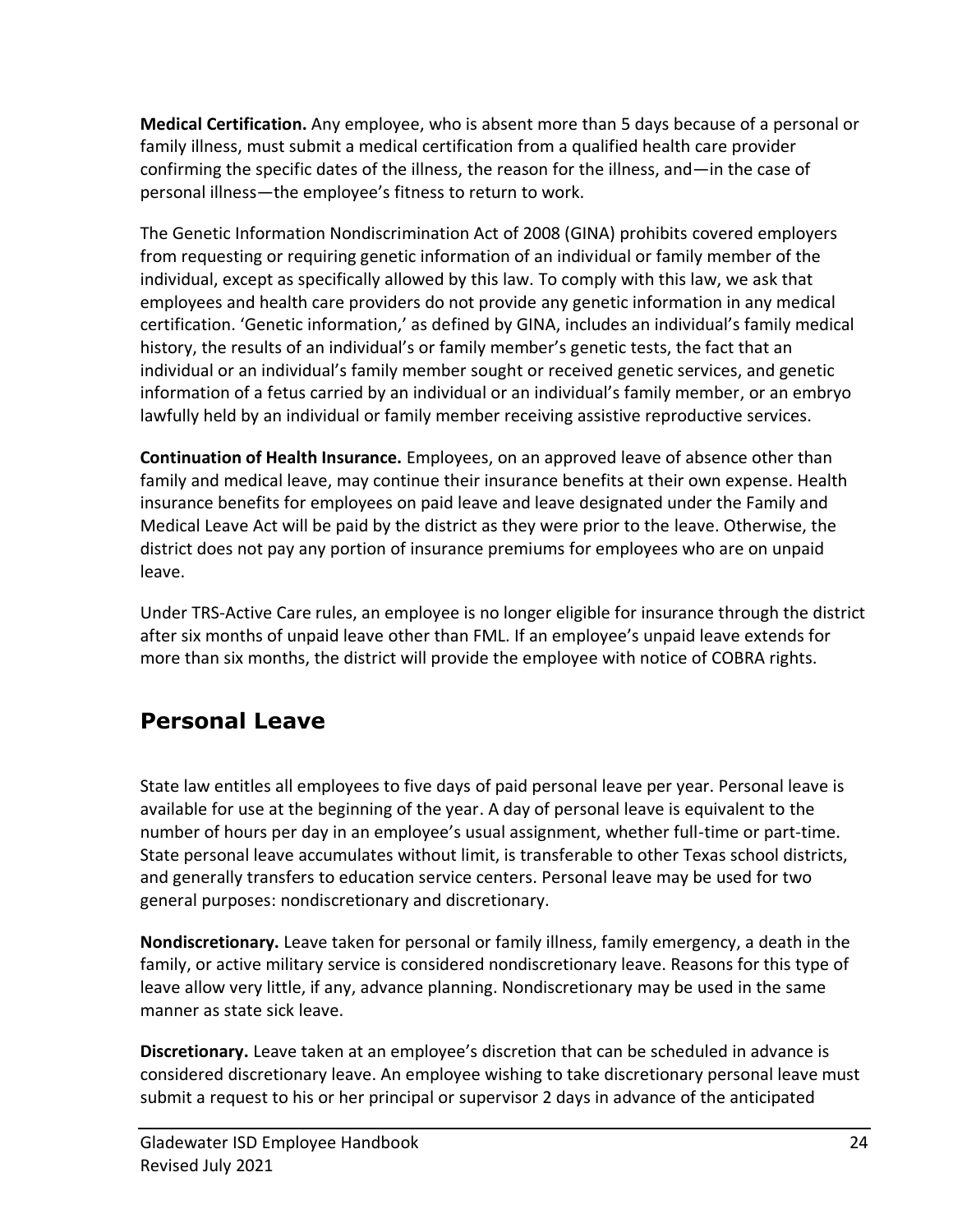**Medical Certification.** Any employee, who is absent more than 5 days because of a personal or family illness, must submit a medical certification from a qualified health care provider confirming the specific dates of the illness, the reason for the illness, and—in the case of personal illness—the employee's fitness to return to work.

The Genetic Information Nondiscrimination Act of 2008 (GINA) prohibits covered employers from requesting or requiring genetic information of an individual or family member of the individual, except as specifically allowed by this law. To comply with this law, we ask that employees and health care providers do not provide any genetic information in any medical certification. 'Genetic information,' as defined by GINA, includes an individual's family medical history, the results of an individual's or family member's genetic tests, the fact that an individual or an individual's family member sought or received genetic services, and genetic information of a fetus carried by an individual or an individual's family member, or an embryo lawfully held by an individual or family member receiving assistive reproductive services.

**Continuation of Health Insurance.** Employees, on an approved leave of absence other than family and medical leave, may continue their insurance benefits at their own expense. Health insurance benefits for employees on paid leave and leave designated under the Family and Medical Leave Act will be paid by the district as they were prior to the leave. Otherwise, the district does not pay any portion of insurance premiums for employees who are on unpaid leave.

Under TRS-Active Care rules, an employee is no longer eligible for insurance through the district after six months of unpaid leave other than FML. If an employee's unpaid leave extends for more than six months, the district will provide the employee with notice of COBRA rights.

## Personal Leave

State law entitles all employees to five days of paid personal leave per year. Personal leave is available for use at the beginning of the year. A day of personal leave is equivalent to the number of hours per day in an employee's usual assignment, whether full-time or part-time. State personal leave accumulates without limit, is transferable to other Texas school districts, and generally transfers to education service centers. Personal leave may be used for two general purposes: nondiscretionary and discretionary.

**Nondiscretionary.** Leave taken for personal or family illness, family emergency, a death in the family, or active military service is considered nondiscretionary leave. Reasons for this type of leave allow very little, if any, advance planning. Nondiscretionary may be used in the same manner as state sick leave.

**Discretionary.** Leave taken at an employee's discretion that can be scheduled in advance is considered discretionary leave. An employee wishing to take discretionary personal leave must submit a request to his or her principal or supervisor 2 days in advance of the anticipated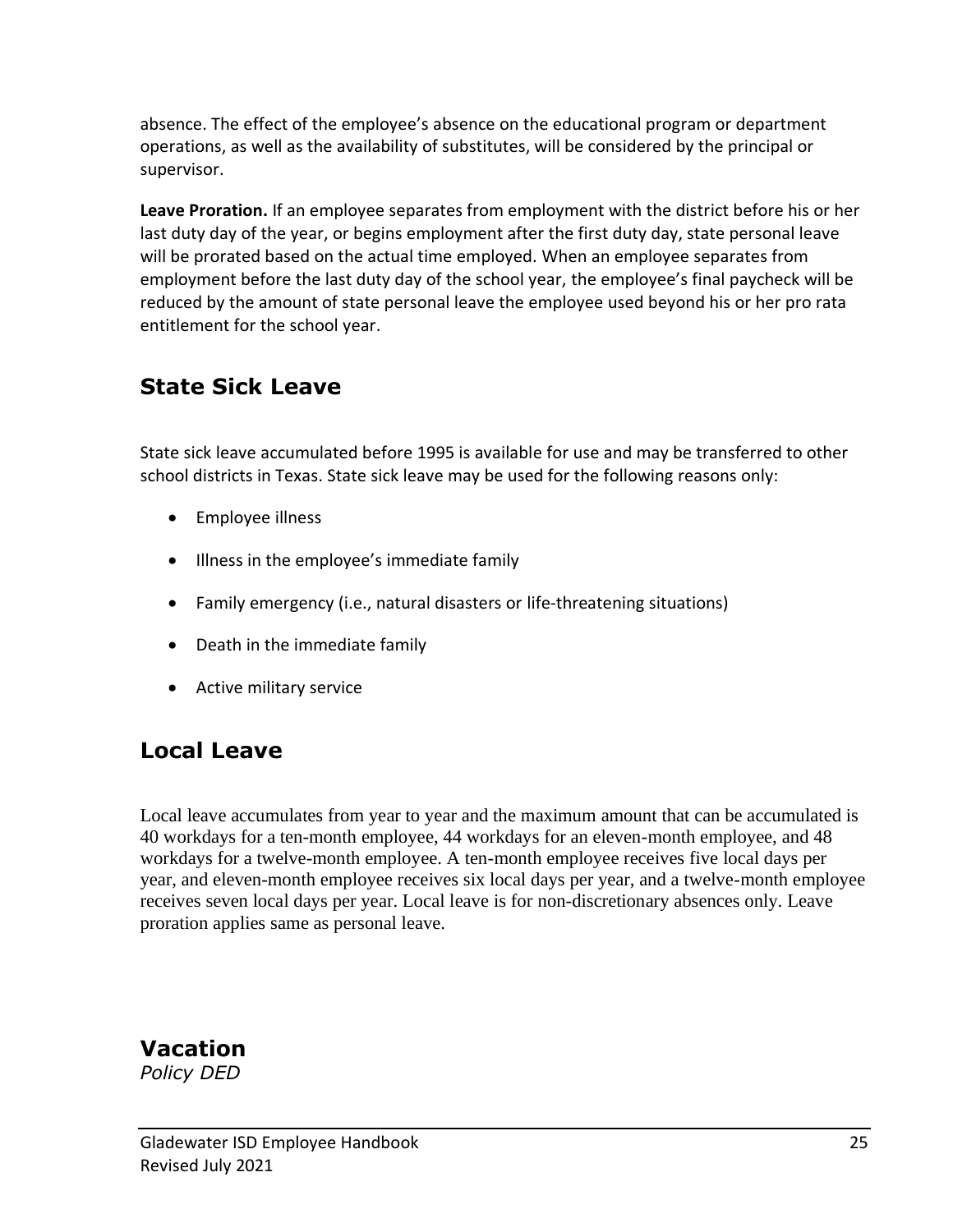absence. The effect of the employee's absence on the educational program or department operations, as well as the availability of substitutes, will be considered by the principal or supervisor.

**Leave Proration.** If an employee separates from employment with the district before his or her last duty day of the year, or begins employment after the first duty day, state personal leave will be prorated based on the actual time employed. When an employee separates from employment before the last duty day of the school year, the employee's final paycheck will be reduced by the amount of state personal leave the employee used beyond his or her pro rata entitlement for the school year.

## State Sick Leave

State sick leave accumulated before 1995 is available for use and may be transferred to other school districts in Texas. State sick leave may be used for the following reasons only:

- Employee illness
- Illness in the employee's immediate family
- Family emergency (i.e., natural disasters or life-threatening situations)
- Death in the immediate family
- Active military service

## Local Leave

Local leave accumulates from year to year and the maximum amount that can be accumulated is 40 workdays for a ten-month employee, 44 workdays for an eleven-month employee, and 48 workdays for a twelve-month employee. A ten-month employee receives five local days per year, and eleven-month employee receives six local days per year, and a twelve-month employee receives seven local days per year. Local leave is for non-discretionary absences only. Leave proration applies same as personal leave.

## Vacation

*Policy DED*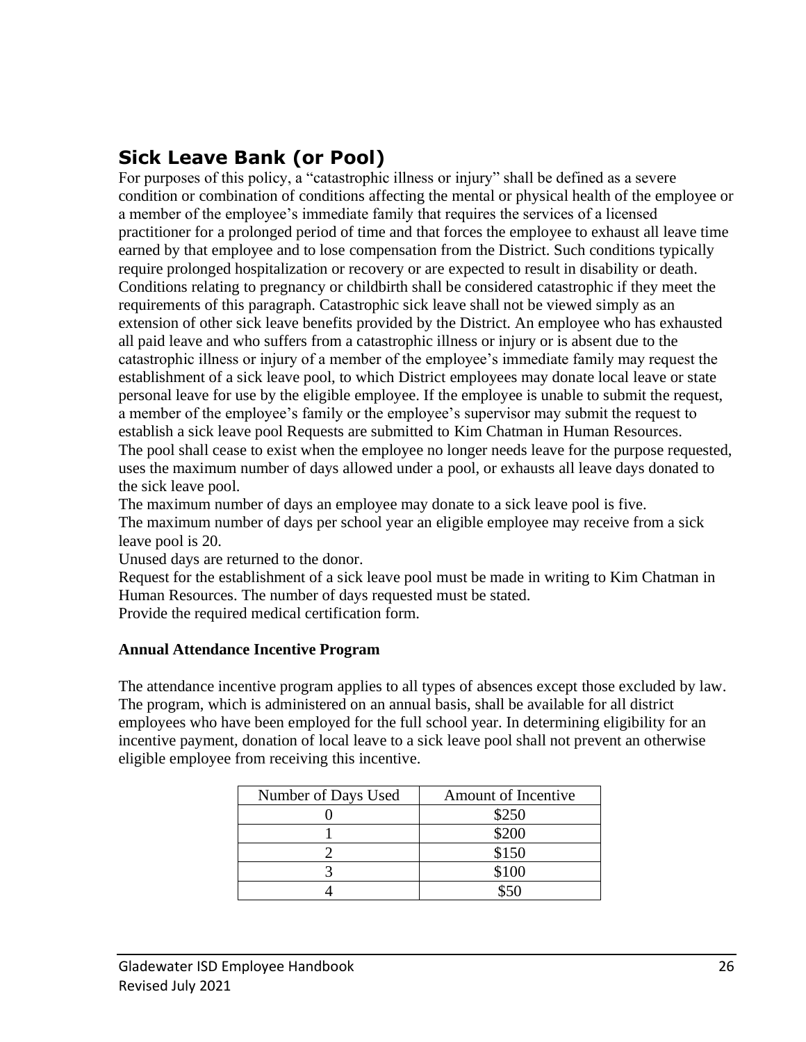## Sick Leave Bank (or Pool)

For purposes of this policy, a "catastrophic illness or injury" shall be defined as a severe condition or combination of conditions affecting the mental or physical health of the employee or a member of the employee's immediate family that requires the services of a licensed practitioner for a prolonged period of time and that forces the employee to exhaust all leave time earned by that employee and to lose compensation from the District. Such conditions typically require prolonged hospitalization or recovery or are expected to result in disability or death. Conditions relating to pregnancy or childbirth shall be considered catastrophic if they meet the requirements of this paragraph. Catastrophic sick leave shall not be viewed simply as an extension of other sick leave benefits provided by the District. An employee who has exhausted all paid leave and who suffers from a catastrophic illness or injury or is absent due to the catastrophic illness or injury of a member of the employee's immediate family may request the establishment of a sick leave pool, to which District employees may donate local leave or state personal leave for use by the eligible employee. If the employee is unable to submit the request, a member of the employee's family or the employee's supervisor may submit the request to establish a sick leave pool Requests are submitted to Kim Chatman in Human Resources.

The pool shall cease to exist when the employee no longer needs leave for the purpose requested, uses the maximum number of days allowed under a pool, or exhausts all leave days donated to the sick leave pool.

The maximum number of days an employee may donate to a sick leave pool is five.

The maximum number of days per school year an eligible employee may receive from a sick leave pool is 20.

Unused days are returned to the donor.

Request for the establishment of a sick leave pool must be made in writing to Kim Chatman in Human Resources. The number of days requested must be stated.

Provide the required medical certification form.

**Annual Attendance Incentive Program**

The attendance incentive program applies to all types of absences except those excluded by law. The program, which is administered on an annual basis, shall be available for all district employees who have been employed for the full school year. In determining eligibility for an incentive payment, donation of local leave to a sick leave pool shall not prevent an otherwise eligible employee from receiving this incentive.

| Number of Days Used | Amount of Incentive |
|---|---|
| 0 | $250 |
| 1 | $200 |
| 2 | $150 |
| 3 | $100 |
| 4 | $50 |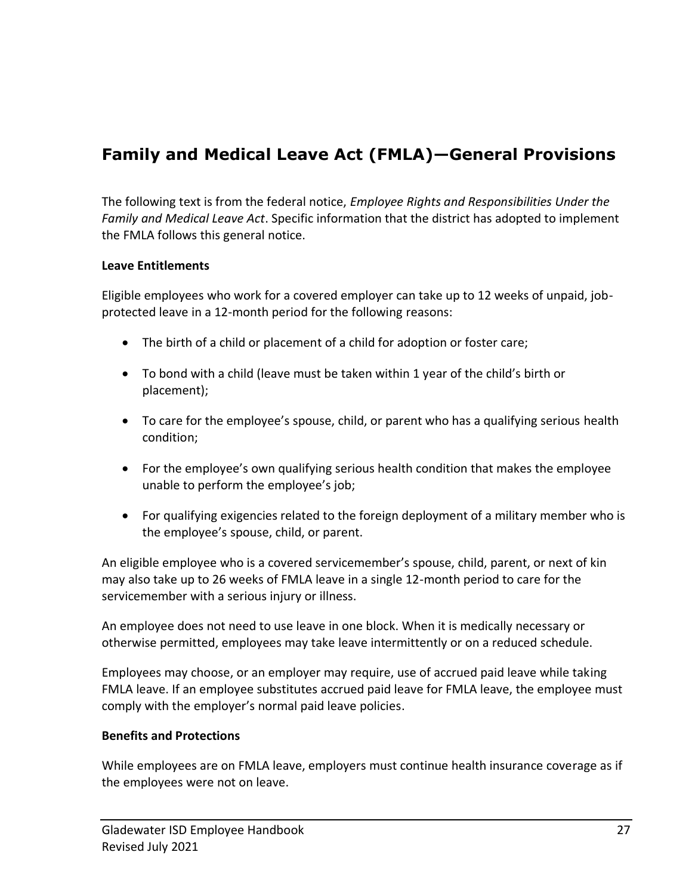## Family and Medical Leave Act (FMLA)—General Provisions

The following text is from the federal notice, *Employee Rights and Responsibilities Under the Family and Medical Leave Act*. Specific information that the district has adopted to implement the FMLA follows this general notice.

**Leave Entitlements**

Eligible employees who work for a covered employer can take up to 12 weeks of unpaid, job-protected leave in a 12-month period for the following reasons:

- The birth of a child or placement of a child for adoption or foster care;
- To bond with a child (leave must be taken within 1 year of the child's birth or placement);
- To care for the employee's spouse, child, or parent who has a qualifying serious health condition;
- For the employee's own qualifying serious health condition that makes the employee unable to perform the employee's job;
- For qualifying exigencies related to the foreign deployment of a military member who is the employee's spouse, child, or parent.

An eligible employee who is a covered servicemember's spouse, child, parent, or next of kin may also take up to 26 weeks of FMLA leave in a single 12-month period to care for the servicemember with a serious injury or illness.

An employee does not need to use leave in one block. When it is medically necessary or otherwise permitted, employees may take leave intermittently or on a reduced schedule.

Employees may choose, or an employer may require, use of accrued paid leave while taking FMLA leave. If an employee substitutes accrued paid leave for FMLA leave, the employee must comply with the employer's normal paid leave policies.

**Benefits and Protections**

While employees are on FMLA leave, employers must continue health insurance coverage as if the employees were not on leave.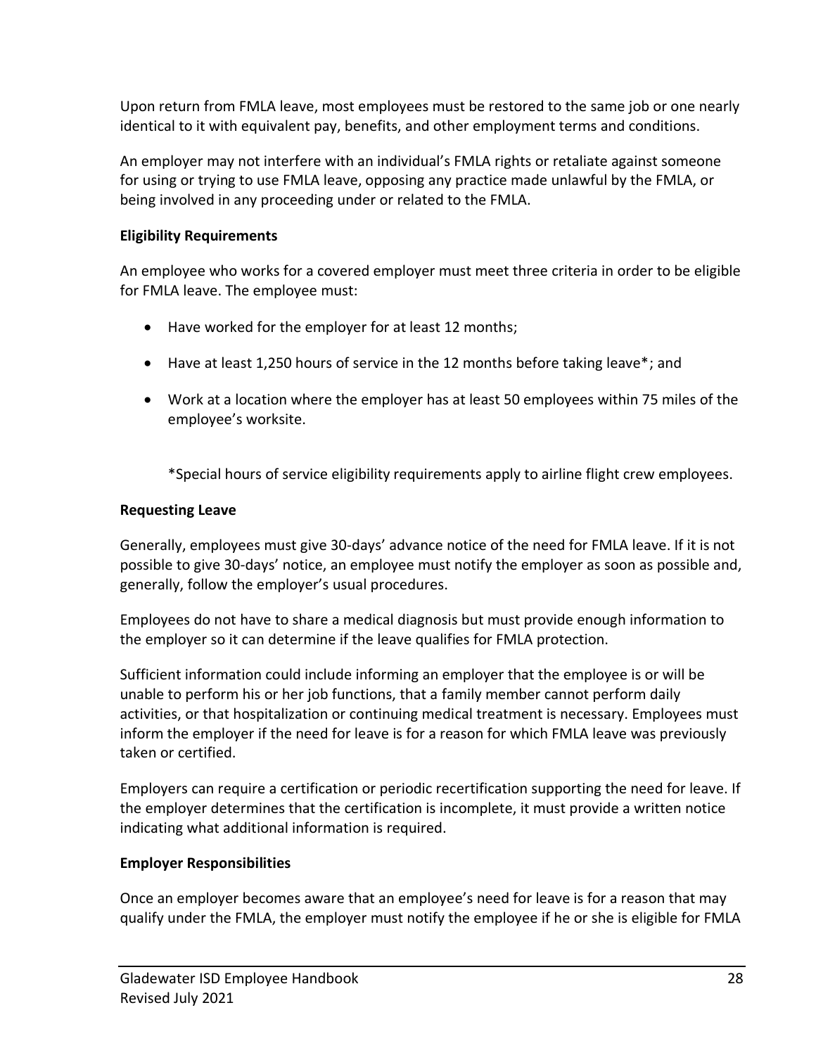Upon return from FMLA leave, most employees must be restored to the same job or one nearly identical to it with equivalent pay, benefits, and other employment terms and conditions.

An employer may not interfere with an individual's FMLA rights or retaliate against someone for using or trying to use FMLA leave, opposing any practice made unlawful by the FMLA, or being involved in any proceeding under or related to the FMLA.

**Eligibility Requirements**

An employee who works for a covered employer must meet three criteria in order to be eligible for FMLA leave. The employee must:

- Have worked for the employer for at least 12 months;
- Have at least 1,250 hours of service in the 12 months before taking leave*; and
- Work at a location where the employer has at least 50 employees within 75 miles of the employee's worksite.

*Special hours of service eligibility requirements apply to airline flight crew employees.

**Requesting Leave**

Generally, employees must give 30-days' advance notice of the need for FMLA leave. If it is not possible to give 30-days' notice, an employee must notify the employer as soon as possible and, generally, follow the employer's usual procedures.

Employees do not have to share a medical diagnosis but must provide enough information to the employer so it can determine if the leave qualifies for FMLA protection.

Sufficient information could include informing an employer that the employee is or will be unable to perform his or her job functions, that a family member cannot perform daily activities, or that hospitalization or continuing medical treatment is necessary. Employees must inform the employer if the need for leave is for a reason for which FMLA leave was previously taken or certified.

Employers can require a certification or periodic recertification supporting the need for leave. If the employer determines that the certification is incomplete, it must provide a written notice indicating what additional information is required.

**Employer Responsibilities**

Once an employer becomes aware that an employee's need for leave is for a reason that may qualify under the FMLA, the employer must notify the employee if he or she is eligible for FMLA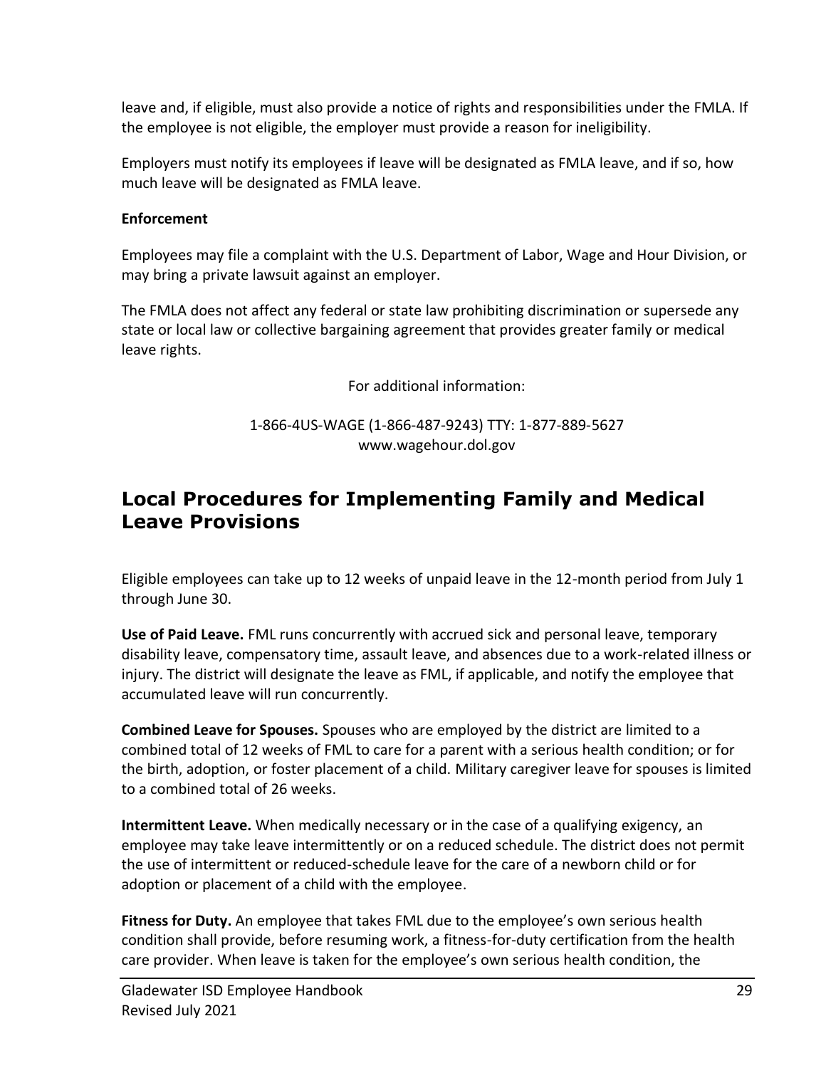leave and, if eligible, must also provide a notice of rights and responsibilities under the FMLA. If the employee is not eligible, the employer must provide a reason for ineligibility.

Employers must notify its employees if leave will be designated as FMLA leave, and if so, how much leave will be designated as FMLA leave.

**Enforcement**

Employees may file a complaint with the U.S. Department of Labor, Wage and Hour Division, or may bring a private lawsuit against an employer.

The FMLA does not affect any federal or state law prohibiting discrimination or supersede any state or local law or collective bargaining agreement that provides greater family or medical leave rights.

For additional information:

1-866-4US-WAGE (1-866-487-9243) TTY: 1-877-889-5627
www.wagehour.dol.gov

## Local Procedures for Implementing Family and Medical Leave Provisions

Eligible employees can take up to 12 weeks of unpaid leave in the 12-month period from July 1 through June 30.

**Use of Paid Leave.** FML runs concurrently with accrued sick and personal leave, temporary disability leave, compensatory time, assault leave, and absences due to a work-related illness or injury. The district will designate the leave as FML, if applicable, and notify the employee that accumulated leave will run concurrently.

**Combined Leave for Spouses.** Spouses who are employed by the district are limited to a combined total of 12 weeks of FML to care for a parent with a serious health condition; or for the birth, adoption, or foster placement of a child. Military caregiver leave for spouses is limited to a combined total of 26 weeks.

**Intermittent Leave.** When medically necessary or in the case of a qualifying exigency, an employee may take leave intermittently or on a reduced schedule. The district does not permit the use of intermittent or reduced-schedule leave for the care of a newborn child or for adoption or placement of a child with the employee.

**Fitness for Duty.** An employee that takes FML due to the employee's own serious health condition shall provide, before resuming work, a fitness-for-duty certification from the health care provider. When leave is taken for the employee's own serious health condition, the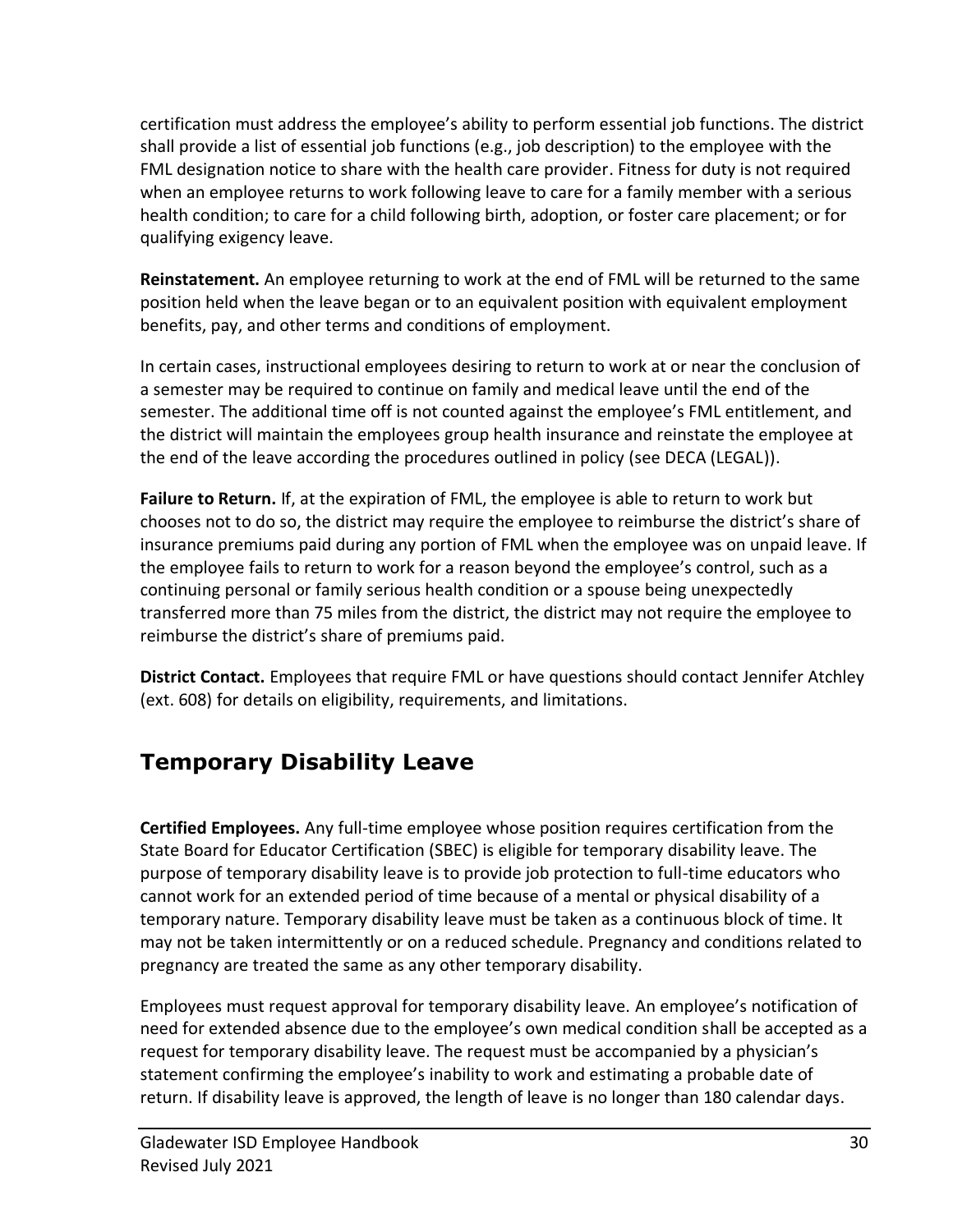certification must address the employee's ability to perform essential job functions. The district shall provide a list of essential job functions (e.g., job description) to the employee with the FML designation notice to share with the health care provider. Fitness for duty is not required when an employee returns to work following leave to care for a family member with a serious health condition; to care for a child following birth, adoption, or foster care placement; or for qualifying exigency leave.

**Reinstatement.** An employee returning to work at the end of FML will be returned to the same position held when the leave began or to an equivalent position with equivalent employment benefits, pay, and other terms and conditions of employment.

In certain cases, instructional employees desiring to return to work at or near the conclusion of a semester may be required to continue on family and medical leave until the end of the semester. The additional time off is not counted against the employee's FML entitlement, and the district will maintain the employees group health insurance and reinstate the employee at the end of the leave according the procedures outlined in policy (see DECA (LEGAL)).

**Failure to Return.** If, at the expiration of FML, the employee is able to return to work but chooses not to do so, the district may require the employee to reimburse the district's share of insurance premiums paid during any portion of FML when the employee was on unpaid leave. If the employee fails to return to work for a reason beyond the employee's control, such as a continuing personal or family serious health condition or a spouse being unexpectedly transferred more than 75 miles from the district, the district may not require the employee to reimburse the district's share of premiums paid.

**District Contact.** Employees that require FML or have questions should contact Jennifer Atchley (ext. 608) for details on eligibility, requirements, and limitations.

## Temporary Disability Leave

**Certified Employees.** Any full-time employee whose position requires certification from the State Board for Educator Certification (SBEC) is eligible for temporary disability leave. The purpose of temporary disability leave is to provide job protection to full-time educators who cannot work for an extended period of time because of a mental or physical disability of a temporary nature. Temporary disability leave must be taken as a continuous block of time. It may not be taken intermittently or on a reduced schedule. Pregnancy and conditions related to pregnancy are treated the same as any other temporary disability.

Employees must request approval for temporary disability leave. An employee's notification of need for extended absence due to the employee's own medical condition shall be accepted as a request for temporary disability leave. The request must be accompanied by a physician's statement confirming the employee's inability to work and estimating a probable date of return. If disability leave is approved, the length of leave is no longer than 180 calendar days.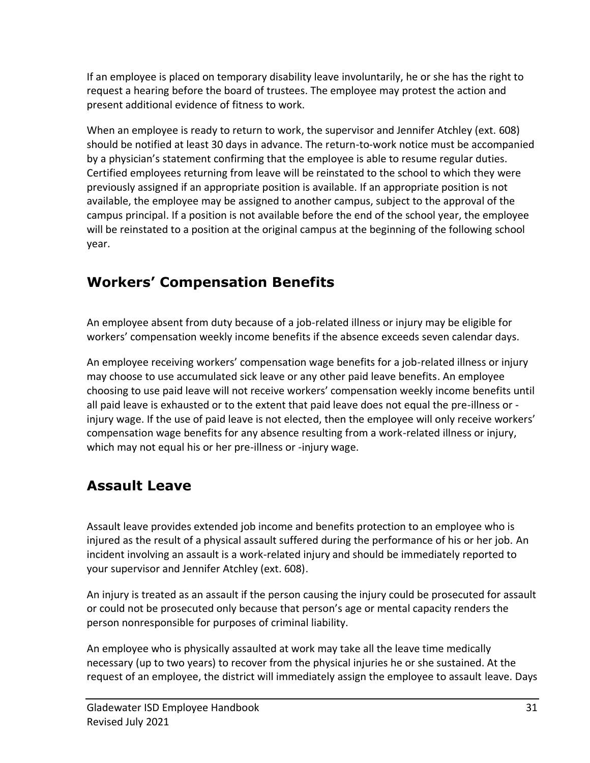If an employee is placed on temporary disability leave involuntarily, he or she has the right to request a hearing before the board of trustees. The employee may protest the action and present additional evidence of fitness to work.

When an employee is ready to return to work, the supervisor and Jennifer Atchley (ext. 608) should be notified at least 30 days in advance. The return-to-work notice must be accompanied by a physician's statement confirming that the employee is able to resume regular duties. Certified employees returning from leave will be reinstated to the school to which they were previously assigned if an appropriate position is available. If an appropriate position is not available, the employee may be assigned to another campus, subject to the approval of the campus principal. If a position is not available before the end of the school year, the employee will be reinstated to a position at the original campus at the beginning of the following school year.

## Workers' Compensation Benefits

An employee absent from duty because of a job-related illness or injury may be eligible for workers' compensation weekly income benefits if the absence exceeds seven calendar days.

An employee receiving workers' compensation wage benefits for a job-related illness or injury may choose to use accumulated sick leave or any other paid leave benefits. An employee choosing to use paid leave will not receive workers' compensation weekly income benefits until all paid leave is exhausted or to the extent that paid leave does not equal the pre-illness or -injury wage. If the use of paid leave is not elected, then the employee will only receive workers' compensation wage benefits for any absence resulting from a work-related illness or injury, which may not equal his or her pre-illness or -injury wage.

## Assault Leave

Assault leave provides extended job income and benefits protection to an employee who is injured as the result of a physical assault suffered during the performance of his or her job. An incident involving an assault is a work-related injury and should be immediately reported to your supervisor and Jennifer Atchley (ext. 608).

An injury is treated as an assault if the person causing the injury could be prosecuted for assault or could not be prosecuted only because that person's age or mental capacity renders the person nonresponsible for purposes of criminal liability.

An employee who is physically assaulted at work may take all the leave time medically necessary (up to two years) to recover from the physical injuries he or she sustained. At the request of an employee, the district will immediately assign the employee to assault leave. Days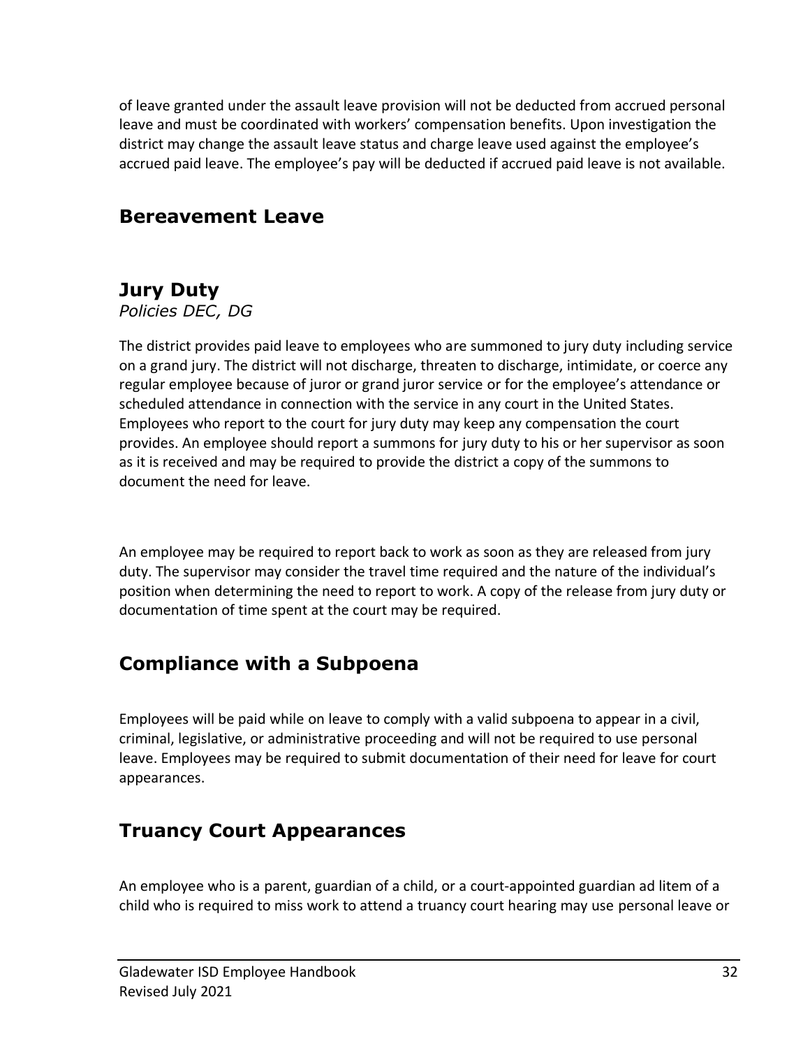of leave granted under the assault leave provision will not be deducted from accrued personal leave and must be coordinated with workers' compensation benefits. Upon investigation the district may change the assault leave status and charge leave used against the employee's accrued paid leave. The employee's pay will be deducted if accrued paid leave is not available.

## Bereavement Leave

## Jury Duty

*Policies DEC, DG*

The district provides paid leave to employees who are summoned to jury duty including service on a grand jury. The district will not discharge, threaten to discharge, intimidate, or coerce any regular employee because of juror or grand juror service or for the employee's attendance or scheduled attendance in connection with the service in any court in the United States. Employees who report to the court for jury duty may keep any compensation the court provides. An employee should report a summons for jury duty to his or her supervisor as soon as it is received and may be required to provide the district a copy of the summons to document the need for leave.

An employee may be required to report back to work as soon as they are released from jury duty. The supervisor may consider the travel time required and the nature of the individual's position when determining the need to report to work. A copy of the release from jury duty or documentation of time spent at the court may be required.

## Compliance with a Subpoena

Employees will be paid while on leave to comply with a valid subpoena to appear in a civil, criminal, legislative, or administrative proceeding and will not be required to use personal leave. Employees may be required to submit documentation of their need for leave for court appearances.

## Truancy Court Appearances

An employee who is a parent, guardian of a child, or a court-appointed guardian ad litem of a child who is required to miss work to attend a truancy court hearing may use personal leave or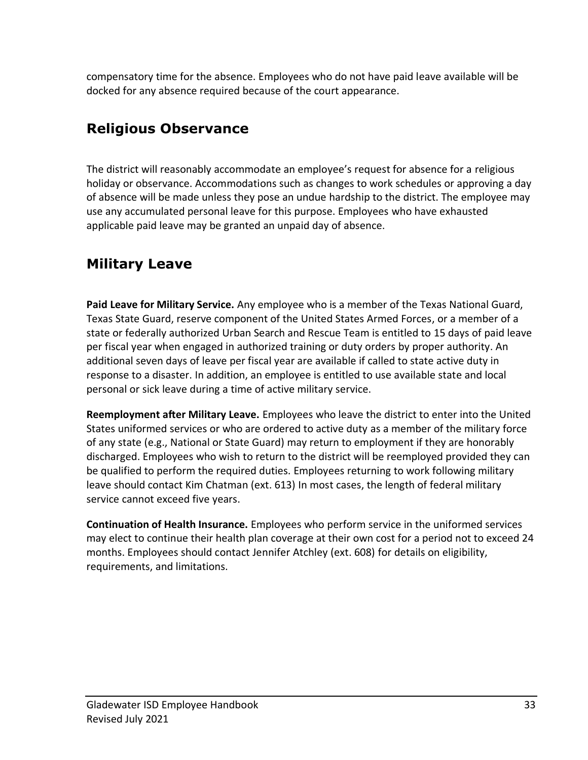compensatory time for the absence. Employees who do not have paid leave available will be docked for any absence required because of the court appearance.

## Religious Observance

The district will reasonably accommodate an employee's request for absence for a religious holiday or observance. Accommodations such as changes to work schedules or approving a day of absence will be made unless they pose an undue hardship to the district. The employee may use any accumulated personal leave for this purpose. Employees who have exhausted applicable paid leave may be granted an unpaid day of absence.

## Military Leave

**Paid Leave for Military Service.** Any employee who is a member of the Texas National Guard, Texas State Guard, reserve component of the United States Armed Forces, or a member of a state or federally authorized Urban Search and Rescue Team is entitled to 15 days of paid leave per fiscal year when engaged in authorized training or duty orders by proper authority. An additional seven days of leave per fiscal year are available if called to state active duty in response to a disaster. In addition, an employee is entitled to use available state and local personal or sick leave during a time of active military service.

**Reemployment after Military Leave.** Employees who leave the district to enter into the United States uniformed services or who are ordered to active duty as a member of the military force of any state (e.g., National or State Guard) may return to employment if they are honorably discharged. Employees who wish to return to the district will be reemployed provided they can be qualified to perform the required duties. Employees returning to work following military leave should contact Kim Chatman (ext. 613) In most cases, the length of federal military service cannot exceed five years.

**Continuation of Health Insurance.** Employees who perform service in the uniformed services may elect to continue their health plan coverage at their own cost for a period not to exceed 24 months. Employees should contact Jennifer Atchley (ext. 608) for details on eligibility, requirements, and limitations.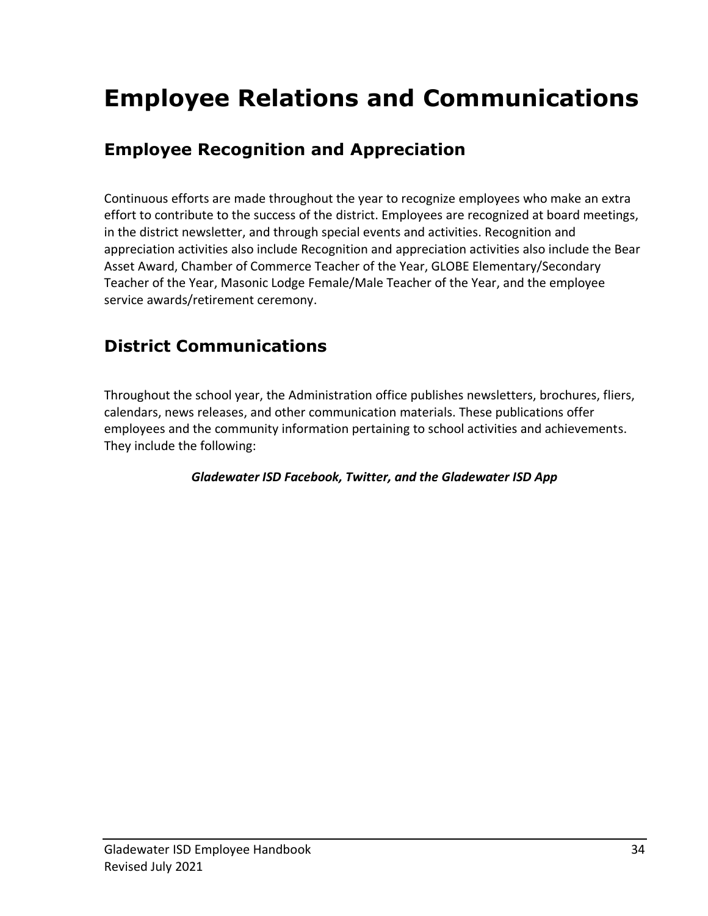# Employee Relations and Communications

## Employee Recognition and Appreciation

Continuous efforts are made throughout the year to recognize employees who make an extra effort to contribute to the success of the district. Employees are recognized at board meetings, in the district newsletter, and through special events and activities. Recognition and appreciation activities also include Recognition and appreciation activities also include the Bear Asset Award, Chamber of Commerce Teacher of the Year, GLOBE Elementary/Secondary Teacher of the Year, Masonic Lodge Female/Male Teacher of the Year, and the employee service awards/retirement ceremony.

## District Communications

Throughout the school year, the Administration office publishes newsletters, brochures, fliers, calendars, news releases, and other communication materials. These publications offer employees and the community information pertaining to school activities and achievements. They include the following:

***Gladewater ISD Facebook, Twitter, and the Gladewater ISD App***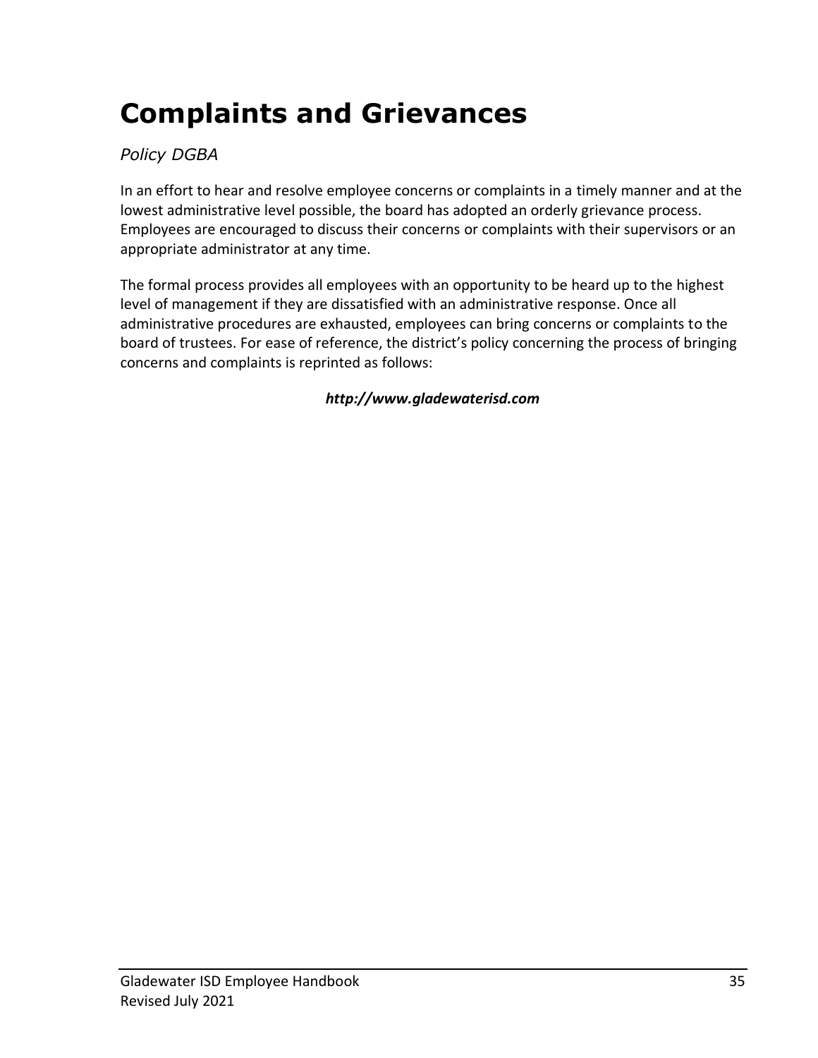# Complaints and Grievances

*Policy DGBA*

In an effort to hear and resolve employee concerns or complaints in a timely manner and at the lowest administrative level possible, the board has adopted an orderly grievance process. Employees are encouraged to discuss their concerns or complaints with their supervisors or an appropriate administrator at any time.

The formal process provides all employees with an opportunity to be heard up to the highest level of management if they are dissatisfied with an administrative response. Once all administrative procedures are exhausted, employees can bring concerns or complaints to the board of trustees. For ease of reference, the district's policy concerning the process of bringing concerns and complaints is reprinted as follows:

***http://www.gladewaterisd.com***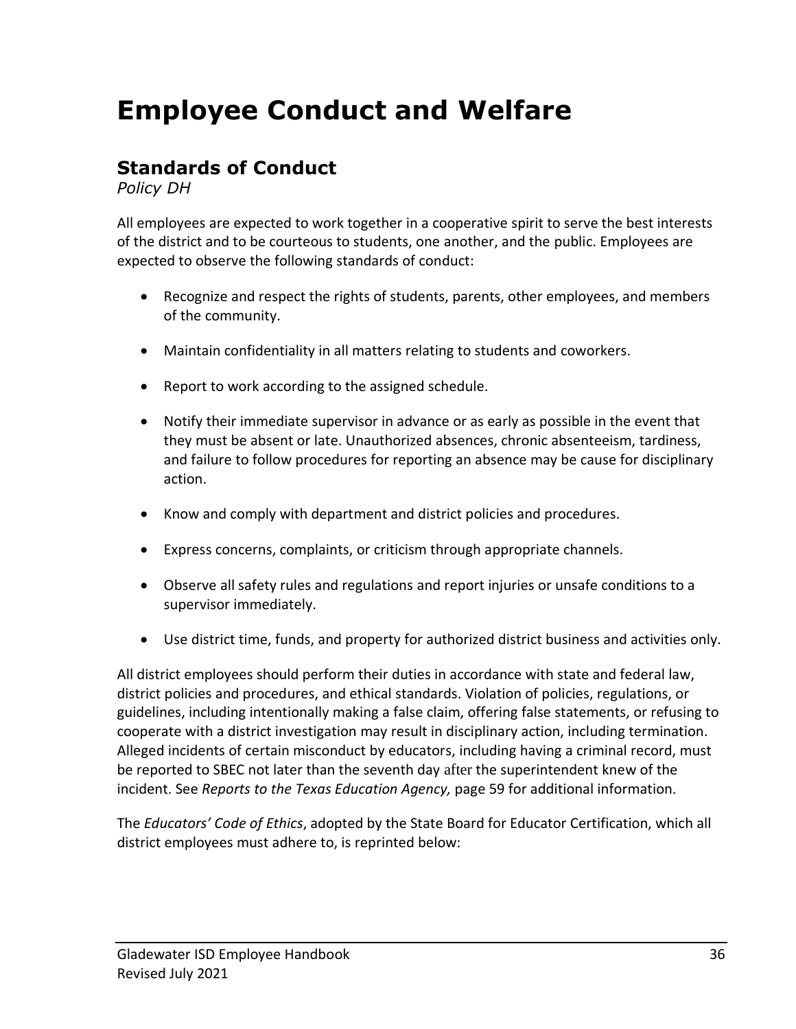# Employee Conduct and Welfare

## Standards of Conduct

*Policy DH*

All employees are expected to work together in a cooperative spirit to serve the best interests of the district and to be courteous to students, one another, and the public. Employees are expected to observe the following standards of conduct:

- Recognize and respect the rights of students, parents, other employees, and members of the community.
- Maintain confidentiality in all matters relating to students and coworkers.
- Report to work according to the assigned schedule.
- Notify their immediate supervisor in advance or as early as possible in the event that they must be absent or late. Unauthorized absences, chronic absenteeism, tardiness, and failure to follow procedures for reporting an absence may be cause for disciplinary action.
- Know and comply with department and district policies and procedures.
- Express concerns, complaints, or criticism through appropriate channels.
- Observe all safety rules and regulations and report injuries or unsafe conditions to a supervisor immediately.
- Use district time, funds, and property for authorized district business and activities only.

All district employees should perform their duties in accordance with state and federal law, district policies and procedures, and ethical standards. Violation of policies, regulations, or guidelines, including intentionally making a false claim, offering false statements, or refusing to cooperate with a district investigation may result in disciplinary action, including termination. Alleged incidents of certain misconduct by educators, including having a criminal record, must be reported to SBEC not later than the seventh day after the superintendent knew of the incident. See *Reports to the Texas Education Agency,* page 59 for additional information.

The *Educators' Code of Ethics*, adopted by the State Board for Educator Certification, which all district employees must adhere to, is reprinted below: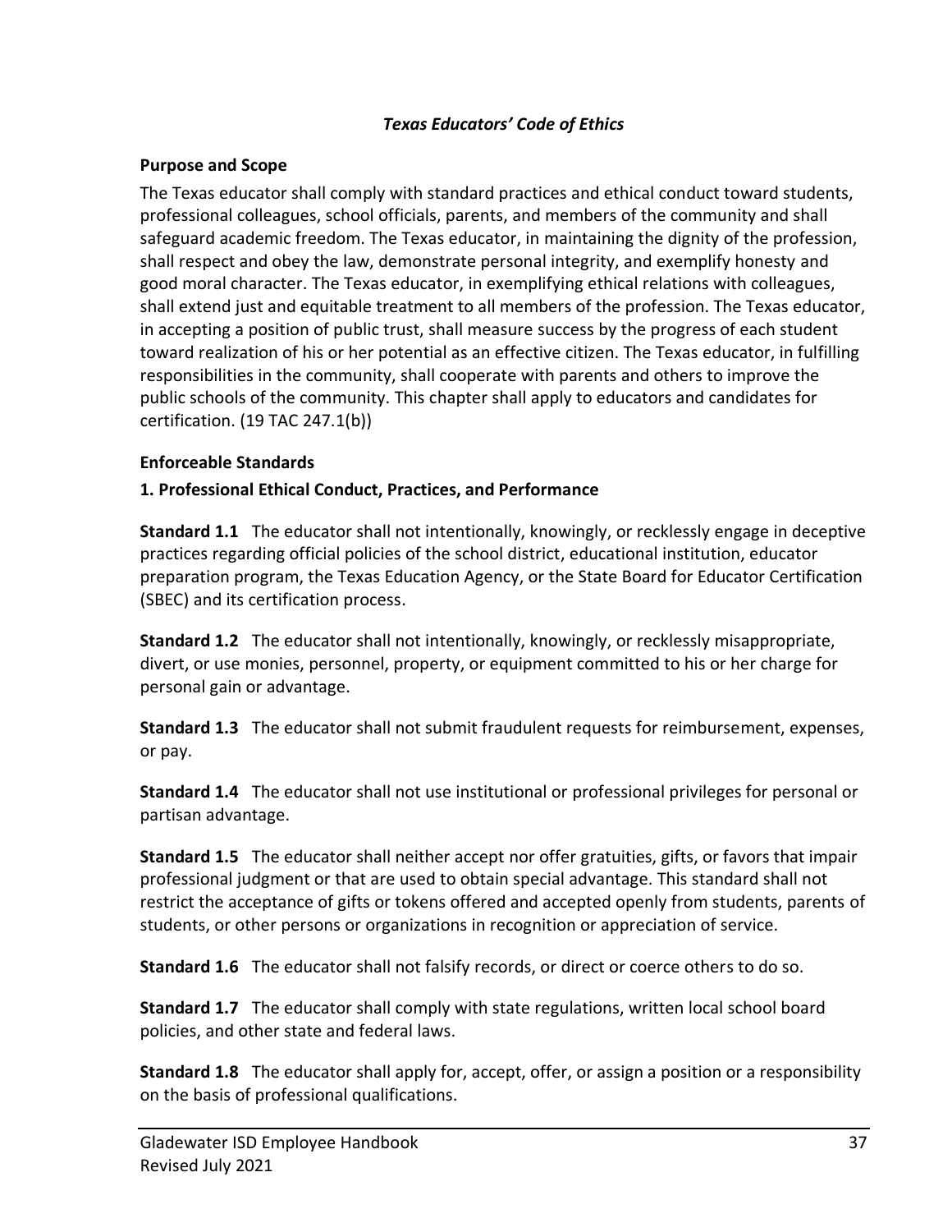***Texas Educators' Code of Ethics***

**Purpose and Scope**

The Texas educator shall comply with standard practices and ethical conduct toward students, professional colleagues, school officials, parents, and members of the community and shall safeguard academic freedom. The Texas educator, in maintaining the dignity of the profession, shall respect and obey the law, demonstrate personal integrity, and exemplify honesty and good moral character. The Texas educator, in exemplifying ethical relations with colleagues, shall extend just and equitable treatment to all members of the profession. The Texas educator, in accepting a position of public trust, shall measure success by the progress of each student toward realization of his or her potential as an effective citizen. The Texas educator, in fulfilling responsibilities in the community, shall cooperate with parents and others to improve the public schools of the community. This chapter shall apply to educators and candidates for certification. (19 TAC 247.1(b))

**Enforceable Standards**

**1. Professional Ethical Conduct, Practices, and Performance**

**Standard 1.1** The educator shall not intentionally, knowingly, or recklessly engage in deceptive practices regarding official policies of the school district, educational institution, educator preparation program, the Texas Education Agency, or the State Board for Educator Certification (SBEC) and its certification process.

**Standard 1.2** The educator shall not intentionally, knowingly, or recklessly misappropriate, divert, or use monies, personnel, property, or equipment committed to his or her charge for personal gain or advantage.

**Standard 1.3** The educator shall not submit fraudulent requests for reimbursement, expenses, or pay.

**Standard 1.4** The educator shall not use institutional or professional privileges for personal or partisan advantage.

**Standard 1.5** The educator shall neither accept nor offer gratuities, gifts, or favors that impair professional judgment or that are used to obtain special advantage. This standard shall not restrict the acceptance of gifts or tokens offered and accepted openly from students, parents of students, or other persons or organizations in recognition or appreciation of service.

**Standard 1.6** The educator shall not falsify records, or direct or coerce others to do so.

**Standard 1.7** The educator shall comply with state regulations, written local school board policies, and other state and federal laws.

**Standard 1.8** The educator shall apply for, accept, offer, or assign a position or a responsibility on the basis of professional qualifications.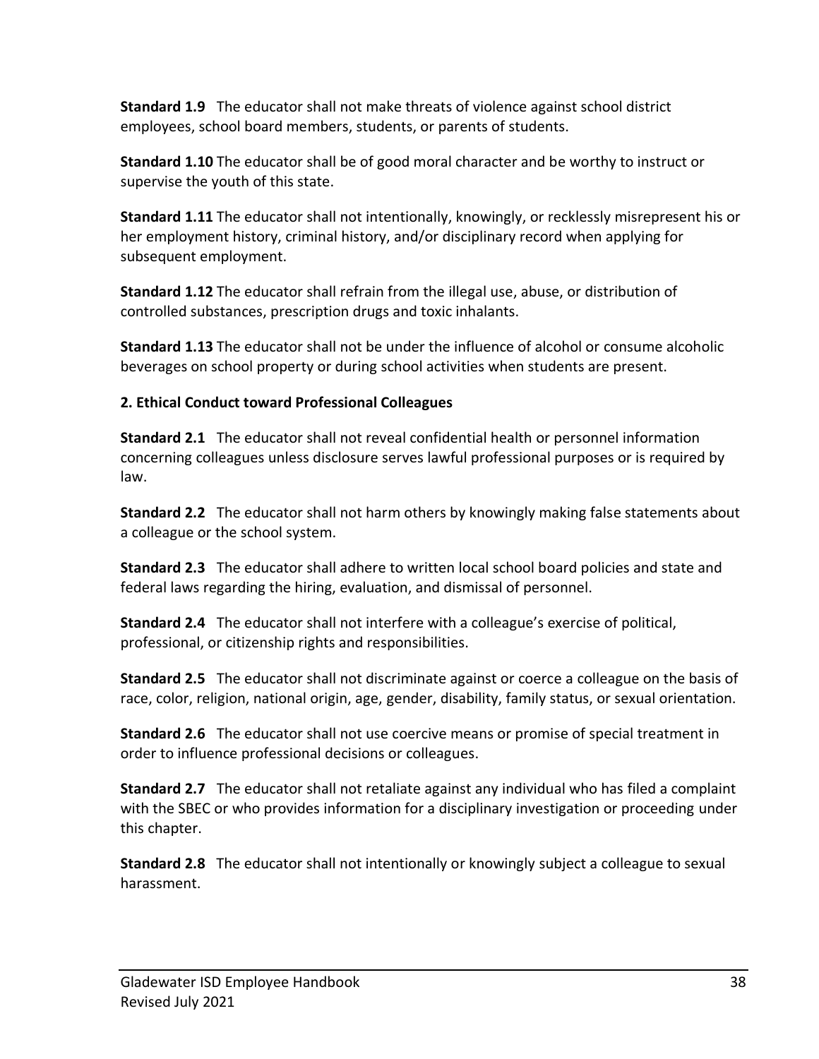**Standard 1.9** The educator shall not make threats of violence against school district employees, school board members, students, or parents of students.

**Standard 1.10** The educator shall be of good moral character and be worthy to instruct or supervise the youth of this state.

**Standard 1.11** The educator shall not intentionally, knowingly, or recklessly misrepresent his or her employment history, criminal history, and/or disciplinary record when applying for subsequent employment.

**Standard 1.12** The educator shall refrain from the illegal use, abuse, or distribution of controlled substances, prescription drugs and toxic inhalants.

**Standard 1.13** The educator shall not be under the influence of alcohol or consume alcoholic beverages on school property or during school activities when students are present.

**2. Ethical Conduct toward Professional Colleagues**

**Standard 2.1** The educator shall not reveal confidential health or personnel information concerning colleagues unless disclosure serves lawful professional purposes or is required by law.

**Standard 2.2** The educator shall not harm others by knowingly making false statements about a colleague or the school system.

**Standard 2.3** The educator shall adhere to written local school board policies and state and federal laws regarding the hiring, evaluation, and dismissal of personnel.

**Standard 2.4** The educator shall not interfere with a colleague's exercise of political, professional, or citizenship rights and responsibilities.

**Standard 2.5** The educator shall not discriminate against or coerce a colleague on the basis of race, color, religion, national origin, age, gender, disability, family status, or sexual orientation.

**Standard 2.6** The educator shall not use coercive means or promise of special treatment in order to influence professional decisions or colleagues.

**Standard 2.7** The educator shall not retaliate against any individual who has filed a complaint with the SBEC or who provides information for a disciplinary investigation or proceeding under this chapter.

**Standard 2.8** The educator shall not intentionally or knowingly subject a colleague to sexual harassment.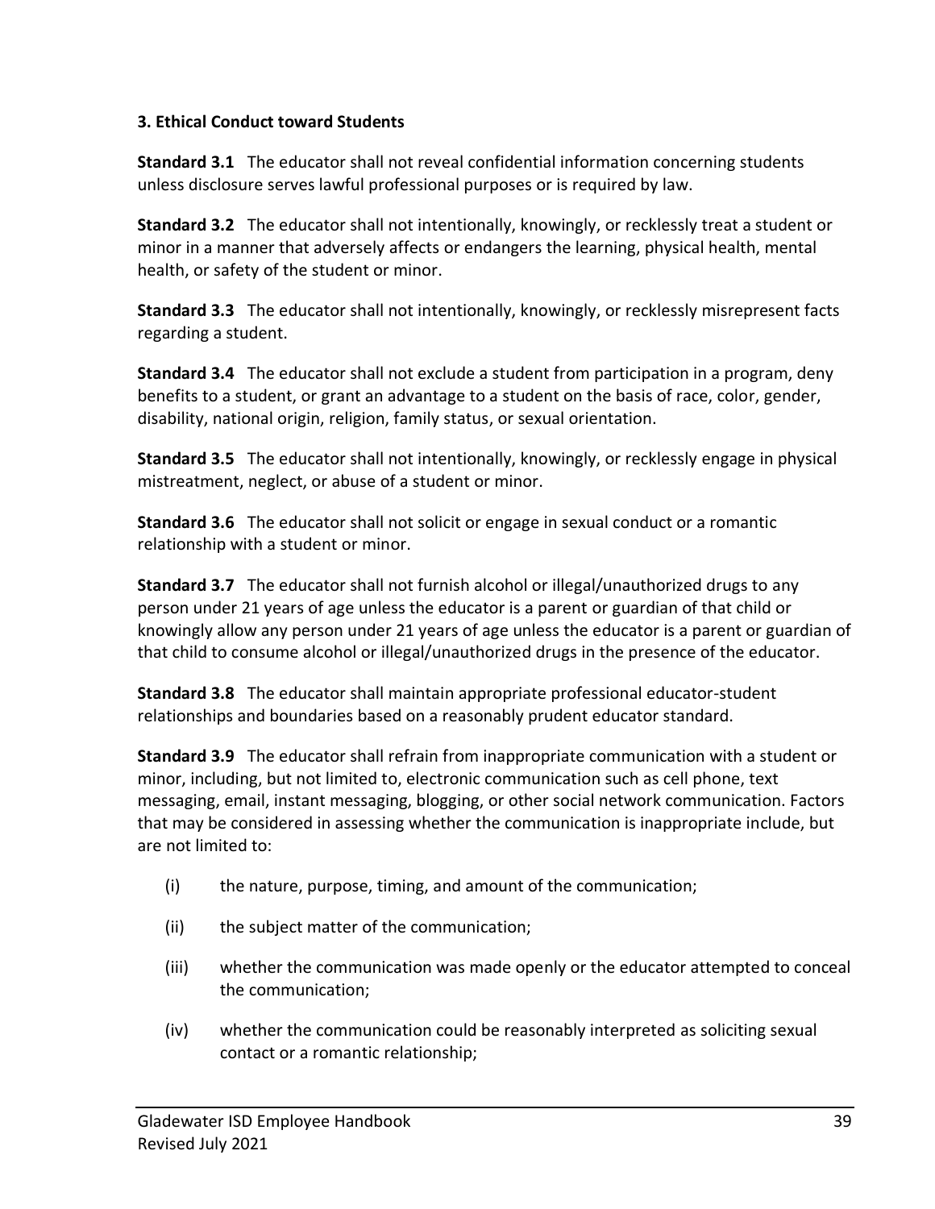### 3. Ethical Conduct toward Students

**Standard 3.1** The educator shall not reveal confidential information concerning students unless disclosure serves lawful professional purposes or is required by law.

**Standard 3.2** The educator shall not intentionally, knowingly, or recklessly treat a student or minor in a manner that adversely affects or endangers the learning, physical health, mental health, or safety of the student or minor.

**Standard 3.3** The educator shall not intentionally, knowingly, or recklessly misrepresent facts regarding a student.

**Standard 3.4** The educator shall not exclude a student from participation in a program, deny benefits to a student, or grant an advantage to a student on the basis of race, color, gender, disability, national origin, religion, family status, or sexual orientation.

**Standard 3.5** The educator shall not intentionally, knowingly, or recklessly engage in physical mistreatment, neglect, or abuse of a student or minor.

**Standard 3.6** The educator shall not solicit or engage in sexual conduct or a romantic relationship with a student or minor.

**Standard 3.7** The educator shall not furnish alcohol or illegal/unauthorized drugs to any person under 21 years of age unless the educator is a parent or guardian of that child or knowingly allow any person under 21 years of age unless the educator is a parent or guardian of that child to consume alcohol or illegal/unauthorized drugs in the presence of the educator.

**Standard 3.8** The educator shall maintain appropriate professional educator-student relationships and boundaries based on a reasonably prudent educator standard.

**Standard 3.9** The educator shall refrain from inappropriate communication with a student or minor, including, but not limited to, electronic communication such as cell phone, text messaging, email, instant messaging, blogging, or other social network communication. Factors that may be considered in assessing whether the communication is inappropriate include, but are not limited to:

(i) the nature, purpose, timing, and amount of the communication;

(ii) the subject matter of the communication;

(iii) whether the communication was made openly or the educator attempted to conceal the communication;

(iv) whether the communication could be reasonably interpreted as soliciting sexual contact or a romantic relationship;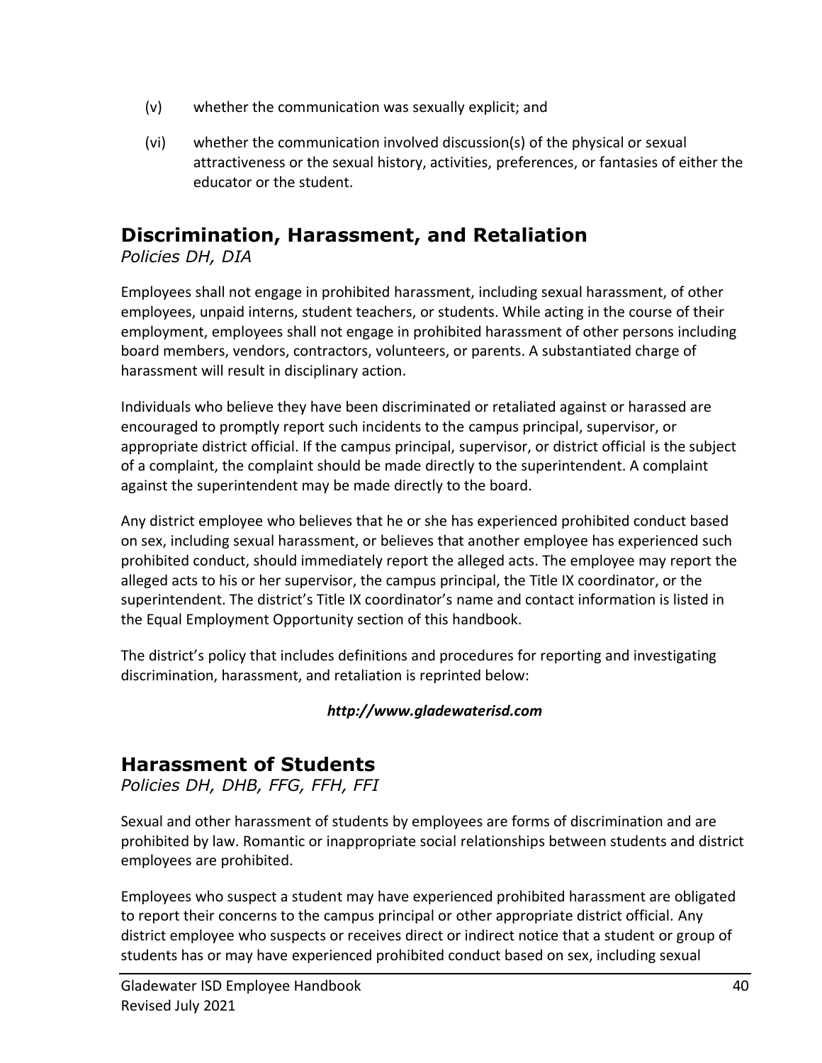(v) whether the communication was sexually explicit; and

(vi) whether the communication involved discussion(s) of the physical or sexual attractiveness or the sexual history, activities, preferences, or fantasies of either the educator or the student.

## Discrimination, Harassment, and Retaliation

*Policies DH, DIA*

Employees shall not engage in prohibited harassment, including sexual harassment, of other employees, unpaid interns, student teachers, or students. While acting in the course of their employment, employees shall not engage in prohibited harassment of other persons including board members, vendors, contractors, volunteers, or parents. A substantiated charge of harassment will result in disciplinary action.

Individuals who believe they have been discriminated or retaliated against or harassed are encouraged to promptly report such incidents to the campus principal, supervisor, or appropriate district official. If the campus principal, supervisor, or district official is the subject of a complaint, the complaint should be made directly to the superintendent. A complaint against the superintendent may be made directly to the board.

Any district employee who believes that he or she has experienced prohibited conduct based on sex, including sexual harassment, or believes that another employee has experienced such prohibited conduct, should immediately report the alleged acts. The employee may report the alleged acts to his or her supervisor, the campus principal, the Title IX coordinator, or the superintendent. The district's Title IX coordinator's name and contact information is listed in the Equal Employment Opportunity section of this handbook.

The district's policy that includes definitions and procedures for reporting and investigating discrimination, harassment, and retaliation is reprinted below:

***http://www.gladewaterisd.com***

## Harassment of Students

*Policies DH, DHB, FFG, FFH, FFI*

Sexual and other harassment of students by employees are forms of discrimination and are prohibited by law. Romantic or inappropriate social relationships between students and district employees are prohibited.

Employees who suspect a student may have experienced prohibited harassment are obligated to report their concerns to the campus principal or other appropriate district official. Any district employee who suspects or receives direct or indirect notice that a student or group of students has or may have experienced prohibited conduct based on sex, including sexual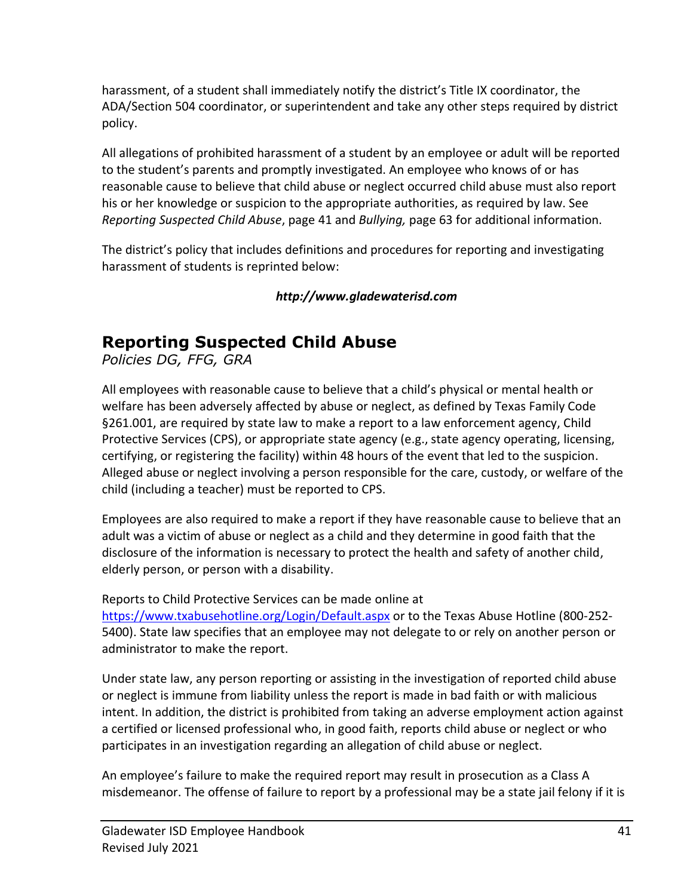harassment, of a student shall immediately notify the district's Title IX coordinator, the ADA/Section 504 coordinator, or superintendent and take any other steps required by district policy.

All allegations of prohibited harassment of a student by an employee or adult will be reported to the student's parents and promptly investigated. An employee who knows of or has reasonable cause to believe that child abuse or neglect occurred child abuse must also report his or her knowledge or suspicion to the appropriate authorities, as required by law. See *Reporting Suspected Child Abuse*, page 41 and *Bullying,* page 63 for additional information.

The district's policy that includes definitions and procedures for reporting and investigating harassment of students is reprinted below:

***http://www.gladewaterisd.com***

## Reporting Suspected Child Abuse

*Policies DG, FFG, GRA*

All employees with reasonable cause to believe that a child's physical or mental health or welfare has been adversely affected by abuse or neglect, as defined by Texas Family Code §261.001, are required by state law to make a report to a law enforcement agency, Child Protective Services (CPS), or appropriate state agency (e.g., state agency operating, licensing, certifying, or registering the facility) within 48 hours of the event that led to the suspicion. Alleged abuse or neglect involving a person responsible for the care, custody, or welfare of the child (including a teacher) must be reported to CPS.

Employees are also required to make a report if they have reasonable cause to believe that an adult was a victim of abuse or neglect as a child and they determine in good faith that the disclosure of the information is necessary to protect the health and safety of another child, elderly person, or person with a disability.

Reports to Child Protective Services can be made online at [https://www.txabusehotline.org/Login/Default.aspx](https://www.txabusehotline.org/Login/Default.aspx) or to the Texas Abuse Hotline (800-252-5400). State law specifies that an employee may not delegate to or rely on another person or administrator to make the report.

Under state law, any person reporting or assisting in the investigation of reported child abuse or neglect is immune from liability unless the report is made in bad faith or with malicious intent. In addition, the district is prohibited from taking an adverse employment action against a certified or licensed professional who, in good faith, reports child abuse or neglect or who participates in an investigation regarding an allegation of child abuse or neglect.

An employee's failure to make the required report may result in prosecution as a Class A misdemeanor. The offense of failure to report by a professional may be a state jail felony if it is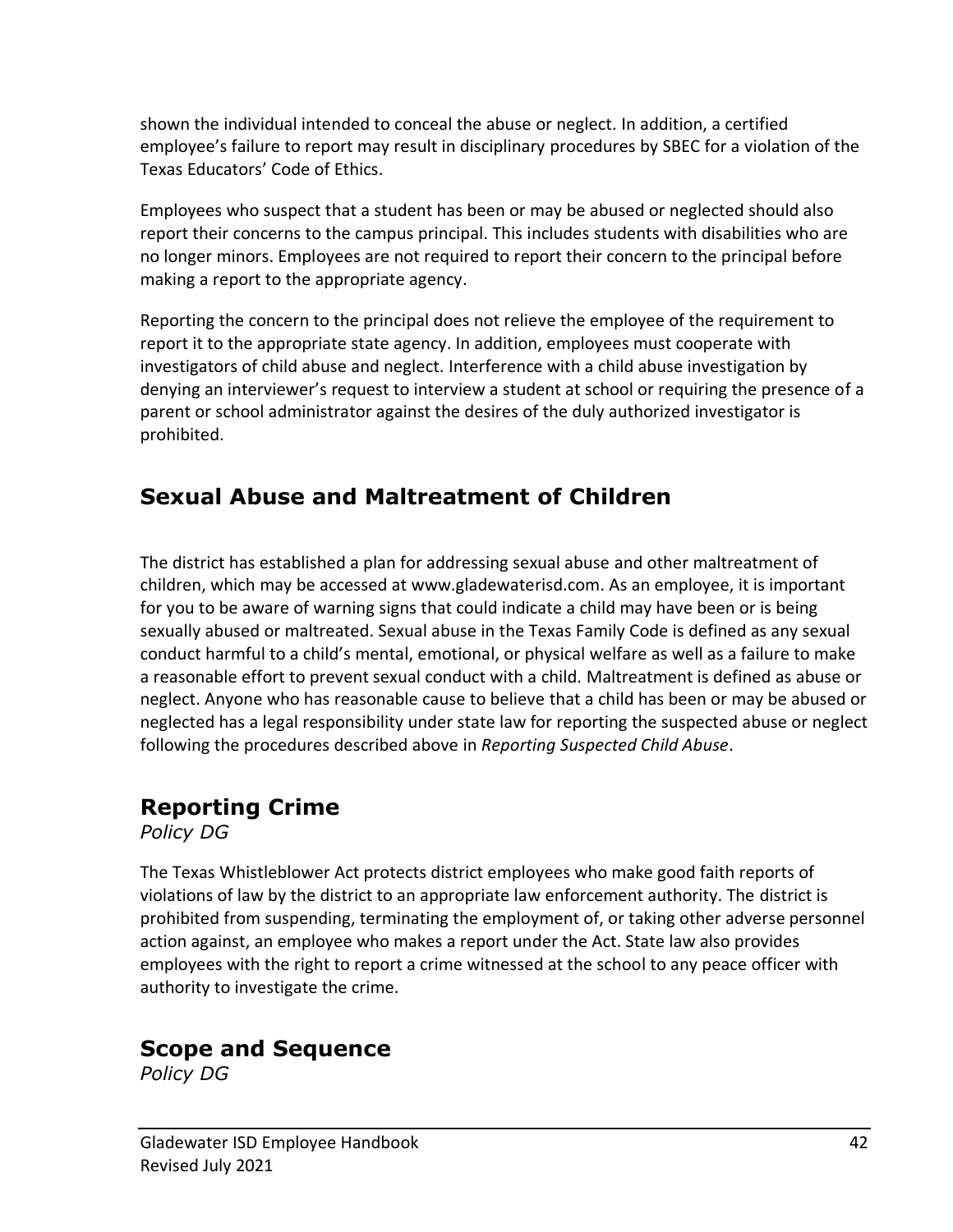shown the individual intended to conceal the abuse or neglect. In addition, a certified employee's failure to report may result in disciplinary procedures by SBEC for a violation of the Texas Educators' Code of Ethics.

Employees who suspect that a student has been or may be abused or neglected should also report their concerns to the campus principal. This includes students with disabilities who are no longer minors. Employees are not required to report their concern to the principal before making a report to the appropriate agency.

Reporting the concern to the principal does not relieve the employee of the requirement to report it to the appropriate state agency. In addition, employees must cooperate with investigators of child abuse and neglect. Interference with a child abuse investigation by denying an interviewer's request to interview a student at school or requiring the presence of a parent or school administrator against the desires of the duly authorized investigator is prohibited.

## Sexual Abuse and Maltreatment of Children

The district has established a plan for addressing sexual abuse and other maltreatment of children, which may be accessed at www.gladewaterisd.com. As an employee, it is important for you to be aware of warning signs that could indicate a child may have been or is being sexually abused or maltreated. Sexual abuse in the Texas Family Code is defined as any sexual conduct harmful to a child's mental, emotional, or physical welfare as well as a failure to make a reasonable effort to prevent sexual conduct with a child. Maltreatment is defined as abuse or neglect. Anyone who has reasonable cause to believe that a child has been or may be abused or neglected has a legal responsibility under state law for reporting the suspected abuse or neglect following the procedures described above in *Reporting Suspected Child Abuse*.

## Reporting Crime

*Policy DG*

The Texas Whistleblower Act protects district employees who make good faith reports of violations of law by the district to an appropriate law enforcement authority. The district is prohibited from suspending, terminating the employment of, or taking other adverse personnel action against, an employee who makes a report under the Act. State law also provides employees with the right to report a crime witnessed at the school to any peace officer with authority to investigate the crime.

## Scope and Sequence

*Policy DG*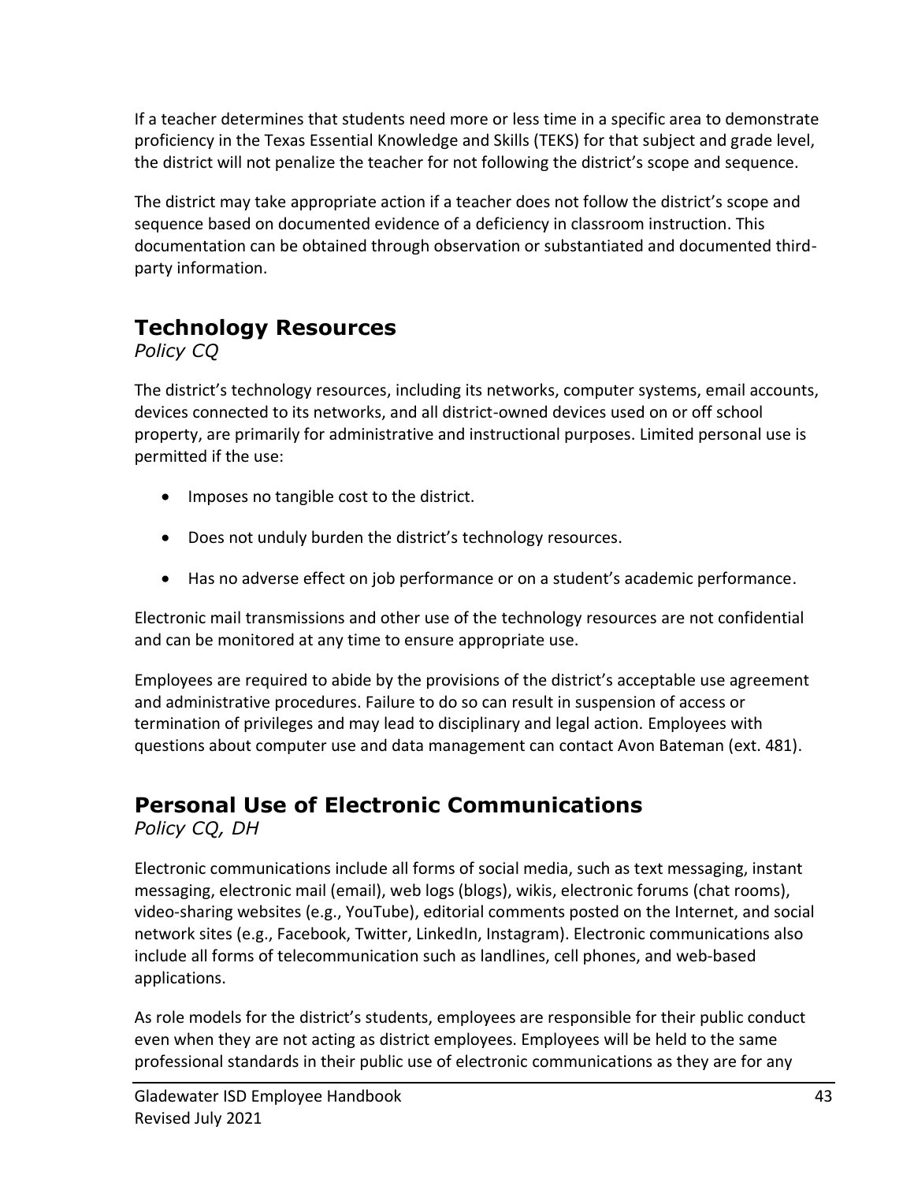If a teacher determines that students need more or less time in a specific area to demonstrate proficiency in the Texas Essential Knowledge and Skills (TEKS) for that subject and grade level, the district will not penalize the teacher for not following the district's scope and sequence.

The district may take appropriate action if a teacher does not follow the district's scope and sequence based on documented evidence of a deficiency in classroom instruction. This documentation can be obtained through observation or substantiated and documented third-party information.

## Technology Resources

*Policy CQ*

The district's technology resources, including its networks, computer systems, email accounts, devices connected to its networks, and all district-owned devices used on or off school property, are primarily for administrative and instructional purposes. Limited personal use is permitted if the use:

- Imposes no tangible cost to the district.
- Does not unduly burden the district's technology resources.
- Has no adverse effect on job performance or on a student's academic performance.

Electronic mail transmissions and other use of the technology resources are not confidential and can be monitored at any time to ensure appropriate use.

Employees are required to abide by the provisions of the district's acceptable use agreement and administrative procedures. Failure to do so can result in suspension of access or termination of privileges and may lead to disciplinary and legal action. Employees with questions about computer use and data management can contact Avon Bateman (ext. 481).

## Personal Use of Electronic Communications

*Policy CQ, DH*

Electronic communications include all forms of social media, such as text messaging, instant messaging, electronic mail (email), web logs (blogs), wikis, electronic forums (chat rooms), video-sharing websites (e.g., YouTube), editorial comments posted on the Internet, and social network sites (e.g., Facebook, Twitter, LinkedIn, Instagram). Electronic communications also include all forms of telecommunication such as landlines, cell phones, and web-based applications.

As role models for the district's students, employees are responsible for their public conduct even when they are not acting as district employees. Employees will be held to the same professional standards in their public use of electronic communications as they are for any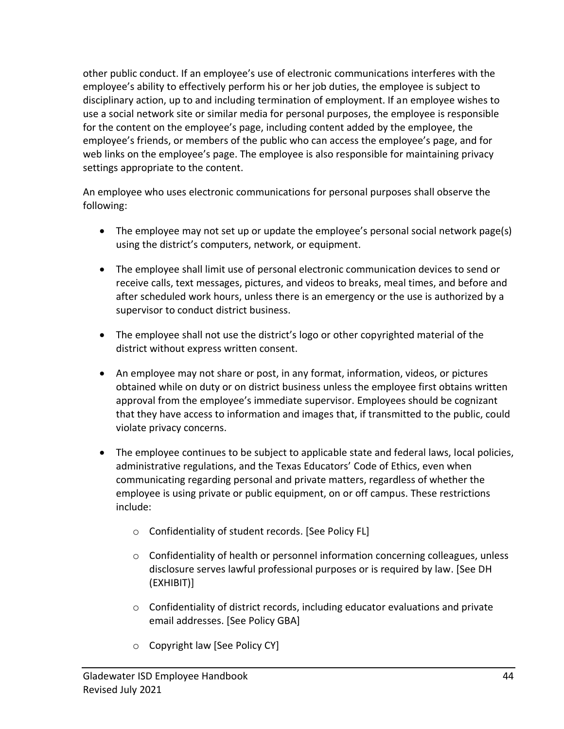other public conduct. If an employee's use of electronic communications interferes with the employee's ability to effectively perform his or her job duties, the employee is subject to disciplinary action, up to and including termination of employment. If an employee wishes to use a social network site or similar media for personal purposes, the employee is responsible for the content on the employee's page, including content added by the employee, the employee's friends, or members of the public who can access the employee's page, and for web links on the employee's page. The employee is also responsible for maintaining privacy settings appropriate to the content.

An employee who uses electronic communications for personal purposes shall observe the following:

- The employee may not set up or update the employee's personal social network page(s) using the district's computers, network, or equipment.
- The employee shall limit use of personal electronic communication devices to send or receive calls, text messages, pictures, and videos to breaks, meal times, and before and after scheduled work hours, unless there is an emergency or the use is authorized by a supervisor to conduct district business.
- The employee shall not use the district's logo or other copyrighted material of the district without express written consent.
- An employee may not share or post, in any format, information, videos, or pictures obtained while on duty or on district business unless the employee first obtains written approval from the employee's immediate supervisor. Employees should be cognizant that they have access to information and images that, if transmitted to the public, could violate privacy concerns.
- The employee continues to be subject to applicable state and federal laws, local policies, administrative regulations, and the Texas Educators' Code of Ethics, even when communicating regarding personal and private matters, regardless of whether the employee is using private or public equipment, on or off campus. These restrictions include:
    - Confidentiality of student records. [See Policy FL]
    - Confidentiality of health or personnel information concerning colleagues, unless disclosure serves lawful professional purposes or is required by law. [See DH (EXHIBIT)]
    - Confidentiality of district records, including educator evaluations and private email addresses. [See Policy GBA]
    - Copyright law [See Policy CY]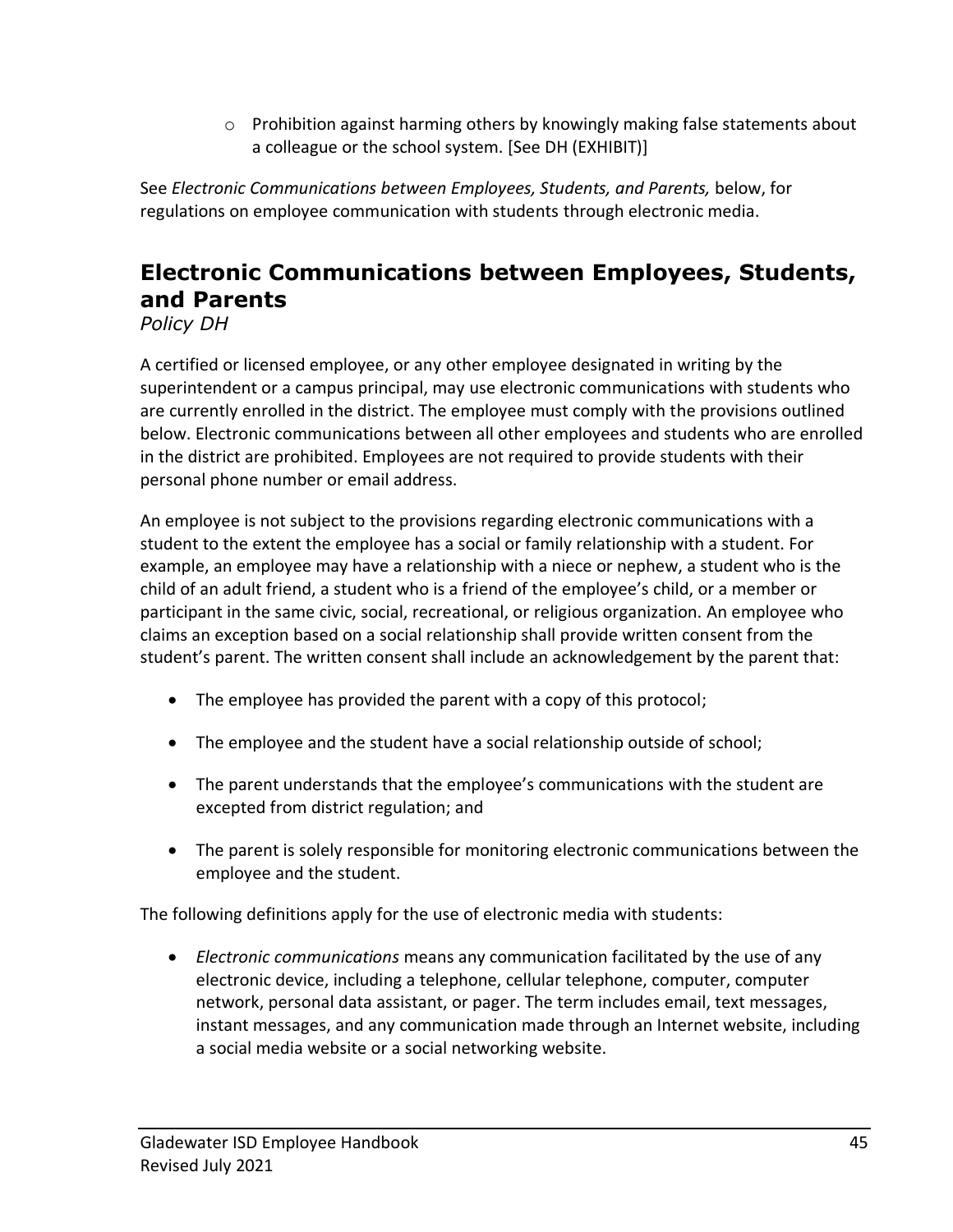- Prohibition against harming others by knowingly making false statements about a colleague or the school system. [See DH (EXHIBIT)]

See *Electronic Communications between Employees, Students, and Parents,* below, for regulations on employee communication with students through electronic media.

## Electronic Communications between Employees, Students, and Parents

*Policy DH*

A certified or licensed employee, or any other employee designated in writing by the superintendent or a campus principal, may use electronic communications with students who are currently enrolled in the district. The employee must comply with the provisions outlined below. Electronic communications between all other employees and students who are enrolled in the district are prohibited. Employees are not required to provide students with their personal phone number or email address.

An employee is not subject to the provisions regarding electronic communications with a student to the extent the employee has a social or family relationship with a student. For example, an employee may have a relationship with a niece or nephew, a student who is the child of an adult friend, a student who is a friend of the employee's child, or a member or participant in the same civic, social, recreational, or religious organization. An employee who claims an exception based on a social relationship shall provide written consent from the student's parent. The written consent shall include an acknowledgement by the parent that:

- The employee has provided the parent with a copy of this protocol;
- The employee and the student have a social relationship outside of school;
- The parent understands that the employee's communications with the student are excepted from district regulation; and
- The parent is solely responsible for monitoring electronic communications between the employee and the student.

The following definitions apply for the use of electronic media with students:

- *Electronic communications* means any communication facilitated by the use of any electronic device, including a telephone, cellular telephone, computer, computer network, personal data assistant, or pager. The term includes email, text messages, instant messages, and any communication made through an Internet website, including a social media website or a social networking website.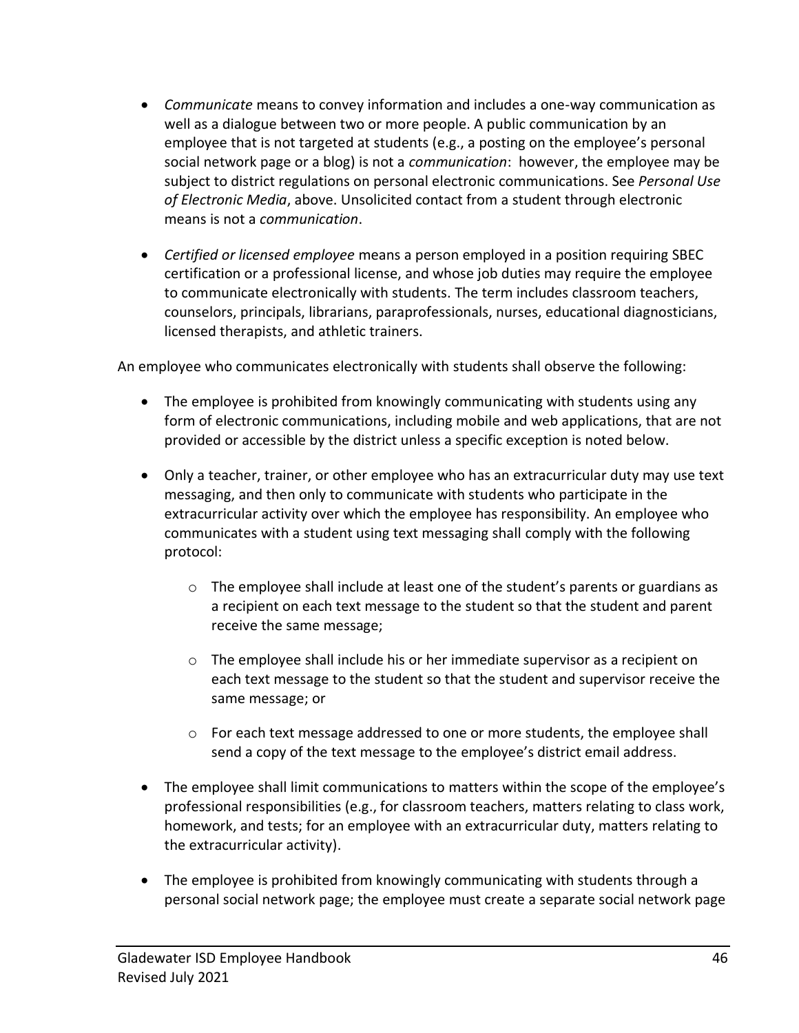- *Communicate* means to convey information and includes a one-way communication as well as a dialogue between two or more people. A public communication by an employee that is not targeted at students (e.g., a posting on the employee's personal social network page or a blog) is not a *communication*: however, the employee may be subject to district regulations on personal electronic communications. See *Personal Use of Electronic Media*, above. Unsolicited contact from a student through electronic means is not a *communication*.

- *Certified or licensed employee* means a person employed in a position requiring SBEC certification or a professional license, and whose job duties may require the employee to communicate electronically with students. The term includes classroom teachers, counselors, principals, librarians, paraprofessionals, nurses, educational diagnosticians, licensed therapists, and athletic trainers.

An employee who communicates electronically with students shall observe the following:

- The employee is prohibited from knowingly communicating with students using any form of electronic communications, including mobile and web applications, that are not provided or accessible by the district unless a specific exception is noted below.

- Only a teacher, trainer, or other employee who has an extracurricular duty may use text messaging, and then only to communicate with students who participate in the extracurricular activity over which the employee has responsibility. An employee who communicates with a student using text messaging shall comply with the following protocol:

  - The employee shall include at least one of the student's parents or guardians as a recipient on each text message to the student so that the student and parent receive the same message;

  - The employee shall include his or her immediate supervisor as a recipient on each text message to the student so that the student and supervisor receive the same message; or

  - For each text message addressed to one or more students, the employee shall send a copy of the text message to the employee's district email address.

- The employee shall limit communications to matters within the scope of the employee's professional responsibilities (e.g., for classroom teachers, matters relating to class work, homework, and tests; for an employee with an extracurricular duty, matters relating to the extracurricular activity).

- The employee is prohibited from knowingly communicating with students through a personal social network page; the employee must create a separate social network page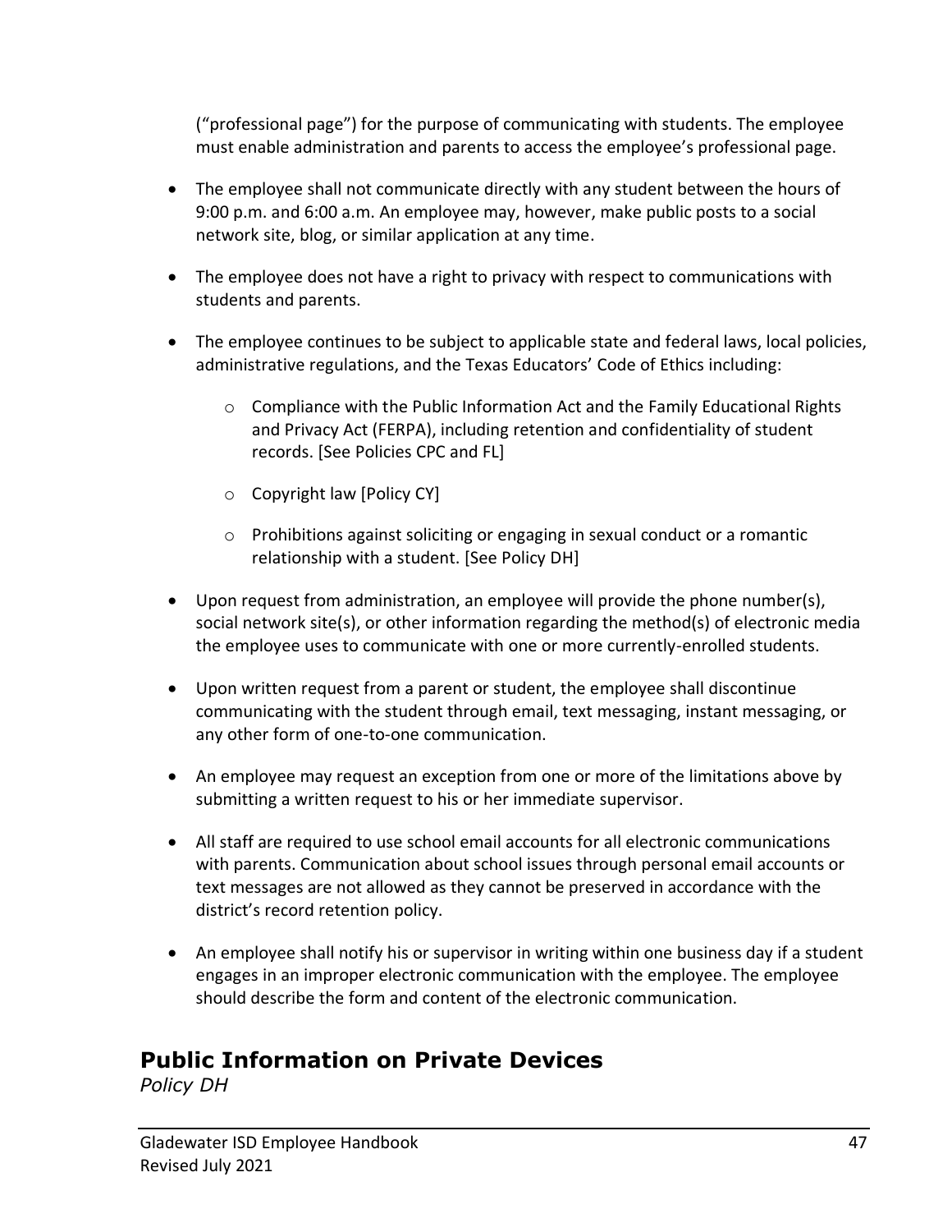("professional page") for the purpose of communicating with students. The employee must enable administration and parents to access the employee's professional page.

- The employee shall not communicate directly with any student between the hours of 9:00 p.m. and 6:00 a.m. An employee may, however, make public posts to a social network site, blog, or similar application at any time.
- The employee does not have a right to privacy with respect to communications with students and parents.
- The employee continues to be subject to applicable state and federal laws, local policies, administrative regulations, and the Texas Educators' Code of Ethics including:
  - Compliance with the Public Information Act and the Family Educational Rights and Privacy Act (FERPA), including retention and confidentiality of student records. [See Policies CPC and FL]
  - Copyright law [Policy CY]
  - Prohibitions against soliciting or engaging in sexual conduct or a romantic relationship with a student. [See Policy DH]
- Upon request from administration, an employee will provide the phone number(s), social network site(s), or other information regarding the method(s) of electronic media the employee uses to communicate with one or more currently-enrolled students.
- Upon written request from a parent or student, the employee shall discontinue communicating with the student through email, text messaging, instant messaging, or any other form of one-to-one communication.
- An employee may request an exception from one or more of the limitations above by submitting a written request to his or her immediate supervisor.
- All staff are required to use school email accounts for all electronic communications with parents. Communication about school issues through personal email accounts or text messages are not allowed as they cannot be preserved in accordance with the district's record retention policy.
- An employee shall notify his or supervisor in writing within one business day if a student engages in an improper electronic communication with the employee. The employee should describe the form and content of the electronic communication.

## Public Information on Private Devices

*Policy DH*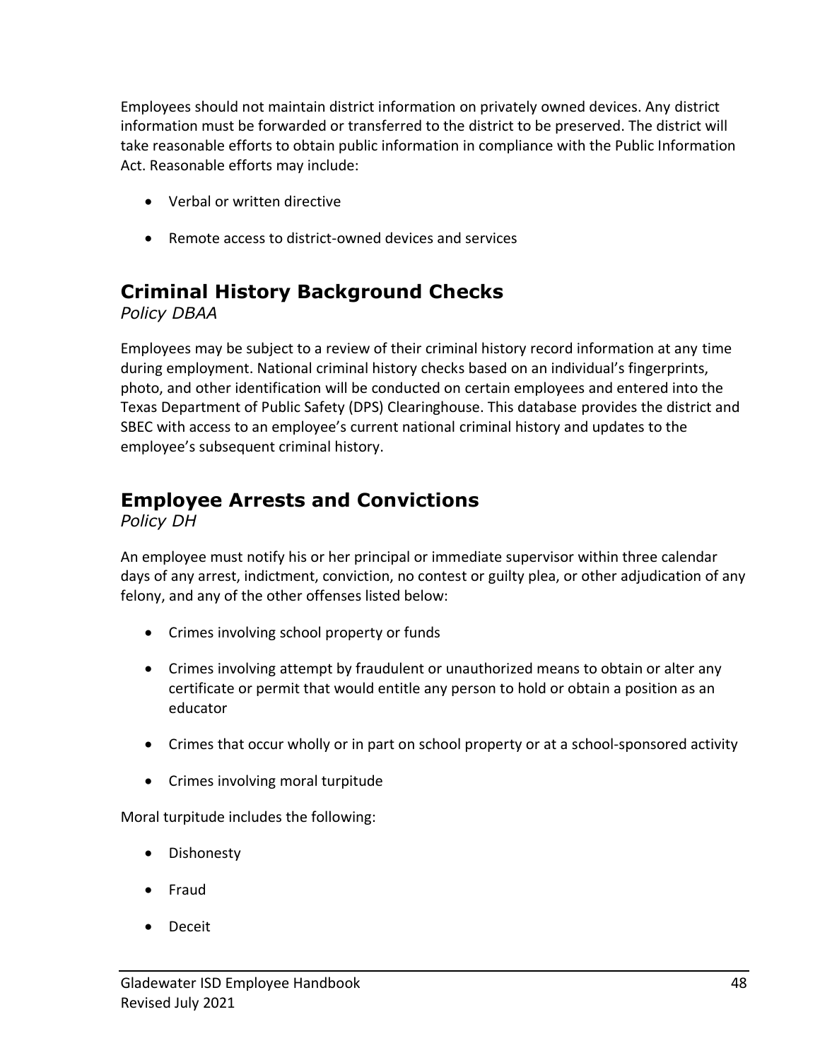Employees should not maintain district information on privately owned devices. Any district information must be forwarded or transferred to the district to be preserved. The district will take reasonable efforts to obtain public information in compliance with the Public Information Act. Reasonable efforts may include:

- Verbal or written directive
- Remote access to district-owned devices and services

## Criminal History Background Checks

*Policy DBAA*

Employees may be subject to a review of their criminal history record information at any time during employment. National criminal history checks based on an individual's fingerprints, photo, and other identification will be conducted on certain employees and entered into the Texas Department of Public Safety (DPS) Clearinghouse. This database provides the district and SBEC with access to an employee's current national criminal history and updates to the employee's subsequent criminal history.

## Employee Arrests and Convictions

*Policy DH*

An employee must notify his or her principal or immediate supervisor within three calendar days of any arrest, indictment, conviction, no contest or guilty plea, or other adjudication of any felony, and any of the other offenses listed below:

- Crimes involving school property or funds
- Crimes involving attempt by fraudulent or unauthorized means to obtain or alter any certificate or permit that would entitle any person to hold or obtain a position as an educator
- Crimes that occur wholly or in part on school property or at a school-sponsored activity
- Crimes involving moral turpitude

Moral turpitude includes the following:

- Dishonesty
- Fraud
- Deceit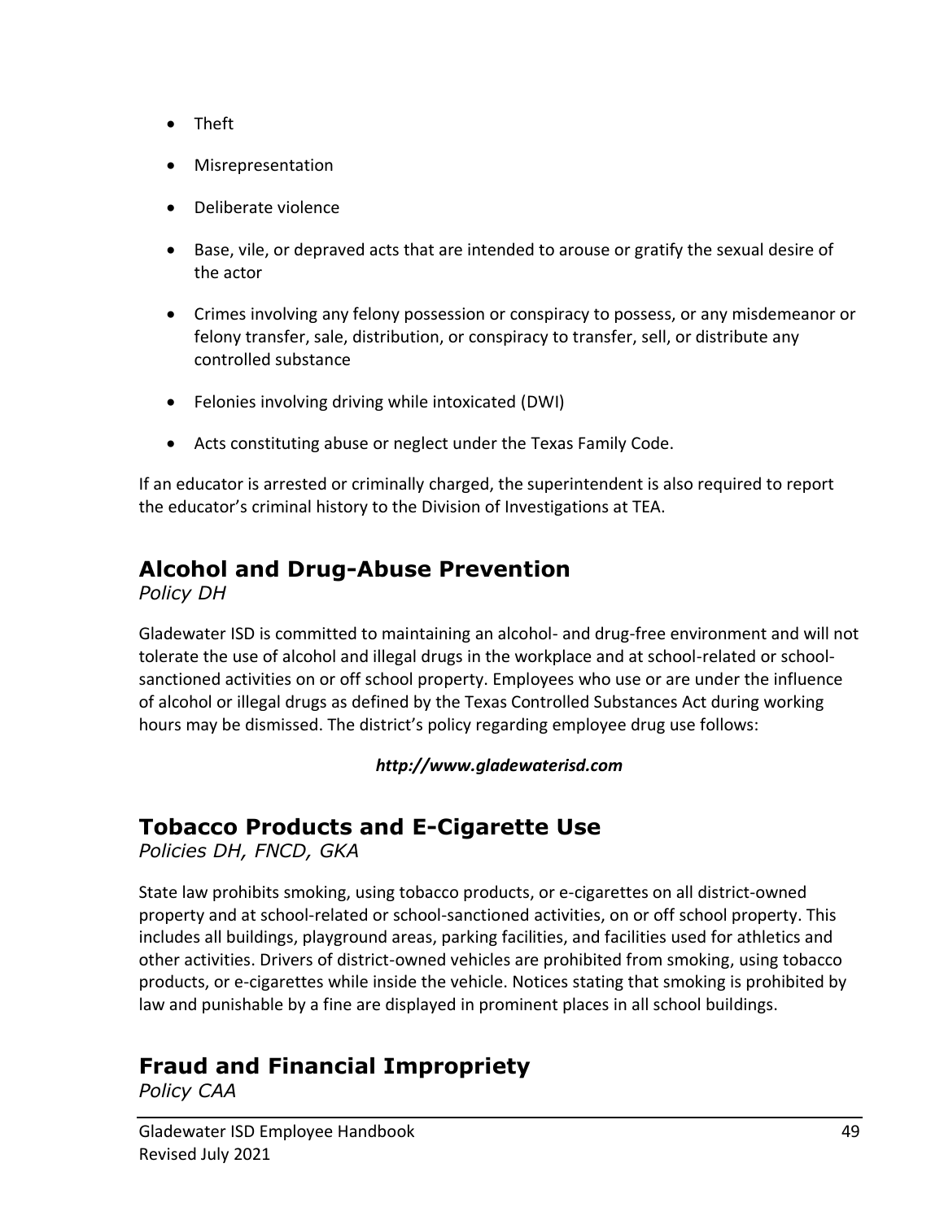- Theft
- Misrepresentation
- Deliberate violence
- Base, vile, or depraved acts that are intended to arouse or gratify the sexual desire of the actor
- Crimes involving any felony possession or conspiracy to possess, or any misdemeanor or felony transfer, sale, distribution, or conspiracy to transfer, sell, or distribute any controlled substance
- Felonies involving driving while intoxicated (DWI)
- Acts constituting abuse or neglect under the Texas Family Code.

If an educator is arrested or criminally charged, the superintendent is also required to report the educator's criminal history to the Division of Investigations at TEA.

## Alcohol and Drug-Abuse Prevention

*Policy DH*

Gladewater ISD is committed to maintaining an alcohol- and drug-free environment and will not tolerate the use of alcohol and illegal drugs in the workplace and at school-related or school-sanctioned activities on or off school property. Employees who use or are under the influence of alcohol or illegal drugs as defined by the Texas Controlled Substances Act during working hours may be dismissed. The district's policy regarding employee drug use follows:

***http://www.gladewaterisd.com***

## Tobacco Products and E-Cigarette Use

*Policies DH, FNCD, GKA*

State law prohibits smoking, using tobacco products, or e-cigarettes on all district-owned property and at school-related or school-sanctioned activities, on or off school property. This includes all buildings, playground areas, parking facilities, and facilities used for athletics and other activities. Drivers of district-owned vehicles are prohibited from smoking, using tobacco products, or e-cigarettes while inside the vehicle. Notices stating that smoking is prohibited by law and punishable by a fine are displayed in prominent places in all school buildings.

## Fraud and Financial Impropriety

*Policy CAA*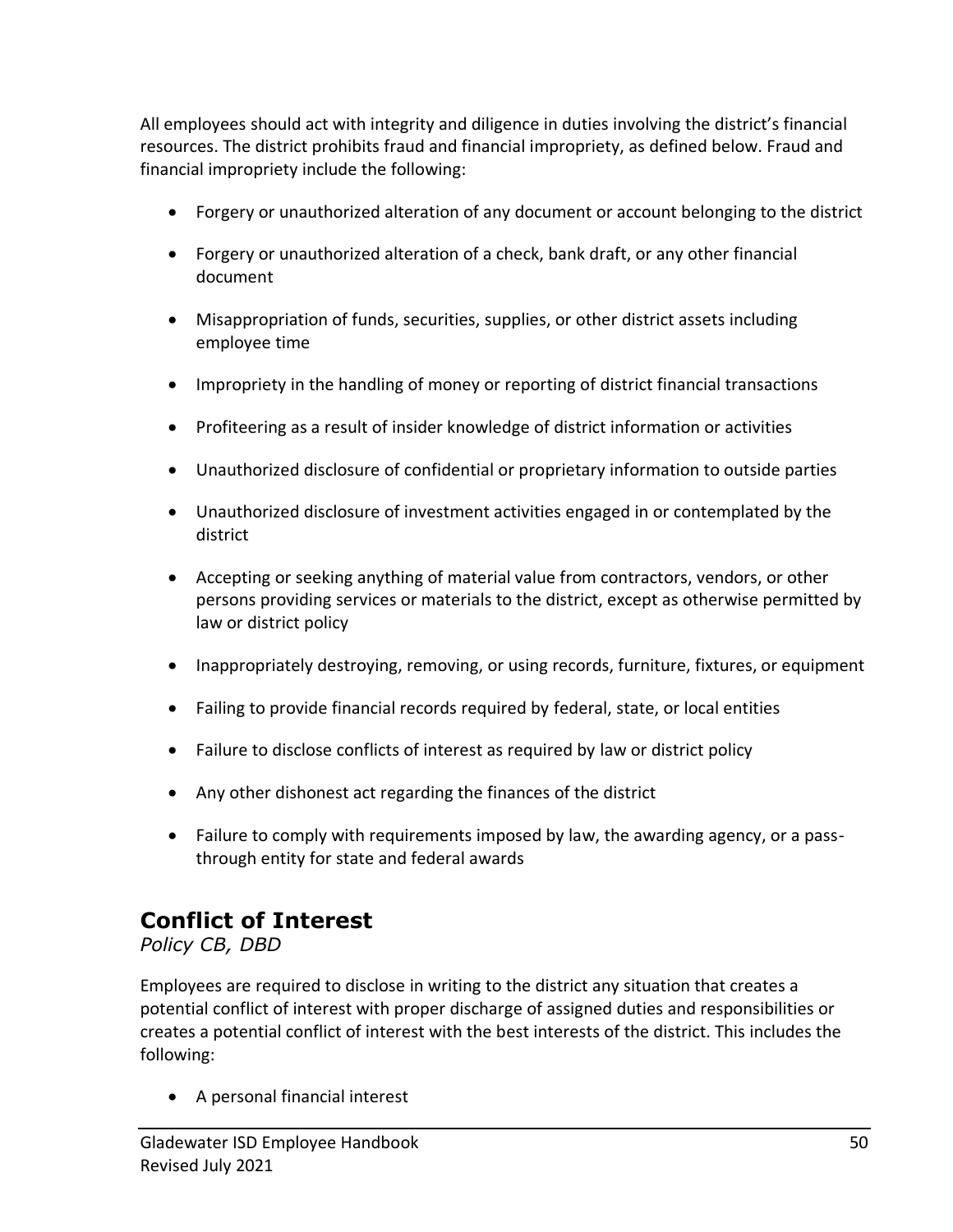All employees should act with integrity and diligence in duties involving the district's financial resources. The district prohibits fraud and financial impropriety, as defined below. Fraud and financial impropriety include the following:

- Forgery or unauthorized alteration of any document or account belonging to the district
- Forgery or unauthorized alteration of a check, bank draft, or any other financial document
- Misappropriation of funds, securities, supplies, or other district assets including employee time
- Impropriety in the handling of money or reporting of district financial transactions
- Profiteering as a result of insider knowledge of district information or activities
- Unauthorized disclosure of confidential or proprietary information to outside parties
- Unauthorized disclosure of investment activities engaged in or contemplated by the district
- Accepting or seeking anything of material value from contractors, vendors, or other persons providing services or materials to the district, except as otherwise permitted by law or district policy
- Inappropriately destroying, removing, or using records, furniture, fixtures, or equipment
- Failing to provide financial records required by federal, state, or local entities
- Failure to disclose conflicts of interest as required by law or district policy
- Any other dishonest act regarding the finances of the district
- Failure to comply with requirements imposed by law, the awarding agency, or a pass-through entity for state and federal awards

## Conflict of Interest

*Policy CB, DBD*

Employees are required to disclose in writing to the district any situation that creates a potential conflict of interest with proper discharge of assigned duties and responsibilities or creates a potential conflict of interest with the best interests of the district. This includes the following:

- A personal financial interest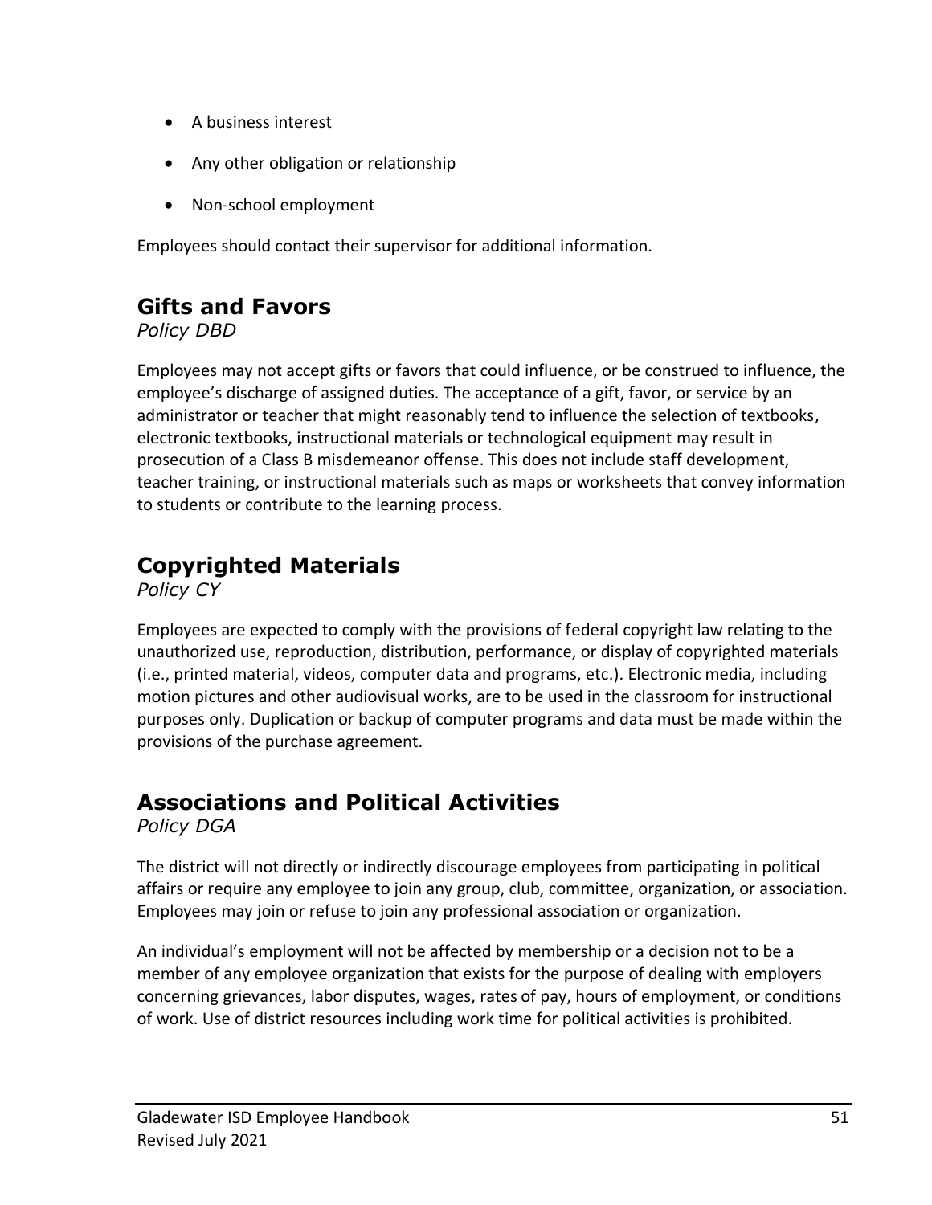- A business interest
- Any other obligation or relationship
- Non-school employment

Employees should contact their supervisor for additional information.

## Gifts and Favors

*Policy DBD*

Employees may not accept gifts or favors that could influence, or be construed to influence, the employee's discharge of assigned duties. The acceptance of a gift, favor, or service by an administrator or teacher that might reasonably tend to influence the selection of textbooks, electronic textbooks, instructional materials or technological equipment may result in prosecution of a Class B misdemeanor offense. This does not include staff development, teacher training, or instructional materials such as maps or worksheets that convey information to students or contribute to the learning process.

## Copyrighted Materials

*Policy CY*

Employees are expected to comply with the provisions of federal copyright law relating to the unauthorized use, reproduction, distribution, performance, or display of copyrighted materials (i.e., printed material, videos, computer data and programs, etc.). Electronic media, including motion pictures and other audiovisual works, are to be used in the classroom for instructional purposes only. Duplication or backup of computer programs and data must be made within the provisions of the purchase agreement.

## Associations and Political Activities

*Policy DGA*

The district will not directly or indirectly discourage employees from participating in political affairs or require any employee to join any group, club, committee, organization, or association. Employees may join or refuse to join any professional association or organization.

An individual's employment will not be affected by membership or a decision not to be a member of any employee organization that exists for the purpose of dealing with employers concerning grievances, labor disputes, wages, rates of pay, hours of employment, or conditions of work. Use of district resources including work time for political activities is prohibited.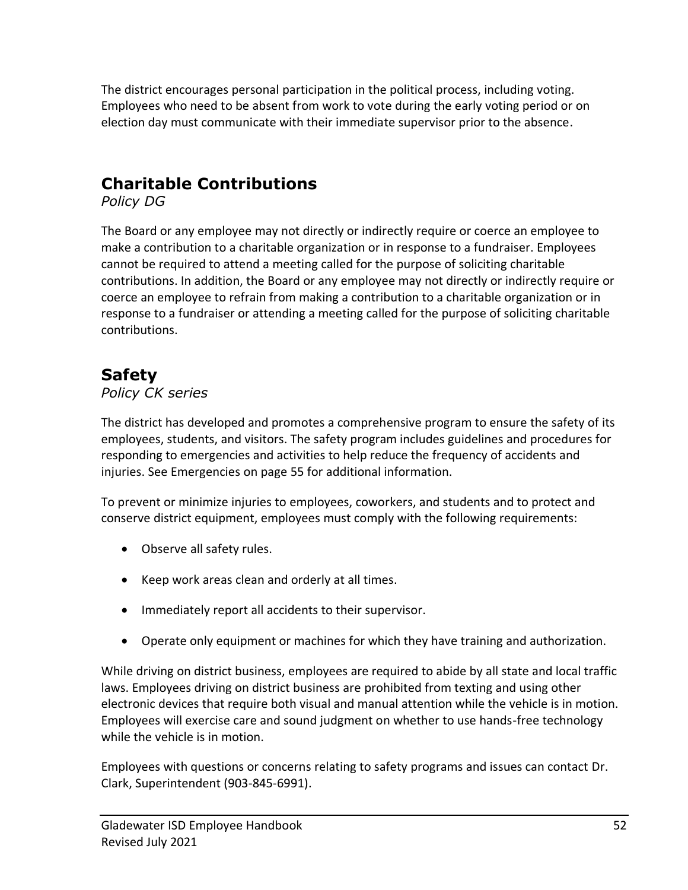The district encourages personal participation in the political process, including voting. Employees who need to be absent from work to vote during the early voting period or on election day must communicate with their immediate supervisor prior to the absence.

## Charitable Contributions

*Policy DG*

The Board or any employee may not directly or indirectly require or coerce an employee to make a contribution to a charitable organization or in response to a fundraiser. Employees cannot be required to attend a meeting called for the purpose of soliciting charitable contributions. In addition, the Board or any employee may not directly or indirectly require or coerce an employee to refrain from making a contribution to a charitable organization or in response to a fundraiser or attending a meeting called for the purpose of soliciting charitable contributions.

## Safety

*Policy CK series*

The district has developed and promotes a comprehensive program to ensure the safety of its employees, students, and visitors. The safety program includes guidelines and procedures for responding to emergencies and activities to help reduce the frequency of accidents and injuries. See Emergencies on page 55 for additional information.

To prevent or minimize injuries to employees, coworkers, and students and to protect and conserve district equipment, employees must comply with the following requirements:

- Observe all safety rules.
- Keep work areas clean and orderly at all times.
- Immediately report all accidents to their supervisor.
- Operate only equipment or machines for which they have training and authorization.

While driving on district business, employees are required to abide by all state and local traffic laws. Employees driving on district business are prohibited from texting and using other electronic devices that require both visual and manual attention while the vehicle is in motion. Employees will exercise care and sound judgment on whether to use hands-free technology while the vehicle is in motion.

Employees with questions or concerns relating to safety programs and issues can contact Dr. Clark, Superintendent (903-845-6991).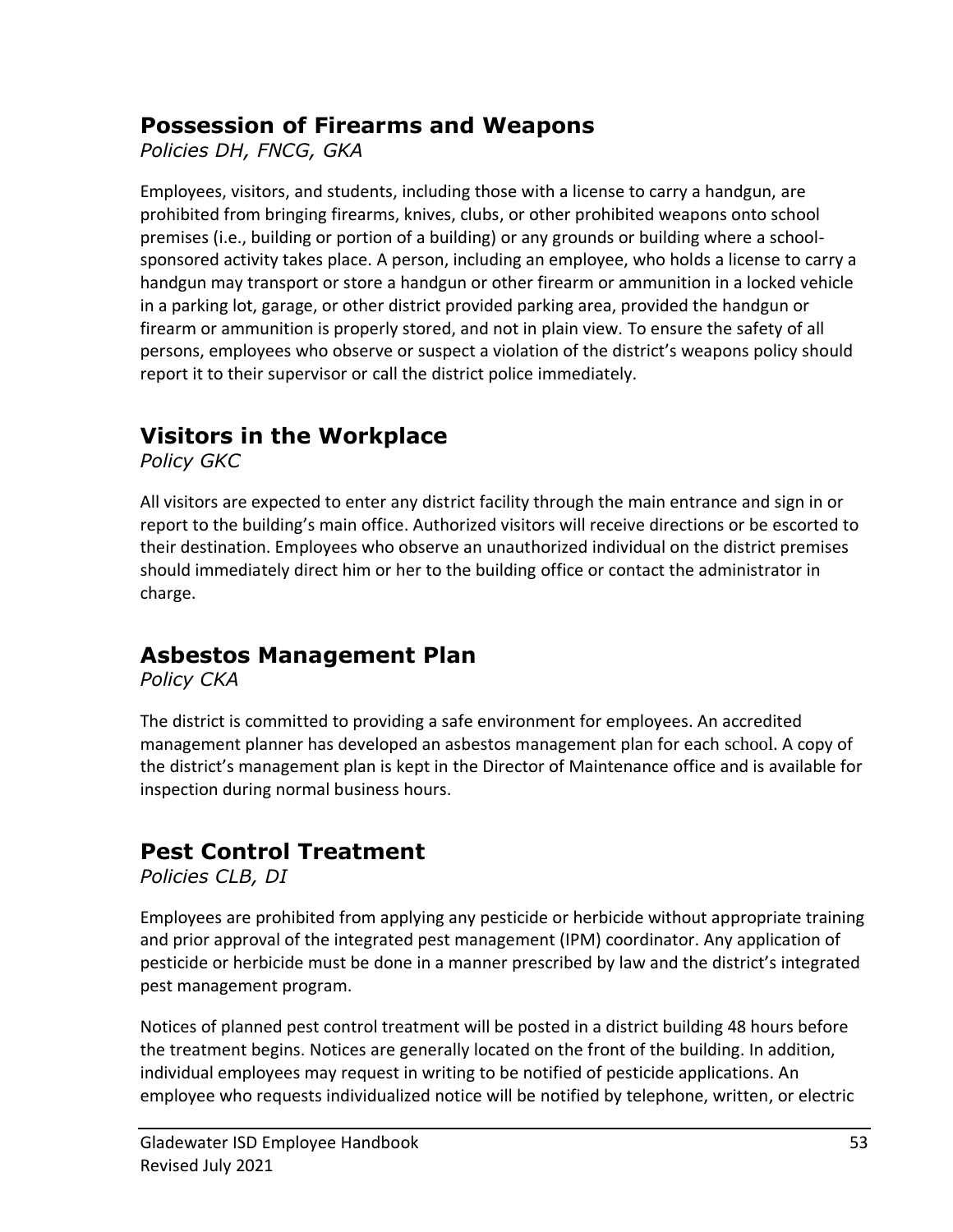## Possession of Firearms and Weapons

*Policies DH, FNCG, GKA*

Employees, visitors, and students, including those with a license to carry a handgun, are prohibited from bringing firearms, knives, clubs, or other prohibited weapons onto school premises (i.e., building or portion of a building) or any grounds or building where a school-sponsored activity takes place. A person, including an employee, who holds a license to carry a handgun may transport or store a handgun or other firearm or ammunition in a locked vehicle in a parking lot, garage, or other district provided parking area, provided the handgun or firearm or ammunition is properly stored, and not in plain view. To ensure the safety of all persons, employees who observe or suspect a violation of the district's weapons policy should report it to their supervisor or call the district police immediately.

## Visitors in the Workplace

*Policy GKC*

All visitors are expected to enter any district facility through the main entrance and sign in or report to the building's main office. Authorized visitors will receive directions or be escorted to their destination. Employees who observe an unauthorized individual on the district premises should immediately direct him or her to the building office or contact the administrator in charge.

## Asbestos Management Plan

*Policy CKA*

The district is committed to providing a safe environment for employees. An accredited management planner has developed an asbestos management plan for each school. A copy of the district's management plan is kept in the Director of Maintenance office and is available for inspection during normal business hours.

## Pest Control Treatment

*Policies CLB, DI*

Employees are prohibited from applying any pesticide or herbicide without appropriate training and prior approval of the integrated pest management (IPM) coordinator. Any application of pesticide or herbicide must be done in a manner prescribed by law and the district's integrated pest management program.

Notices of planned pest control treatment will be posted in a district building 48 hours before the treatment begins. Notices are generally located on the front of the building. In addition, individual employees may request in writing to be notified of pesticide applications. An employee who requests individualized notice will be notified by telephone, written, or electric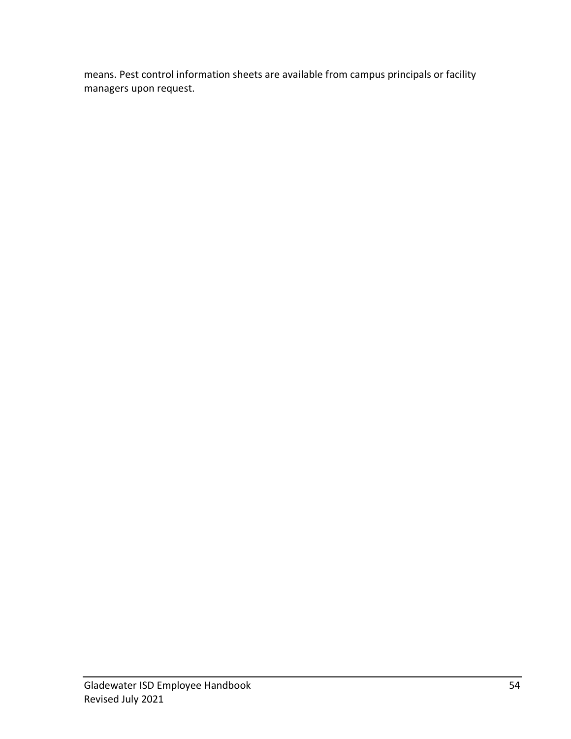means. Pest control information sheets are available from campus principals or facility managers upon request.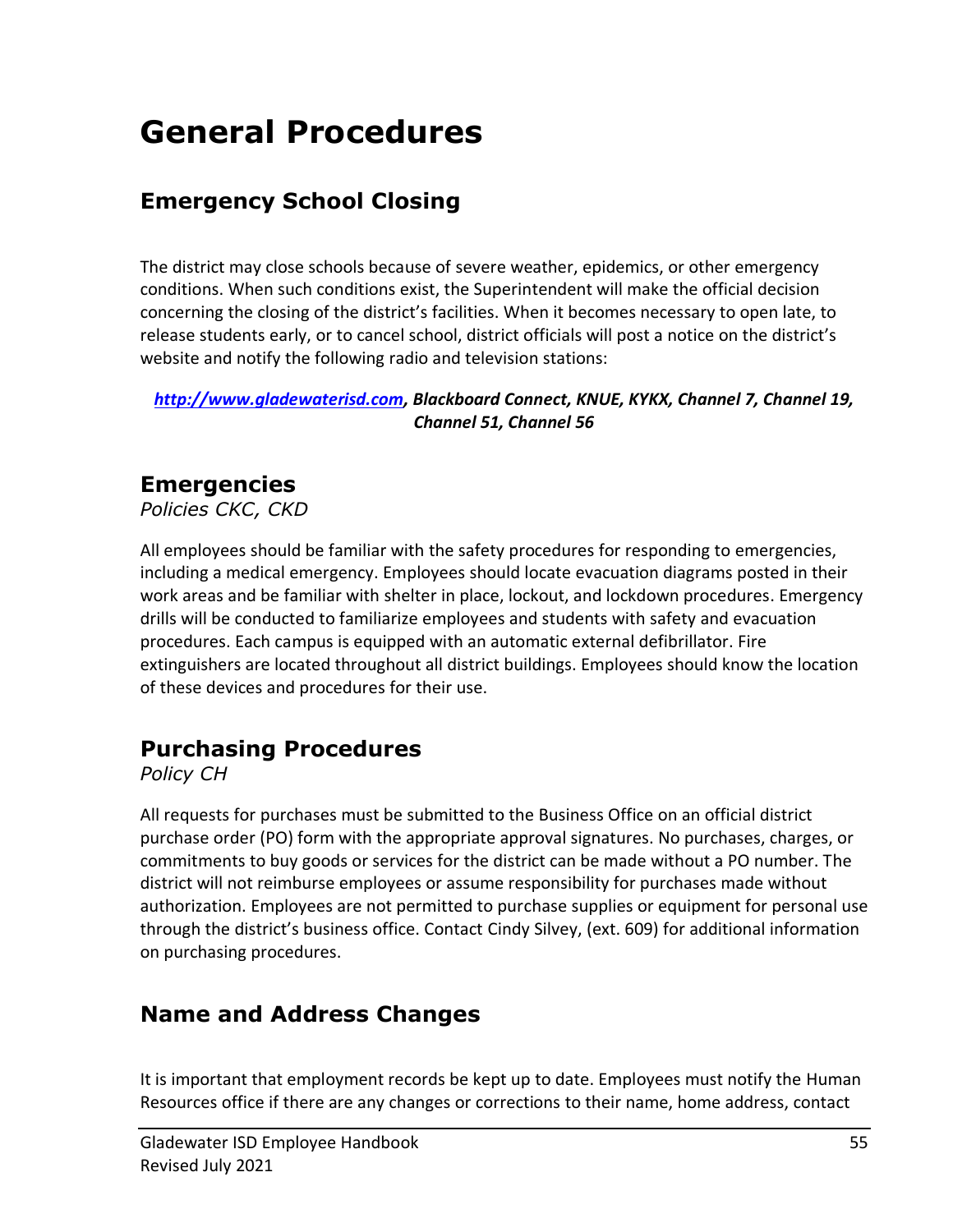# General Procedures

## Emergency School Closing

The district may close schools because of severe weather, epidemics, or other emergency conditions. When such conditions exist, the Superintendent will make the official decision concerning the closing of the district's facilities. When it becomes necessary to open late, to release students early, or to cancel school, district officials will post a notice on the district's website and notify the following radio and television stations:

***[http://www.gladewaterisd.com](http://www.gladewaterisd.com), Blackboard Connect, KNUE, KYKX, Channel 7, Channel 19, Channel 51, Channel 56***

## Emergencies

*Policies CKC, CKD*

All employees should be familiar with the safety procedures for responding to emergencies, including a medical emergency. Employees should locate evacuation diagrams posted in their work areas and be familiar with shelter in place, lockout, and lockdown procedures. Emergency drills will be conducted to familiarize employees and students with safety and evacuation procedures. Each campus is equipped with an automatic external defibrillator. Fire extinguishers are located throughout all district buildings. Employees should know the location of these devices and procedures for their use.

## Purchasing Procedures

*Policy CH*

All requests for purchases must be submitted to the Business Office on an official district purchase order (PO) form with the appropriate approval signatures. No purchases, charges, or commitments to buy goods or services for the district can be made without a PO number. The district will not reimburse employees or assume responsibility for purchases made without authorization. Employees are not permitted to purchase supplies or equipment for personal use through the district's business office. Contact Cindy Silvey, (ext. 609) for additional information on purchasing procedures.

## Name and Address Changes

It is important that employment records be kept up to date. Employees must notify the Human Resources office if there are any changes or corrections to their name, home address, contact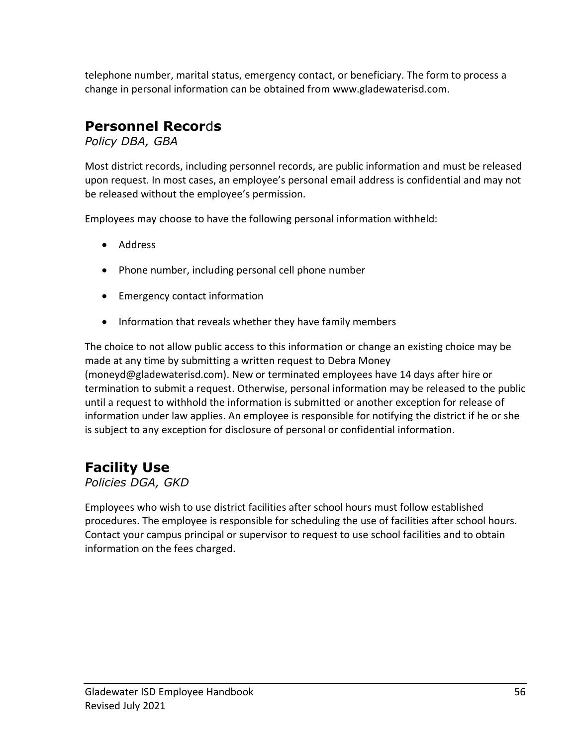telephone number, marital status, emergency contact, or beneficiary. The form to process a change in personal information can be obtained from www.gladewaterisd.com.

## Personnel Records

*Policy DBA, GBA*

Most district records, including personnel records, are public information and must be released upon request. In most cases, an employee's personal email address is confidential and may not be released without the employee's permission.

Employees may choose to have the following personal information withheld:

- Address
- Phone number, including personal cell phone number
- Emergency contact information
- Information that reveals whether they have family members

The choice to not allow public access to this information or change an existing choice may be made at any time by submitting a written request to Debra Money (moneyd@gladewaterisd.com). New or terminated employees have 14 days after hire or termination to submit a request. Otherwise, personal information may be released to the public until a request to withhold the information is submitted or another exception for release of information under law applies. An employee is responsible for notifying the district if he or she is subject to any exception for disclosure of personal or confidential information.

## Facility Use

*Policies DGA, GKD*

Employees who wish to use district facilities after school hours must follow established procedures. The employee is responsible for scheduling the use of facilities after school hours. Contact your campus principal or supervisor to request to use school facilities and to obtain information on the fees charged.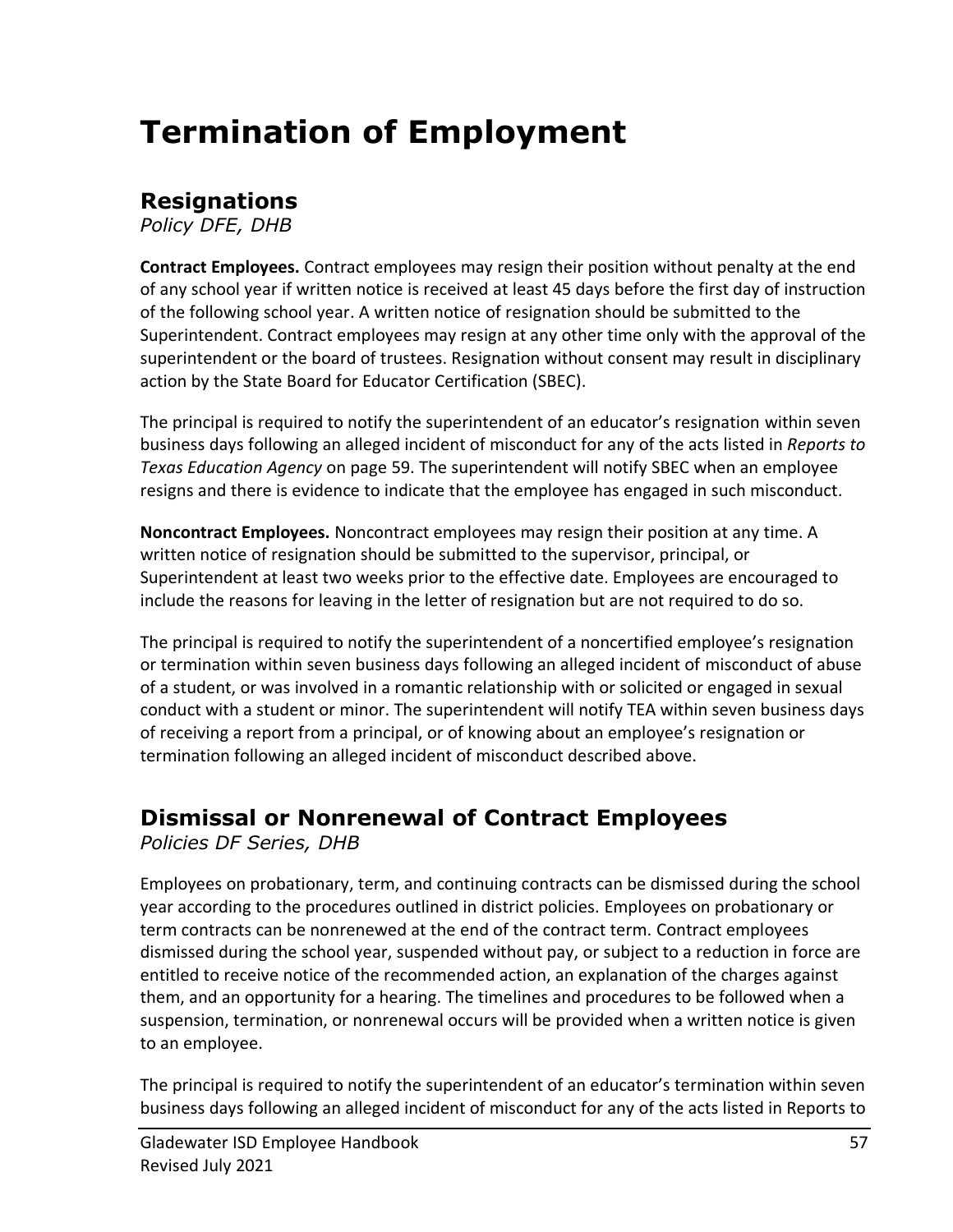# Termination of Employment

## Resignations

*Policy DFE, DHB*

**Contract Employees.** Contract employees may resign their position without penalty at the end of any school year if written notice is received at least 45 days before the first day of instruction of the following school year. A written notice of resignation should be submitted to the Superintendent. Contract employees may resign at any other time only with the approval of the superintendent or the board of trustees. Resignation without consent may result in disciplinary action by the State Board for Educator Certification (SBEC).

The principal is required to notify the superintendent of an educator's resignation within seven business days following an alleged incident of misconduct for any of the acts listed in *Reports to Texas Education Agency* on page 59. The superintendent will notify SBEC when an employee resigns and there is evidence to indicate that the employee has engaged in such misconduct.

**Noncontract Employees.** Noncontract employees may resign their position at any time. A written notice of resignation should be submitted to the supervisor, principal, or Superintendent at least two weeks prior to the effective date. Employees are encouraged to include the reasons for leaving in the letter of resignation but are not required to do so.

The principal is required to notify the superintendent of a noncertified employee's resignation or termination within seven business days following an alleged incident of misconduct of abuse of a student, or was involved in a romantic relationship with or solicited or engaged in sexual conduct with a student or minor. The superintendent will notify TEA within seven business days of receiving a report from a principal, or of knowing about an employee's resignation or termination following an alleged incident of misconduct described above.

## Dismissal or Nonrenewal of Contract Employees

*Policies DF Series, DHB*

Employees on probationary, term, and continuing contracts can be dismissed during the school year according to the procedures outlined in district policies. Employees on probationary or term contracts can be nonrenewed at the end of the contract term. Contract employees dismissed during the school year, suspended without pay, or subject to a reduction in force are entitled to receive notice of the recommended action, an explanation of the charges against them, and an opportunity for a hearing. The timelines and procedures to be followed when a suspension, termination, or nonrenewal occurs will be provided when a written notice is given to an employee.

The principal is required to notify the superintendent of an educator's termination within seven business days following an alleged incident of misconduct for any of the acts listed in Reports to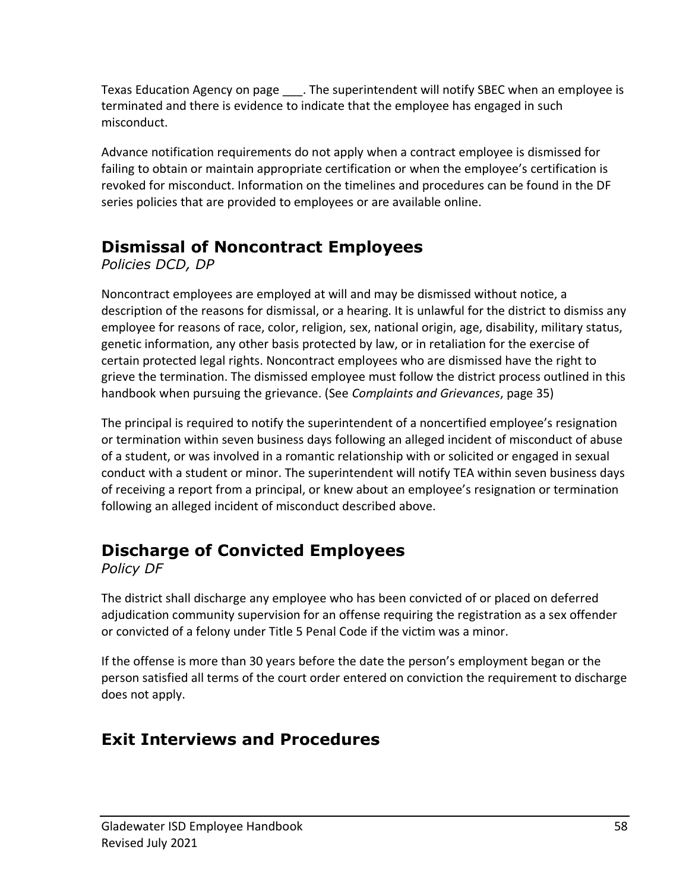Texas Education Agency on page ___. The superintendent will notify SBEC when an employee is terminated and there is evidence to indicate that the employee has engaged in such misconduct.

Advance notification requirements do not apply when a contract employee is dismissed for failing to obtain or maintain appropriate certification or when the employee's certification is revoked for misconduct. Information on the timelines and procedures can be found in the DF series policies that are provided to employees or are available online.

## Dismissal of Noncontract Employees

*Policies DCD, DP*

Noncontract employees are employed at will and may be dismissed without notice, a description of the reasons for dismissal, or a hearing. It is unlawful for the district to dismiss any employee for reasons of race, color, religion, sex, national origin, age, disability, military status, genetic information, any other basis protected by law, or in retaliation for the exercise of certain protected legal rights. Noncontract employees who are dismissed have the right to grieve the termination. The dismissed employee must follow the district process outlined in this handbook when pursuing the grievance. (See *Complaints and Grievances*, page 35)

The principal is required to notify the superintendent of a noncertified employee's resignation or termination within seven business days following an alleged incident of misconduct of abuse of a student, or was involved in a romantic relationship with or solicited or engaged in sexual conduct with a student or minor. The superintendent will notify TEA within seven business days of receiving a report from a principal, or knew about an employee's resignation or termination following an alleged incident of misconduct described above.

## Discharge of Convicted Employees

*Policy DF*

The district shall discharge any employee who has been convicted of or placed on deferred adjudication community supervision for an offense requiring the registration as a sex offender or convicted of a felony under Title 5 Penal Code if the victim was a minor.

If the offense is more than 30 years before the date the person's employment began or the person satisfied all terms of the court order entered on conviction the requirement to discharge does not apply.

## Exit Interviews and Procedures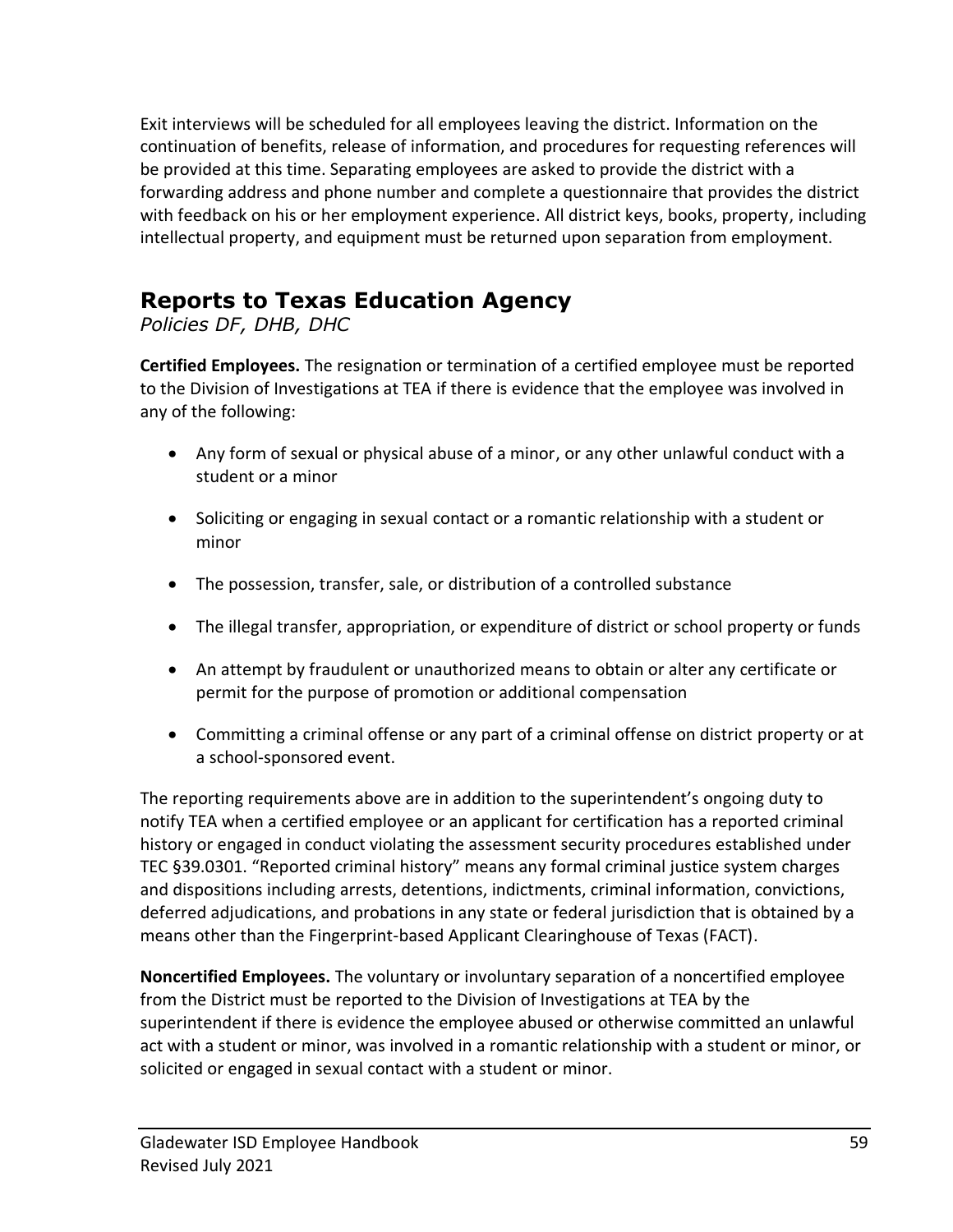Exit interviews will be scheduled for all employees leaving the district. Information on the continuation of benefits, release of information, and procedures for requesting references will be provided at this time. Separating employees are asked to provide the district with a forwarding address and phone number and complete a questionnaire that provides the district with feedback on his or her employment experience. All district keys, books, property, including intellectual property, and equipment must be returned upon separation from employment.

## Reports to Texas Education Agency

*Policies DF, DHB, DHC*

**Certified Employees.** The resignation or termination of a certified employee must be reported to the Division of Investigations at TEA if there is evidence that the employee was involved in any of the following:

- Any form of sexual or physical abuse of a minor, or any other unlawful conduct with a student or a minor
- Soliciting or engaging in sexual contact or a romantic relationship with a student or minor
- The possession, transfer, sale, or distribution of a controlled substance
- The illegal transfer, appropriation, or expenditure of district or school property or funds
- An attempt by fraudulent or unauthorized means to obtain or alter any certificate or permit for the purpose of promotion or additional compensation
- Committing a criminal offense or any part of a criminal offense on district property or at a school-sponsored event.

The reporting requirements above are in addition to the superintendent's ongoing duty to notify TEA when a certified employee or an applicant for certification has a reported criminal history or engaged in conduct violating the assessment security procedures established under TEC §39.0301. "Reported criminal history" means any formal criminal justice system charges and dispositions including arrests, detentions, indictments, criminal information, convictions, deferred adjudications, and probations in any state or federal jurisdiction that is obtained by a means other than the Fingerprint-based Applicant Clearinghouse of Texas (FACT).

**Noncertified Employees.** The voluntary or involuntary separation of a noncertified employee from the District must be reported to the Division of Investigations at TEA by the superintendent if there is evidence the employee abused or otherwise committed an unlawful act with a student or minor, was involved in a romantic relationship with a student or minor, or solicited or engaged in sexual contact with a student or minor.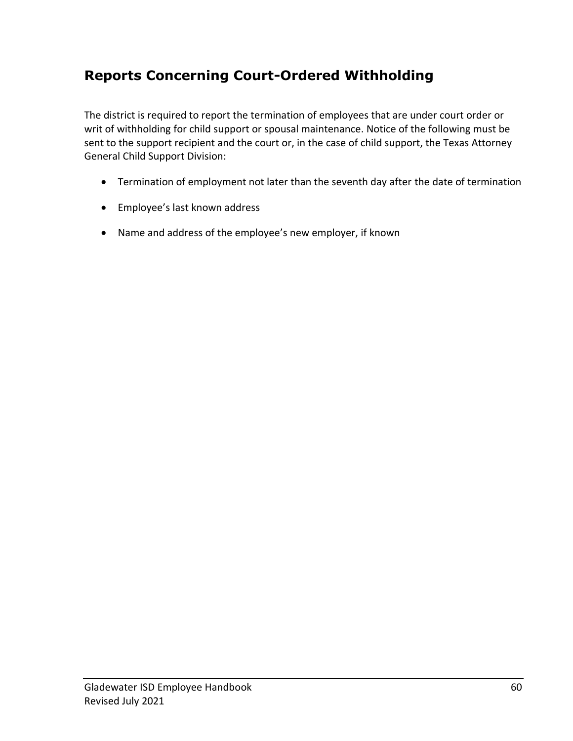## Reports Concerning Court-Ordered Withholding

The district is required to report the termination of employees that are under court order or writ of withholding for child support or spousal maintenance. Notice of the following must be sent to the support recipient and the court or, in the case of child support, the Texas Attorney General Child Support Division:

- Termination of employment not later than the seventh day after the date of termination
- Employee's last known address
- Name and address of the employee's new employer, if known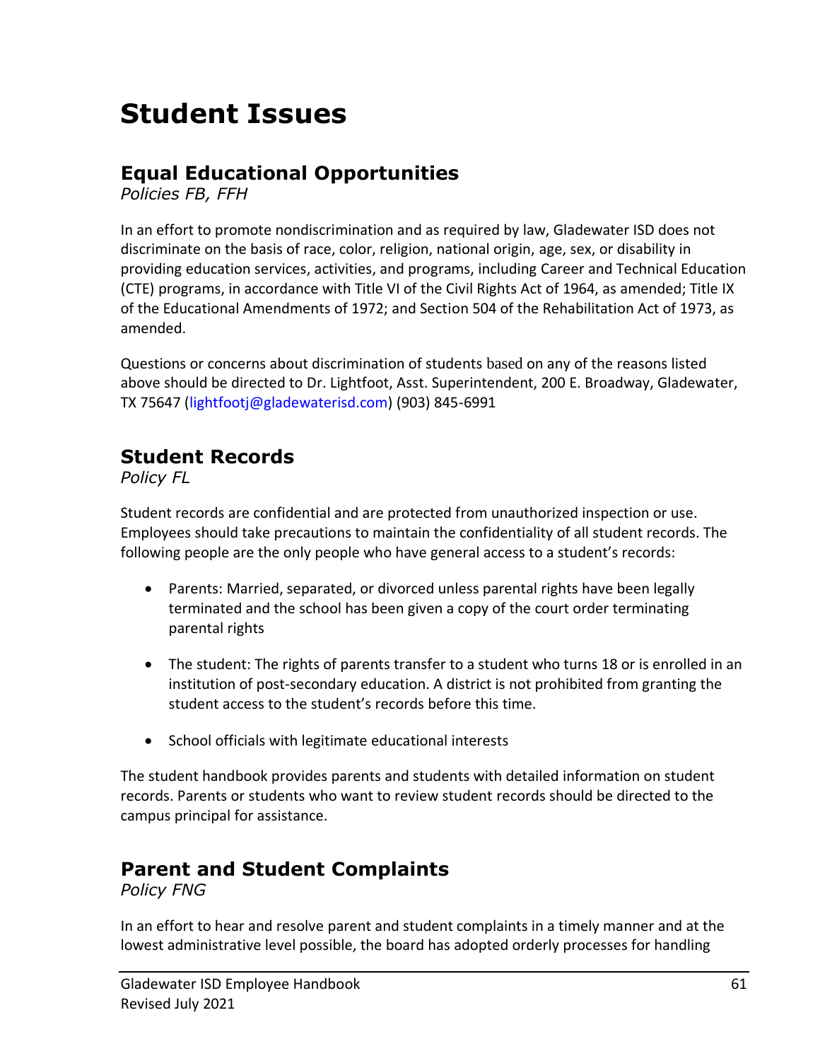# Student Issues

## Equal Educational Opportunities

*Policies FB, FFH*

In an effort to promote nondiscrimination and as required by law, Gladewater ISD does not discriminate on the basis of race, color, religion, national origin, age, sex, or disability in providing education services, activities, and programs, including Career and Technical Education (CTE) programs, in accordance with Title VI of the Civil Rights Act of 1964, as amended; Title IX of the Educational Amendments of 1972; and Section 504 of the Rehabilitation Act of 1973, as amended.

Questions or concerns about discrimination of students based on any of the reasons listed above should be directed to Dr. Lightfoot, Asst. Superintendent, 200 E. Broadway, Gladewater, TX 75647 (lightfootj@gladewaterisd.com) (903) 845-6991

## Student Records

*Policy FL*

Student records are confidential and are protected from unauthorized inspection or use. Employees should take precautions to maintain the confidentiality of all student records. The following people are the only people who have general access to a student's records:

- Parents: Married, separated, or divorced unless parental rights have been legally terminated and the school has been given a copy of the court order terminating parental rights
- The student: The rights of parents transfer to a student who turns 18 or is enrolled in an institution of post-secondary education. A district is not prohibited from granting the student access to the student's records before this time.
- School officials with legitimate educational interests

The student handbook provides parents and students with detailed information on student records. Parents or students who want to review student records should be directed to the campus principal for assistance.

## Parent and Student Complaints

*Policy FNG*

In an effort to hear and resolve parent and student complaints in a timely manner and at the lowest administrative level possible, the board has adopted orderly processes for handling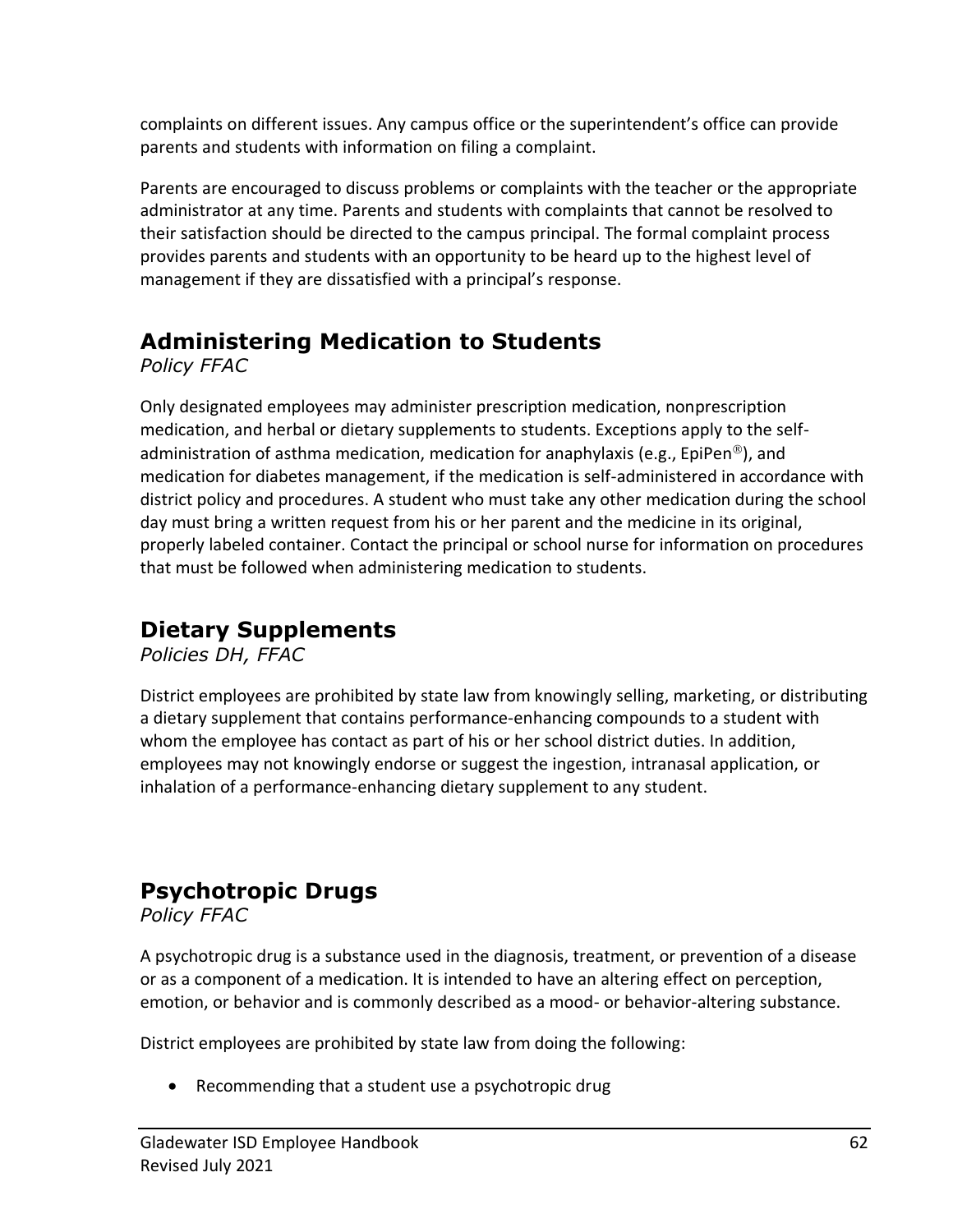complaints on different issues. Any campus office or the superintendent's office can provide parents and students with information on filing a complaint.

Parents are encouraged to discuss problems or complaints with the teacher or the appropriate administrator at any time. Parents and students with complaints that cannot be resolved to their satisfaction should be directed to the campus principal. The formal complaint process provides parents and students with an opportunity to be heard up to the highest level of management if they are dissatisfied with a principal's response.

## Administering Medication to Students

*Policy FFAC*

Only designated employees may administer prescription medication, nonprescription medication, and herbal or dietary supplements to students. Exceptions apply to the self-administration of asthma medication, medication for anaphylaxis (e.g., EpiPen®), and medication for diabetes management, if the medication is self-administered in accordance with district policy and procedures. A student who must take any other medication during the school day must bring a written request from his or her parent and the medicine in its original, properly labeled container. Contact the principal or school nurse for information on procedures that must be followed when administering medication to students.

## Dietary Supplements

*Policies DH, FFAC*

District employees are prohibited by state law from knowingly selling, marketing, or distributing a dietary supplement that contains performance-enhancing compounds to a student with whom the employee has contact as part of his or her school district duties. In addition, employees may not knowingly endorse or suggest the ingestion, intranasal application, or inhalation of a performance-enhancing dietary supplement to any student.

## Psychotropic Drugs

*Policy FFAC*

A psychotropic drug is a substance used in the diagnosis, treatment, or prevention of a disease or as a component of a medication. It is intended to have an altering effect on perception, emotion, or behavior and is commonly described as a mood- or behavior-altering substance.

District employees are prohibited by state law from doing the following:

- Recommending that a student use a psychotropic drug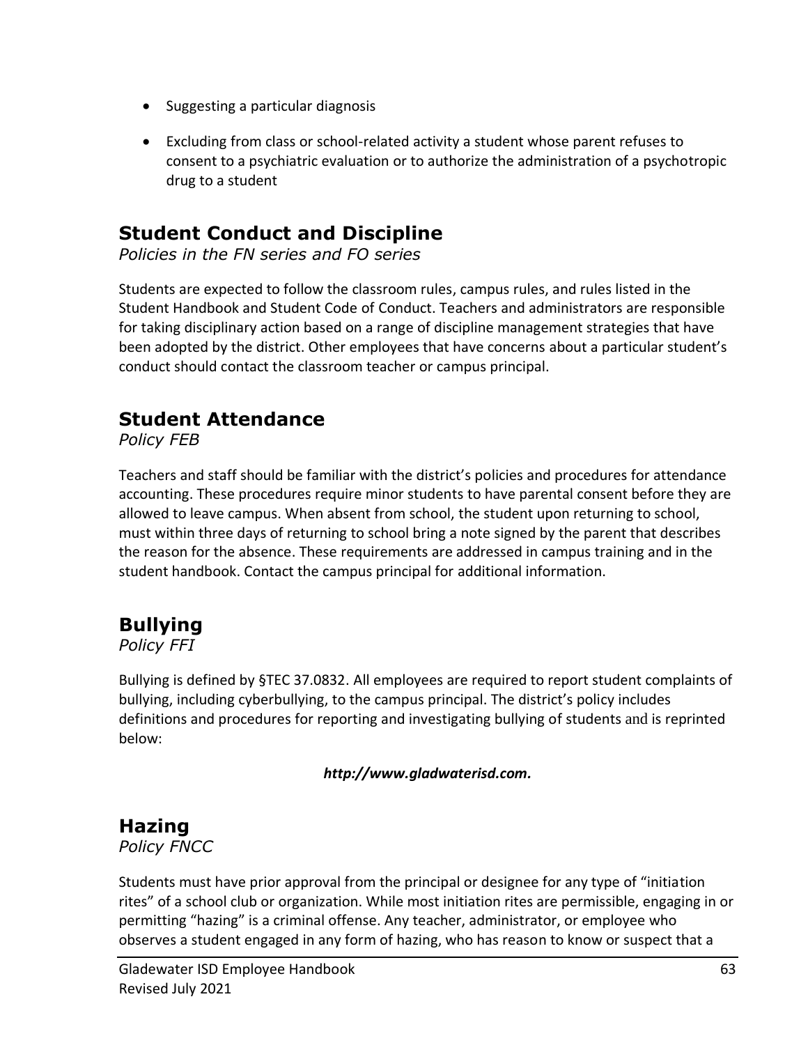- Suggesting a particular diagnosis
- Excluding from class or school-related activity a student whose parent refuses to consent to a psychiatric evaluation or to authorize the administration of a psychotropic drug to a student

## Student Conduct and Discipline

*Policies in the FN series and FO series*

Students are expected to follow the classroom rules, campus rules, and rules listed in the Student Handbook and Student Code of Conduct. Teachers and administrators are responsible for taking disciplinary action based on a range of discipline management strategies that have been adopted by the district. Other employees that have concerns about a particular student's conduct should contact the classroom teacher or campus principal.

## Student Attendance

*Policy FEB*

Teachers and staff should be familiar with the district's policies and procedures for attendance accounting. These procedures require minor students to have parental consent before they are allowed to leave campus. When absent from school, the student upon returning to school, must within three days of returning to school bring a note signed by the parent that describes the reason for the absence. These requirements are addressed in campus training and in the student handbook. Contact the campus principal for additional information.

## Bullying

*Policy FFI*

Bullying is defined by §TEC 37.0832. All employees are required to report student complaints of bullying, including cyberbullying, to the campus principal. The district's policy includes definitions and procedures for reporting and investigating bullying of students and is reprinted below:

***http://www.gladwaterisd.com.***

## Hazing

*Policy FNCC*

Students must have prior approval from the principal or designee for any type of "initiation rites" of a school club or organization. While most initiation rites are permissible, engaging in or permitting "hazing" is a criminal offense. Any teacher, administrator, or employee who observes a student engaged in any form of hazing, who has reason to know or suspect that a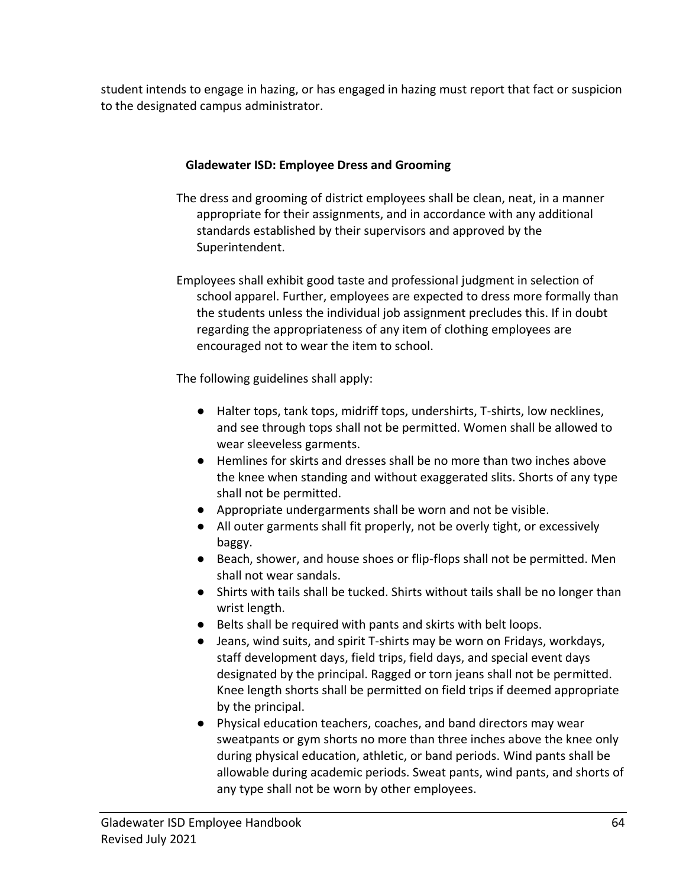student intends to engage in hazing, or has engaged in hazing must report that fact or suspicion to the designated campus administrator.

### Gladewater ISD: Employee Dress and Grooming

The dress and grooming of district employees shall be clean, neat, in a manner appropriate for their assignments, and in accordance with any additional standards established by their supervisors and approved by the Superintendent.

Employees shall exhibit good taste and professional judgment in selection of school apparel. Further, employees are expected to dress more formally than the students unless the individual job assignment precludes this. If in doubt regarding the appropriateness of any item of clothing employees are encouraged not to wear the item to school.

The following guidelines shall apply:

- Halter tops, tank tops, midriff tops, undershirts, T-shirts, low necklines, and see through tops shall not be permitted. Women shall be allowed to wear sleeveless garments.
- Hemlines for skirts and dresses shall be no more than two inches above the knee when standing and without exaggerated slits. Shorts of any type shall not be permitted.
- Appropriate undergarments shall be worn and not be visible.
- All outer garments shall fit properly, not be overly tight, or excessively baggy.
- Beach, shower, and house shoes or flip-flops shall not be permitted. Men shall not wear sandals.
- Shirts with tails shall be tucked. Shirts without tails shall be no longer than wrist length.
- Belts shall be required with pants and skirts with belt loops.
- Jeans, wind suits, and spirit T-shirts may be worn on Fridays, workdays, staff development days, field trips, field days, and special event days designated by the principal. Ragged or torn jeans shall not be permitted. Knee length shorts shall be permitted on field trips if deemed appropriate by the principal.
- Physical education teachers, coaches, and band directors may wear sweatpants or gym shorts no more than three inches above the knee only during physical education, athletic, or band periods. Wind pants shall be allowable during academic periods. Sweat pants, wind pants, and shorts of any type shall not be worn by other employees.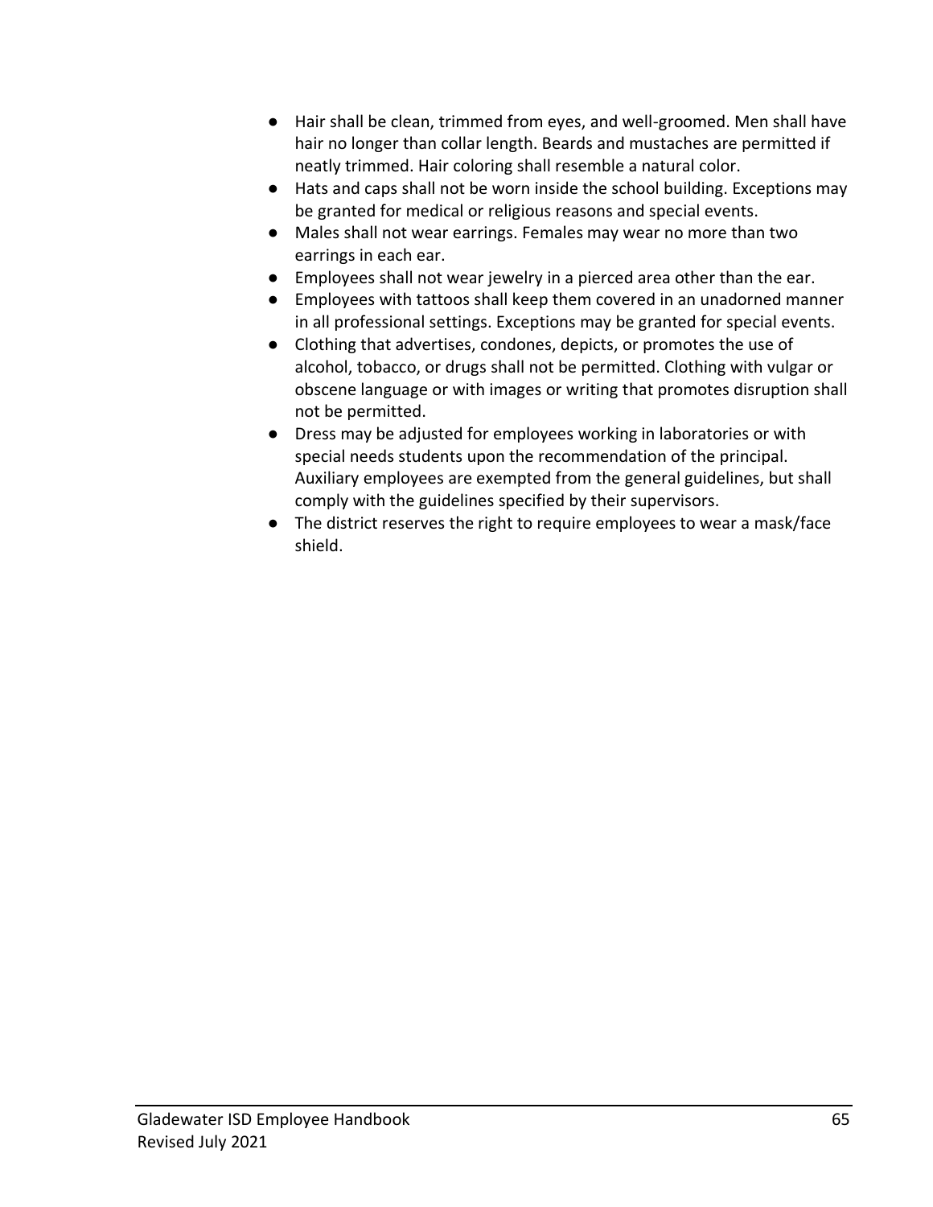- Hair shall be clean, trimmed from eyes, and well-groomed. Men shall have hair no longer than collar length. Beards and mustaches are permitted if neatly trimmed. Hair coloring shall resemble a natural color.
- Hats and caps shall not be worn inside the school building. Exceptions may be granted for medical or religious reasons and special events.
- Males shall not wear earrings. Females may wear no more than two earrings in each ear.
- Employees shall not wear jewelry in a pierced area other than the ear.
- Employees with tattoos shall keep them covered in an unadorned manner in all professional settings. Exceptions may be granted for special events.
- Clothing that advertises, condones, depicts, or promotes the use of alcohol, tobacco, or drugs shall not be permitted. Clothing with vulgar or obscene language or with images or writing that promotes disruption shall not be permitted.
- Dress may be adjusted for employees working in laboratories or with special needs students upon the recommendation of the principal. Auxiliary employees are exempted from the general guidelines, but shall comply with the guidelines specified by their supervisors.
- The district reserves the right to require employees to wear a mask/face shield.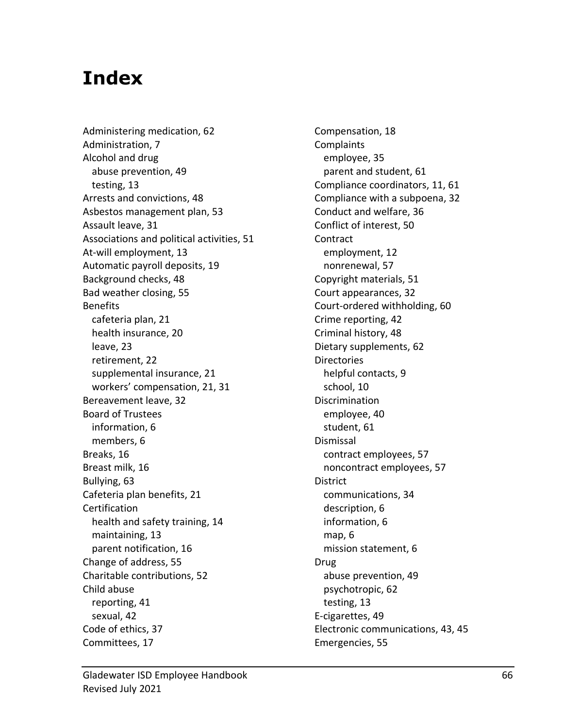# Index

Administering medication, 62
Administration, 7
Alcohol and drug
   abuse prevention, 49
   testing, 13
Arrests and convictions, 48
Asbestos management plan, 53
Assault leave, 31
Associations and political activities, 51
At-will employment, 13
Automatic payroll deposits, 19
Background checks, 48
Bad weather closing, 55
Benefits
   cafeteria plan, 21
   health insurance, 20
   leave, 23
   retirement, 22
   supplemental insurance, 21
   workers' compensation, 21, 31
Bereavement leave, 32
Board of Trustees
   information, 6
   members, 6
Breaks, 16
Breast milk, 16
Bullying, 63
Cafeteria plan benefits, 21
Certification
   health and safety training, 14
   maintaining, 13
   parent notification, 16
Change of address, 55
Charitable contributions, 52
Child abuse
   reporting, 41
   sexual, 42
Code of ethics, 37
Committees, 17
Compensation, 18
Complaints
   employee, 35
   parent and student, 61
Compliance coordinators, 11, 61
Compliance with a subpoena, 32
Conduct and welfare, 36
Conflict of interest, 50
Contract
   employment, 12
   nonrenewal, 57
Copyright materials, 51
Court appearances, 32
Court-ordered withholding, 60
Crime reporting, 42
Criminal history, 48
Dietary supplements, 62
Directories
   helpful contacts, 9
   school, 10
Discrimination
   employee, 40
   student, 61
Dismissal
   contract employees, 57
   noncontract employees, 57
District
   communications, 34
   description, 6
   information, 6
   map, 6
   mission statement, 6
Drug
   abuse prevention, 49
   psychotropic, 62
   testing, 13
E-cigarettes, 49
Electronic communications, 43, 45
Emergencies, 55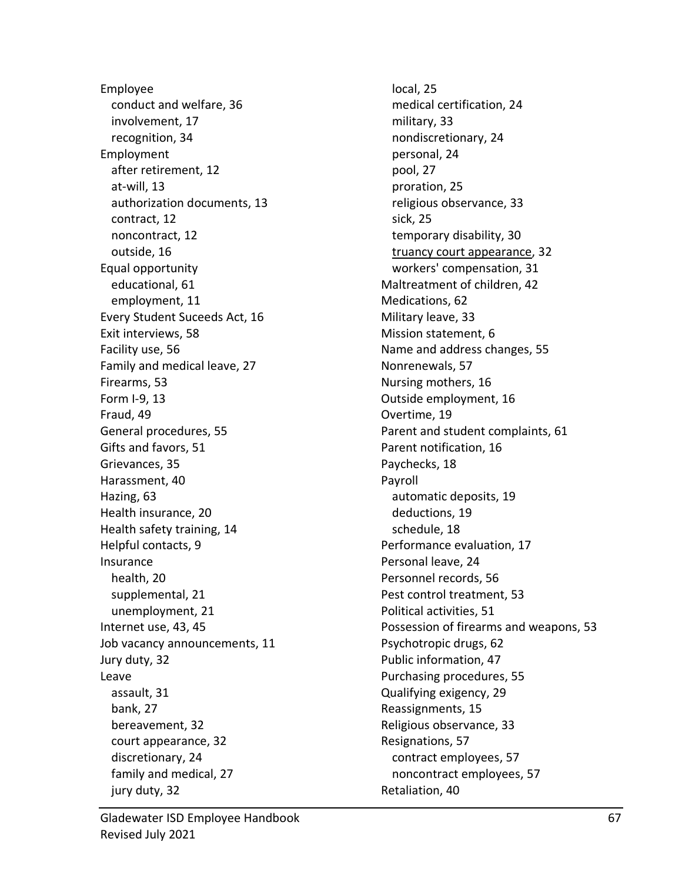Employee
  conduct and welfare, 36
  involvement, 17
  recognition, 34
Employment
  after retirement, 12
  at-will, 13
  authorization documents, 13
  contract, 12
  noncontract, 12
  outside, 16
Equal opportunity
  educational, 61
  employment, 11
Every Student Suceeds Act, 16
Exit interviews, 58
Facility use, 56
Family and medical leave, 27
Firearms, 53
Form I-9, 13
Fraud, 49
General procedures, 55
Gifts and favors, 51
Grievances, 35
Harassment, 40
Hazing, 63
Health insurance, 20
Health safety training, 14
Helpful contacts, 9
Insurance
  health, 20
  supplemental, 21
  unemployment, 21
Internet use, 43, 45
Job vacancy announcements, 11
Jury duty, 32
Leave
  assault, 31
  bank, 27
  bereavement, 32
  court appearance, 32
  discretionary, 24
  family and medical, 27
  jury duty, 32
  local, 25
  medical certification, 24
  military, 33
  nondiscretionary, 24
  personal, 24
  pool, 27
  proration, 25
  religious observance, 33
  sick, 25
  temporary disability, 30
  truancy court appearance, 32
  workers' compensation, 31
Maltreatment of children, 42
Medications, 62
Military leave, 33
Mission statement, 6
Name and address changes, 55
Nonrenewals, 57
Nursing mothers, 16
Outside employment, 16
Overtime, 19
Parent and student complaints, 61
Parent notification, 16
Paychecks, 18
Payroll
  automatic deposits, 19
  deductions, 19
  schedule, 18
Performance evaluation, 17
Personal leave, 24
Personnel records, 56
Pest control treatment, 53
Political activities, 51
Possession of firearms and weapons, 53
Psychotropic drugs, 62
Public information, 47
Purchasing procedures, 55
Qualifying exigency, 29
Reassignments, 15
Religious observance, 33
Resignations, 57
  contract employees, 57
  noncontract employees, 57
Retaliation, 40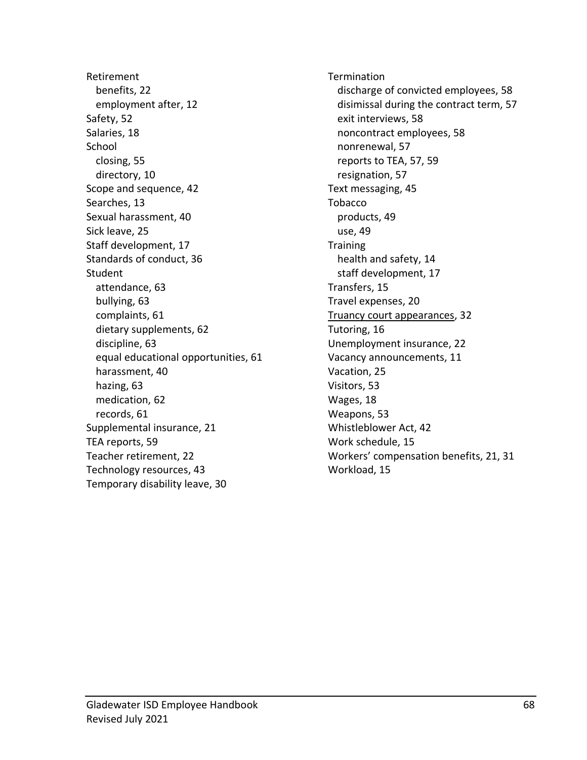Retirement
  benefits, 22
  employment after, 12
Safety, 52
Salaries, 18
School
  closing, 55
  directory, 10
Scope and sequence, 42
Searches, 13
Sexual harassment, 40
Sick leave, 25
Staff development, 17
Standards of conduct, 36
Student
  attendance, 63
  bullying, 63
  complaints, 61
  dietary supplements, 62
  discipline, 63
  equal educational opportunities, 61
  harassment, 40
  hazing, 63
  medication, 62
  records, 61
Supplemental insurance, 21
TEA reports, 59
Teacher retirement, 22
Technology resources, 43
Temporary disability leave, 30
Termination
  discharge of convicted employees, 58
  disimissal during the contract term, 57
  exit interviews, 58
  noncontract employees, 58
  nonrenewal, 57
  reports to TEA, 57, 59
  resignation, 57
Text messaging, 45
Tobacco
  products, 49
  use, 49
Training
  health and safety, 14
  staff development, 17
Transfers, 15
Travel expenses, 20
Truancy court appearances, 32
Tutoring, 16
Unemployment insurance, 22
Vacancy announcements, 11
Vacation, 25
Visitors, 53
Wages, 18
Weapons, 53
Whistleblower Act, 42
Work schedule, 15
Workers' compensation benefits, 21, 31
Workload, 15